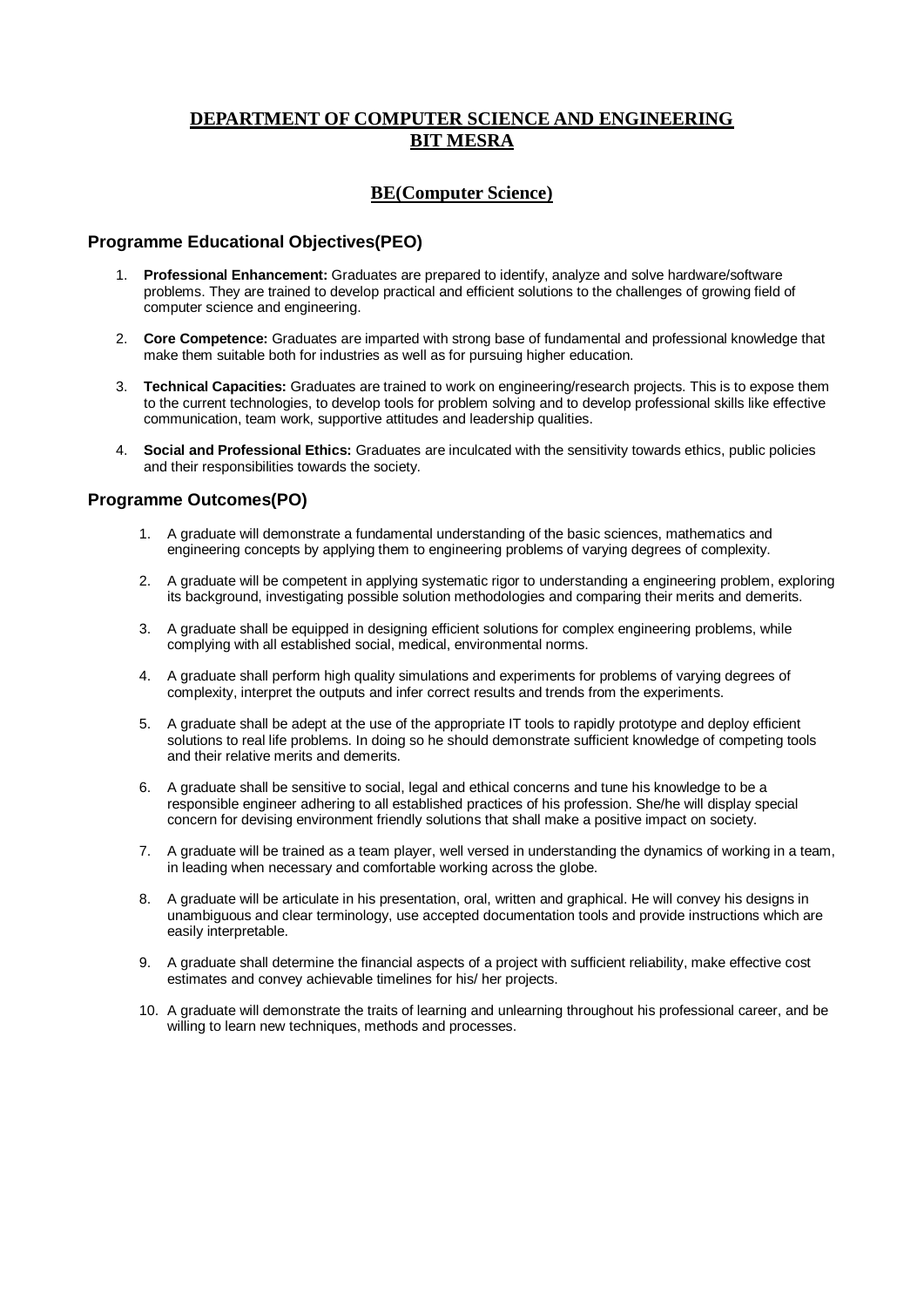# DEPARTMENT OF COMPUTER SCIENCE AND ENGINEERING
# BIT MESRA

## BE(Computer Science)

### Programme Educational Objectives(PEO)

1. **Professional Enhancement:** Graduates are prepared to identify, analyze and solve hardware/software problems. They are trained to develop practical and efficient solutions to the challenges of growing field of computer science and engineering.

2. **Core Competence:** Graduates are imparted with strong base of fundamental and professional knowledge that make them suitable both for industries as well as for pursuing higher education.

3. **Technical Capacities:** Graduates are trained to work on engineering/research projects. This is to expose them to the current technologies, to develop tools for problem solving and to develop professional skills like effective communication, team work, supportive attitudes and leadership qualities.

4. **Social and Professional Ethics:** Graduates are inculcated with the sensitivity towards ethics, public policies and their responsibilities towards the society.

### Programme Outcomes(PO)

1. A graduate will demonstrate a fundamental understanding of the basic sciences, mathematics and engineering concepts by applying them to engineering problems of varying degrees of complexity.

2. A graduate will be competent in applying systematic rigor to understanding a engineering problem, exploring its background, investigating possible solution methodologies and comparing their merits and demerits.

3. A graduate shall be equipped in designing efficient solutions for complex engineering problems, while complying with all established social, medical, environmental norms.

4. A graduate shall perform high quality simulations and experiments for problems of varying degrees of complexity, interpret the outputs and infer correct results and trends from the experiments.

5. A graduate shall be adept at the use of the appropriate IT tools to rapidly prototype and deploy efficient solutions to real life problems. In doing so he should demonstrate sufficient knowledge of competing tools and their relative merits and demerits.

6. A graduate shall be sensitive to social, legal and ethical concerns and tune his knowledge to be a responsible engineer adhering to all established practices of his profession. She/he will display special concern for devising environment friendly solutions that shall make a positive impact on society.

7. A graduate will be trained as a team player, well versed in understanding the dynamics of working in a team, in leading when necessary and comfortable working across the globe.

8. A graduate will be articulate in his presentation, oral, written and graphical. He will convey his designs in unambiguous and clear terminology, use accepted documentation tools and provide instructions which are easily interpretable.

9. A graduate shall determine the financial aspects of a project with sufficient reliability, make effective cost estimates and convey achievable timelines for his/ her projects.

10. A graduate will demonstrate the traits of learning and unlearning throughout his professional career, and be willing to learn new techniques, methods and processes.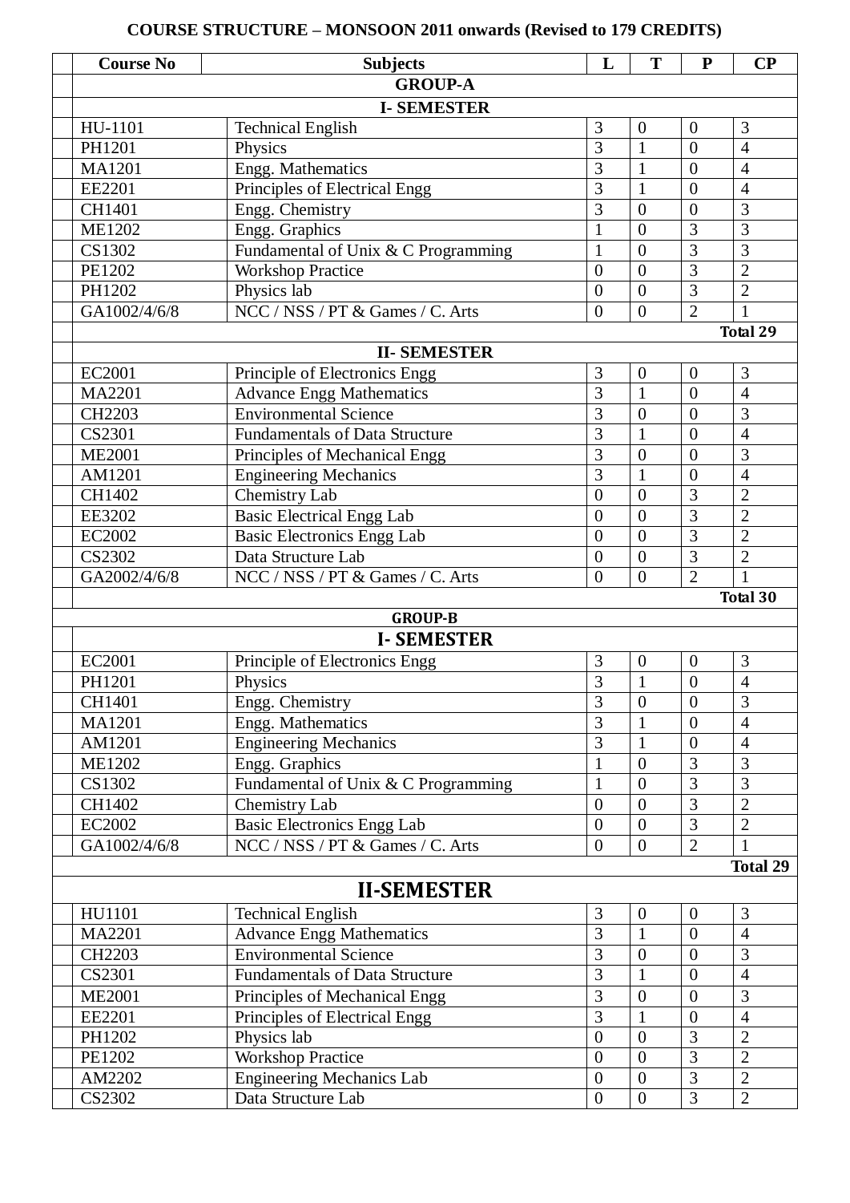# COURSE STRUCTURE – MONSOON 2011 onwards (Revised to 179 CREDITS)

| Course No | Subjects | L | T | P | CP |
|---|---|---|---|---|---|
| **GROUP-A** | | | | | |
| **I- SEMESTER** | | | | | |
| HU-1101 | Technical English | 3 | 0 | 0 | 3 |
| PH1201 | Physics | 3 | 1 | 0 | 4 |
| MA1201 | Engg. Mathematics | 3 | 1 | 0 | 4 |
| EE2201 | Principles of Electrical Engg | 3 | 1 | 0 | 4 |
| CH1401 | Engg. Chemistry | 3 | 0 | 0 | 3 |
| ME1202 | Engg. Graphics | 1 | 0 | 3 | 3 |
| CS1302 | Fundamental of Unix & C Programming | 1 | 0 | 3 | 3 |
| PE1202 | Workshop Practice | 0 | 0 | 3 | 2 |
| PH1202 | Physics lab | 0 | 0 | 3 | 2 |
| GA1002/4/6/8 | NCC / NSS / PT & Games / C. Arts | 0 | 0 | 2 | 1 |
| | | | | | **Total 29** |
| **II- SEMESTER** | | | | | |
| EC2001 | Principle of Electronics Engg | 3 | 0 | 0 | 3 |
| MA2201 | Advance Engg Mathematics | 3 | 1 | 0 | 4 |
| CH2203 | Environmental Science | 3 | 0 | 0 | 3 |
| CS2301 | Fundamentals of Data Structure | 3 | 1 | 0 | 4 |
| ME2001 | Principles of Mechanical Engg | 3 | 0 | 0 | 3 |
| AM1201 | Engineering Mechanics | 3 | 1 | 0 | 4 |
| CH1402 | Chemistry Lab | 0 | 0 | 3 | 2 |
| EE3202 | Basic Electrical Engg Lab | 0 | 0 | 3 | 2 |
| EC2002 | Basic Electronics Engg Lab | 0 | 0 | 3 | 2 |
| CS2302 | Data Structure Lab | 0 | 0 | 3 | 2 |
| GA2002/4/6/8 | NCC / NSS / PT & Games / C. Arts | 0 | 0 | 2 | 1 |
| | | | | | **Total 30** |
| **GROUP-B** | | | | | |
| **I- SEMESTER** | | | | | |
| EC2001 | Principle of Electronics Engg | 3 | 0 | 0 | 3 |
| PH1201 | Physics | 3 | 1 | 0 | 4 |
| CH1401 | Engg. Chemistry | 3 | 0 | 0 | 3 |
| MA1201 | Engg. Mathematics | 3 | 1 | 0 | 4 |
| AM1201 | Engineering Mechanics | 3 | 1 | 0 | 4 |
| ME1202 | Engg. Graphics | 1 | 0 | 3 | 3 |
| CS1302 | Fundamental of Unix & C Programming | 1 | 0 | 3 | 3 |
| CH1402 | Chemistry Lab | 0 | 0 | 3 | 2 |
| EC2002 | Basic Electronics Engg Lab | 0 | 0 | 3 | 2 |
| GA1002/4/6/8 | NCC / NSS / PT & Games / C. Arts | 0 | 0 | 2 | 1 |
| | | | | | **Total 29** |
| **II-SEMESTER** | | | | | |
| HU1101 | Technical English | 3 | 0 | 0 | 3 |
| MA2201 | Advance Engg Mathematics | 3 | 1 | 0 | 4 |
| CH2203 | Environmental Science | 3 | 0 | 0 | 3 |
| CS2301 | Fundamentals of Data Structure | 3 | 1 | 0 | 4 |
| ME2001 | Principles of Mechanical Engg | 3 | 0 | 0 | 3 |
| EE2201 | Principles of Electrical Engg | 3 | 1 | 0 | 4 |
| PH1202 | Physics lab | 0 | 0 | 3 | 2 |
| PE1202 | Workshop Practice | 0 | 0 | 3 | 2 |
| AM2202 | Engineering Mechanics Lab | 0 | 0 | 3 | 2 |
| CS2302 | Data Structure Lab | 0 | 0 | 3 | 2 |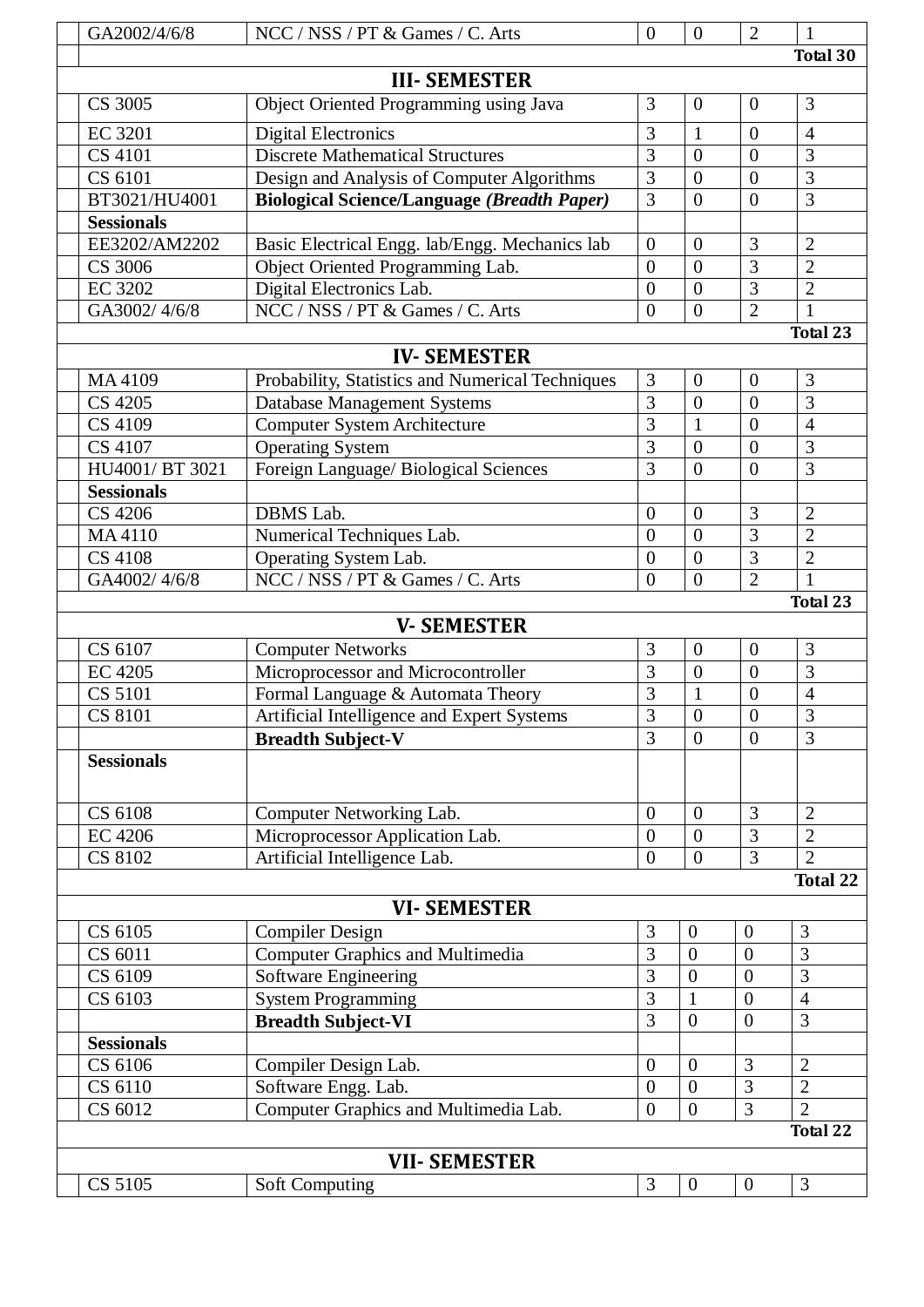| | | | | | | |
|---|---|---|---|---|---|---|
| | GA2002/4/6/8 | NCC / NSS / PT & Games / C. Arts | 0 | 0 | 2 | 1 |
| | | | | | | **Total 30** |
| **III- SEMESTER** | | | | | | |
| | CS 3005 | Object Oriented Programming using Java | 3 | 0 | 0 | 3 |
| | EC 3201 | Digital Electronics | 3 | 1 | 0 | 4 |
| | CS 4101 | Discrete Mathematical Structures | 3 | 0 | 0 | 3 |
| | CS 6101 | Design and Analysis of Computer Algorithms | 3 | 0 | 0 | 3 |
| | BT3021/HU4001 | **Biological Science/Language *(Breadth Paper)*** | 3 | 0 | 0 | 3 |
| | **Sessionals** | | | | | |
| | EE3202/AM2202 | Basic Electrical Engg. lab/Engg. Mechanics lab | 0 | 0 | 3 | 2 |
| | CS 3006 | Object Oriented Programming Lab. | 0 | 0 | 3 | 2 |
| | EC 3202 | Digital Electronics Lab. | 0 | 0 | 3 | 2 |
| | GA3002/ 4/6/8 | NCC / NSS / PT & Games / C. Arts | 0 | 0 | 2 | 1 |
| | | | | | | **Total 23** |
| **IV- SEMESTER** | | | | | | |
| | MA 4109 | Probability, Statistics and Numerical Techniques | 3 | 0 | 0 | 3 |
| | CS 4205 | Database Management Systems | 3 | 0 | 0 | 3 |
| | CS 4109 | Computer System Architecture | 3 | 1 | 0 | 4 |
| | CS 4107 | Operating System | 3 | 0 | 0 | 3 |
| | HU4001/ BT 3021 | Foreign Language/ Biological Sciences | 3 | 0 | 0 | 3 |
| | **Sessionals** | | | | | |
| | CS 4206 | DBMS Lab. | 0 | 0 | 3 | 2 |
| | MA 4110 | Numerical Techniques Lab. | 0 | 0 | 3 | 2 |
| | CS 4108 | Operating System Lab. | 0 | 0 | 3 | 2 |
| | GA4002/ 4/6/8 | NCC / NSS / PT & Games / C. Arts | 0 | 0 | 2 | 1 |
| | | | | | | **Total 23** |
| **V- SEMESTER** | | | | | | |
| | CS 6107 | Computer Networks | 3 | 0 | 0 | 3 |
| | EC 4205 | Microprocessor and Microcontroller | 3 | 0 | 0 | 3 |
| | CS 5101 | Formal Language & Automata Theory | 3 | 1 | 0 | 4 |
| | CS 8101 | Artificial Intelligence and Expert Systems | 3 | 0 | 0 | 3 |
| | | **Breadth Subject-V** | 3 | 0 | 0 | 3 |
| | **Sessionals** | | | | | |
| | CS 6108 | Computer Networking Lab. | 0 | 0 | 3 | 2 |
| | EC 4206 | Microprocessor Application Lab. | 0 | 0 | 3 | 2 |
| | CS 8102 | Artificial Intelligence Lab. | 0 | 0 | 3 | 2 |
| | | | | | | **Total 22** |
| **VI- SEMESTER** | | | | | | |
| | CS 6105 | Compiler Design | 3 | 0 | 0 | 3 |
| | CS 6011 | Computer Graphics and Multimedia | 3 | 0 | 0 | 3 |
| | CS 6109 | Software Engineering | 3 | 0 | 0 | 3 |
| | CS 6103 | System Programming | 3 | 1 | 0 | 4 |
| | | **Breadth Subject-VI** | 3 | 0 | 0 | 3 |
| | **Sessionals** | | | | | |
| | CS 6106 | Compiler Design Lab. | 0 | 0 | 3 | 2 |
| | CS 6110 | Software Engg. Lab. | 0 | 0 | 3 | 2 |
| | CS 6012 | Computer Graphics and Multimedia Lab. | 0 | 0 | 3 | 2 |
| | | | | | | **Total 22** |
| **VII- SEMESTER** | | | | | | |
| | CS 5105 | Soft Computing | 3 | 0 | 0 | 3 |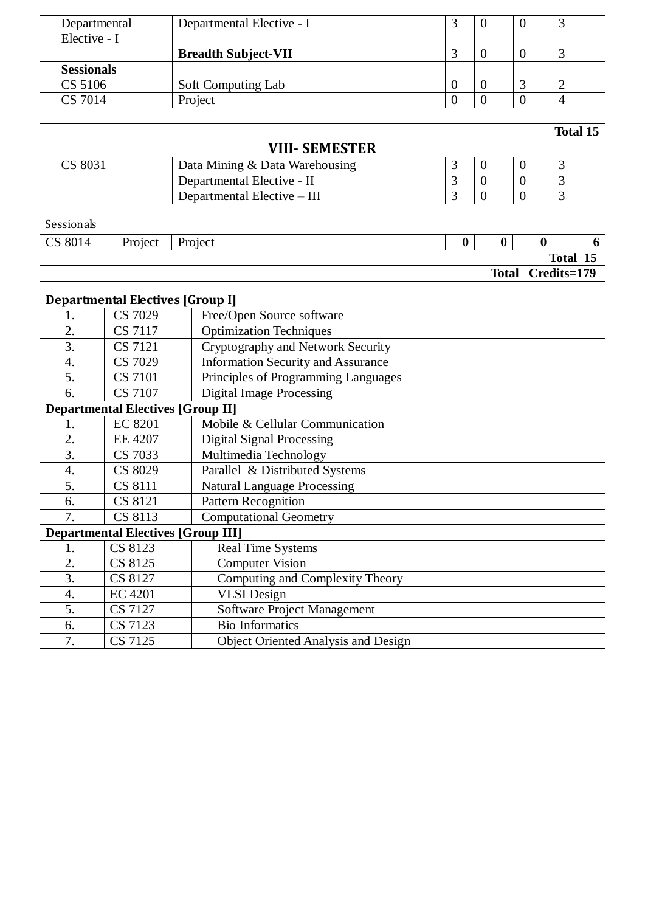| | Course Code | Subject | L | T | P | Credits |
|---|---|---|---|---|---|---|
| | Departmental Elective - I | Departmental Elective - I | 3 | 0 | 0 | 3 |
| | | **Breadth Subject-VII** | 3 | 0 | 0 | 3 |
| | **Sessionals** | | | | | |
| | CS 5106 | Soft Computing Lab | 0 | 0 | 3 | 2 |
| | CS 7014 | Project | 0 | 0 | 0 | 4 |
| | | | | | | **Total 15** |

## VIII- SEMESTER

| | Course Code | Subject | L | T | P | Credits |
|---|---|---|---|---|---|---|
| | CS 8031 | Data Mining & Data Warehousing | 3 | 0 | 0 | 3 |
| | | Departmental Elective - II | 3 | 0 | 0 | 3 |
| | | Departmental Elective – III | 3 | 0 | 0 | 3 |
| | Sessionals | | | | | |
| | CS 8014 Project | Project | **0** | **0** | **0** | **6** |
| | | | | | | **Total 15** |
| | | | | | | **Total Credits=179** |

**Departmental Electives [Group I]**

| S.No. | Code | Subject |
|---|---|---|
| 1. | CS 7029 | Free/Open Source software |
| 2. | CS 7117 | Optimization Techniques |
| 3. | CS 7121 | Cryptography and Network Security |
| 4. | CS 7029 | Information Security and Assurance |
| 5. | CS 7101 | Principles of Programming Languages |
| 6. | CS 7107 | Digital Image Processing |

**Departmental Electives [Group II]**

| S.No. | Code | Subject |
|---|---|---|
| 1. | EC 8201 | Mobile & Cellular Communication |
| 2. | EE 4207 | Digital Signal Processing |
| 3. | CS 7033 | Multimedia Technology |
| 4. | CS 8029 | Parallel & Distributed Systems |
| 5. | CS 8111 | Natural Language Processing |
| 6. | CS 8121 | Pattern Recognition |
| 7. | CS 8113 | Computational Geometry |

**Departmental Electives [Group III]**

| S.No. | Code | Subject |
|---|---|---|
| 1. | CS 8123 | Real Time Systems |
| 2. | CS 8125 | Computer Vision |
| 3. | CS 8127 | Computing and Complexity Theory |
| 4. | EC 4201 | VLSI Design |
| 5. | CS 7127 | Software Project Management |
| 6. | CS 7123 | Bio Informatics |
| 7. | CS 7125 | Object Oriented Analysis and Design |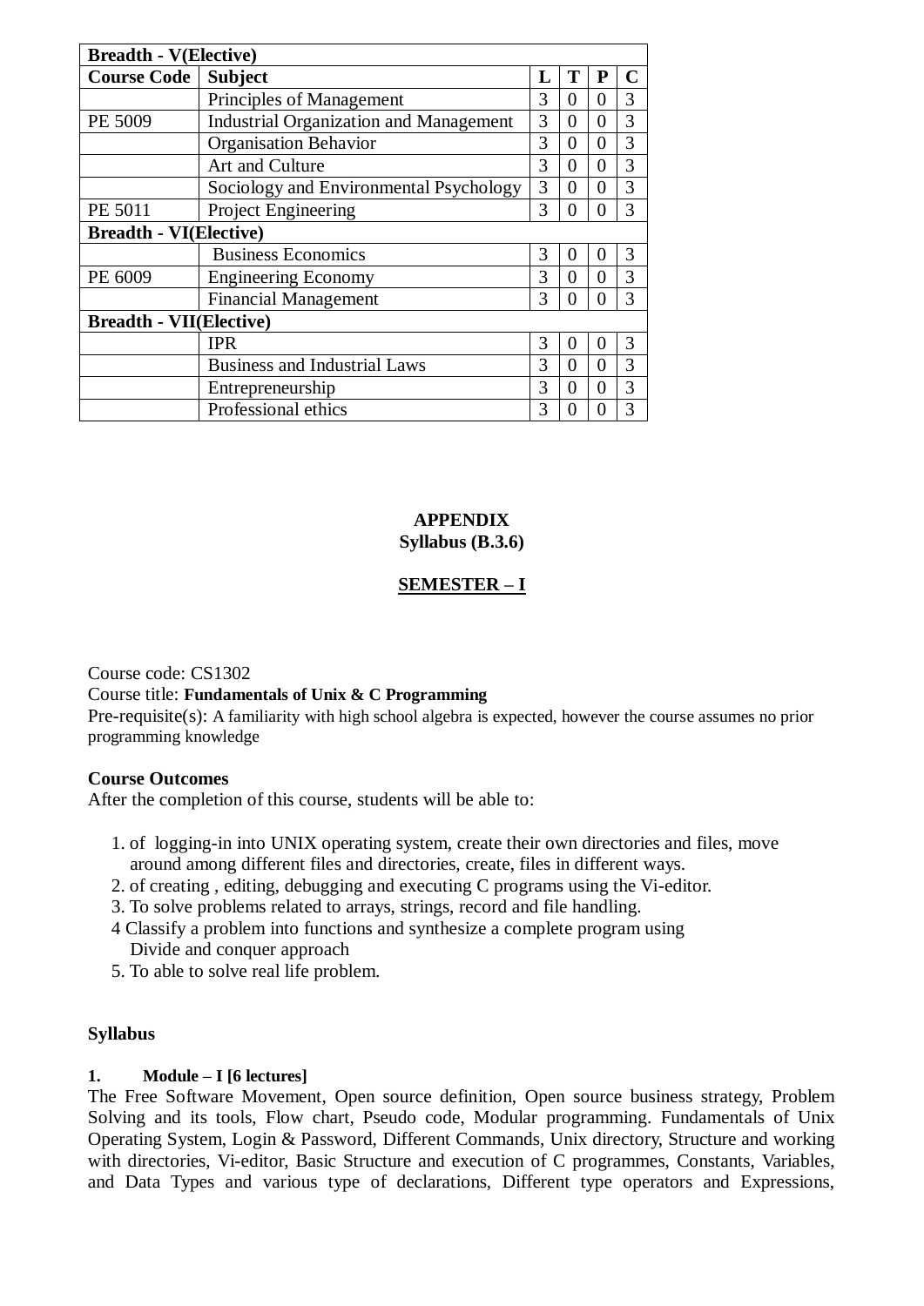| **Breadth - V(Elective)** | | | | | |
|---|---|---|---|---|---|
| **Course Code** | **Subject** | **L** | **T** | **P** | **C** |
| | Principles of Management | 3 | 0 | 0 | 3 |
| PE 5009 | Industrial Organization and Management | 3 | 0 | 0 | 3 |
| | Organisation Behavior | 3 | 0 | 0 | 3 |
| | Art and Culture | 3 | 0 | 0 | 3 |
| | Sociology and Environmental Psychology | 3 | 0 | 0 | 3 |
| PE 5011 | Project Engineering | 3 | 0 | 0 | 3 |
| **Breadth - VI(Elective)** | | | | | |
| | Business Economics | 3 | 0 | 0 | 3 |
| PE 6009 | Engineering Economy | 3 | 0 | 0 | 3 |
| | Financial Management | 3 | 0 | 0 | 3 |
| **Breadth - VII(Elective)** | | | | | |
| | IPR | 3 | 0 | 0 | 3 |
| | Business and Industrial Laws | 3 | 0 | 0 | 3 |
| | Entrepreneurship | 3 | 0 | 0 | 3 |
| | Professional ethics | 3 | 0 | 0 | 3 |

# APPENDIX
## Syllabus (B.3.6)

## SEMESTER – I

Course code: CS1302
Course title: **Fundamentals of Unix & C Programming**
Pre-requisite(s): A familiarity with high school algebra is expected, however the course assumes no prior programming knowledge

**Course Outcomes**
After the completion of this course, students will be able to:

1. of logging-in into UNIX operating system, create their own directories and files, move around among different files and directories, create, files in different ways.
2. of creating , editing, debugging and executing C programs using the Vi-editor.
3. To solve problems related to arrays, strings, record and file handling.
4. Classify a problem into functions and synthesize a complete program using Divide and conquer approach
5. To able to solve real life problem.

**Syllabus**

**1. Module – I [6 lectures]**

The Free Software Movement, Open source definition, Open source business strategy, Problem Solving and its tools, Flow chart, Pseudo code, Modular programming. Fundamentals of Unix Operating System, Login & Password, Different Commands, Unix directory, Structure and working with directories, Vi-editor, Basic Structure and execution of C programmes, Constants, Variables, and Data Types and various type of declarations, Different type operators and Expressions,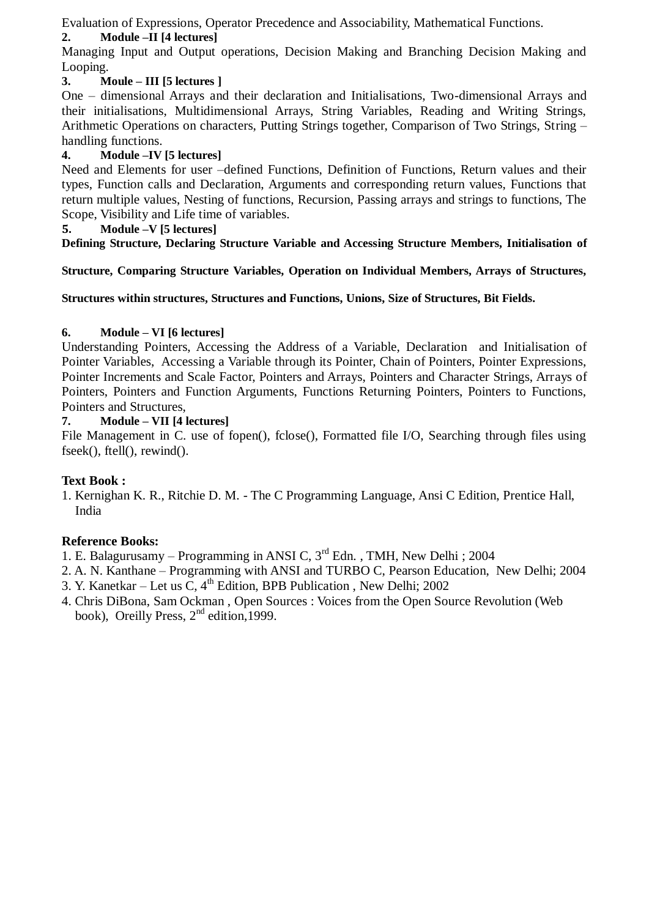Evaluation of Expressions, Operator Precedence and Associability, Mathematical Functions.

**2. Module –II [4 lectures]**

Managing Input and Output operations, Decision Making and Branching Decision Making and Looping.

**3. Moule – III [5 lectures ]**

One – dimensional Arrays and their declaration and Initialisations, Two-dimensional Arrays and their initialisations, Multidimensional Arrays, String Variables, Reading and Writing Strings, Arithmetic Operations on characters, Putting Strings together, Comparison of Two Strings, String – handling functions.

**4. Module –IV [5 lectures]**

Need and Elements for user –defined Functions, Definition of Functions, Return values and their types, Function calls and Declaration, Arguments and corresponding return values, Functions that return multiple values, Nesting of functions, Recursion, Passing arrays and strings to functions, The Scope, Visibility and Life time of variables.

**5. Module –V [5 lectures]**

**Defining Structure, Declaring Structure Variable and Accessing Structure Members, Initialisation of Structure, Comparing Structure Variables, Operation on Individual Members, Arrays of Structures, Structures within structures, Structures and Functions, Unions, Size of Structures, Bit Fields.**

**6. Module – VI [6 lectures]**

Understanding Pointers, Accessing the Address of a Variable, Declaration and Initialisation of Pointer Variables, Accessing a Variable through its Pointer, Chain of Pointers, Pointer Expressions, Pointer Increments and Scale Factor, Pointers and Arrays, Pointers and Character Strings, Arrays of Pointers, Pointers and Function Arguments, Functions Returning Pointers, Pointers to Functions, Pointers and Structures,

**7. Module – VII [4 lectures]**

File Management in C. use of fopen(), fclose(), Formatted file I/O, Searching through files using fseek(), ftell(), rewind().

**Text Book :**

1. Kernighan K. R., Ritchie D. M. - The C Programming Language, Ansi C Edition, Prentice Hall, India

**Reference Books:**

1. E. Balagurusamy – Programming in ANSI C, 3rd Edn. , TMH, New Delhi ; 2004
2. A. N. Kanthane – Programming with ANSI and TURBO C, Pearson Education, New Delhi; 2004
3. Y. Kanetkar – Let us C, 4th Edition, BPB Publication , New Delhi; 2002
4. Chris DiBona, Sam Ockman , Open Sources : Voices from the Open Source Revolution (Web book), Oreilly Press, 2nd edition,1999.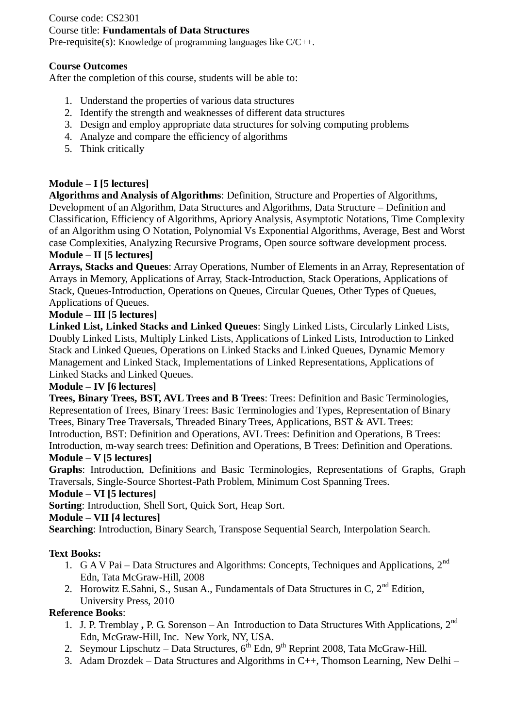Course code: CS2301

Course title: **Fundamentals of Data Structures**

Pre-requisite(s): Knowledge of programming languages like C/C++.

**Course Outcomes**

After the completion of this course, students will be able to:

1. Understand the properties of various data structures
2. Identify the strength and weaknesses of different data structures
3. Design and employ appropriate data structures for solving computing problems
4. Analyze and compare the efficiency of algorithms
5. Think critically

**Module – I [5 lectures]**

**Algorithms and Analysis of Algorithms**: Definition, Structure and Properties of Algorithms, Development of an Algorithm, Data Structures and Algorithms, Data Structure – Definition and Classification, Efficiency of Algorithms, Apriory Analysis, Asymptotic Notations, Time Complexity of an Algorithm using O Notation, Polynomial Vs Exponential Algorithms, Average, Best and Worst case Complexities, Analyzing Recursive Programs, Open source software development process.

**Module – II [5 lectures]**

**Arrays, Stacks and Queues**: Array Operations, Number of Elements in an Array, Representation of Arrays in Memory, Applications of Array, Stack-Introduction, Stack Operations, Applications of Stack, Queues-Introduction, Operations on Queues, Circular Queues, Other Types of Queues, Applications of Queues.

**Module – III [5 lectures]**

**Linked List, Linked Stacks and Linked Queues**: Singly Linked Lists, Circularly Linked Lists, Doubly Linked Lists, Multiply Linked Lists, Applications of Linked Lists, Introduction to Linked Stack and Linked Queues, Operations on Linked Stacks and Linked Queues, Dynamic Memory Management and Linked Stack, Implementations of Linked Representations, Applications of Linked Stacks and Linked Queues.

**Module – IV [6 lectures]**

**Trees, Binary Trees, BST, AVL Trees and B Trees**: Trees: Definition and Basic Terminologies, Representation of Trees, Binary Trees: Basic Terminologies and Types, Representation of Binary Trees, Binary Tree Traversals, Threaded Binary Trees, Applications, BST & AVL Trees: Introduction, BST: Definition and Operations, AVL Trees: Definition and Operations, B Trees: Introduction, m-way search trees: Definition and Operations, B Trees: Definition and Operations.

**Module – V [5 lectures]**

**Graphs**: Introduction, Definitions and Basic Terminologies, Representations of Graphs, Graph Traversals, Single-Source Shortest-Path Problem, Minimum Cost Spanning Trees.

**Module – VI [5 lectures]**

**Sorting**: Introduction, Shell Sort, Quick Sort, Heap Sort.

**Module – VII [4 lectures]**

**Searching**: Introduction, Binary Search, Transpose Sequential Search, Interpolation Search.

**Text Books:**

1. G A V Pai – Data Structures and Algorithms: Concepts, Techniques and Applications, 2nd Edn, Tata McGraw-Hill, 2008
2. Horowitz E.Sahni, S., Susan A., Fundamentals of Data Structures in C, 2nd Edition, University Press, 2010

**Reference Books**:

1. J. P. Tremblay **,** P. G. Sorenson – An Introduction to Data Structures With Applications, 2nd Edn, McGraw-Hill, Inc. New York, NY, USA.
2. Seymour Lipschutz – Data Structures, 6th Edn, 9th Reprint 2008, Tata McGraw-Hill.
3. Adam Drozdek – Data Structures and Algorithms in C++, Thomson Learning, New Delhi –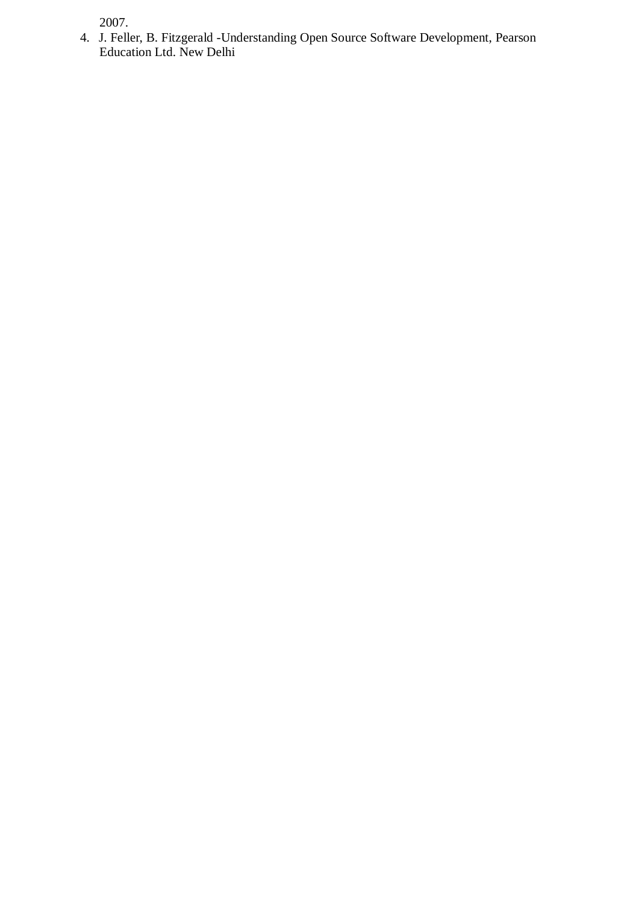2007.

4. J. Feller, B. Fitzgerald -Understanding Open Source Software Development, Pearson Education Ltd. New Delhi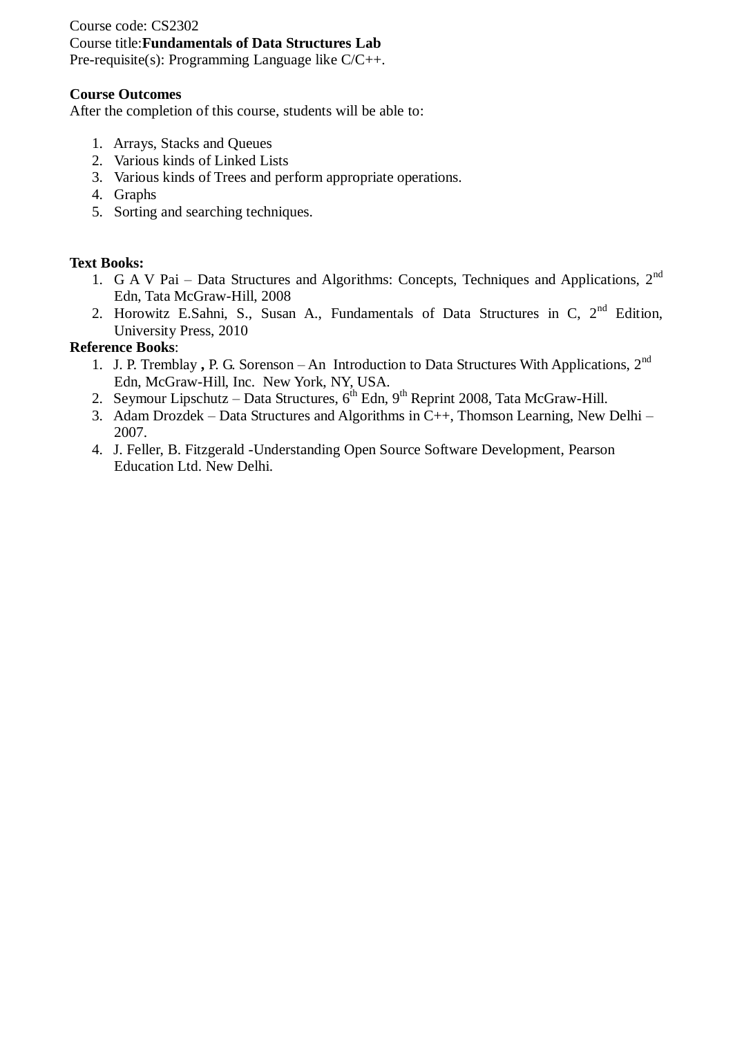Course code: CS2302

Course title:**Fundamentals of Data Structures Lab**

Pre-requisite(s): Programming Language like C/C++.

**Course Outcomes**

After the completion of this course, students will be able to:

1. Arrays, Stacks and Queues
2. Various kinds of Linked Lists
3. Various kinds of Trees and perform appropriate operations.
4. Graphs
5. Sorting and searching techniques.

**Text Books:**

1. G A V Pai – Data Structures and Algorithms: Concepts, Techniques and Applications, 2nd Edn, Tata McGraw-Hill, 2008
2. Horowitz E.Sahni, S., Susan A., Fundamentals of Data Structures in C, 2nd Edition, University Press, 2010

**Reference Books**:

1. J. P. Tremblay **,** P. G. Sorenson – An Introduction to Data Structures With Applications, 2nd Edn, McGraw-Hill, Inc. New York, NY, USA.
2. Seymour Lipschutz – Data Structures, 6th Edn, 9th Reprint 2008, Tata McGraw-Hill.
3. Adam Drozdek – Data Structures and Algorithms in C++, Thomson Learning, New Delhi – 2007.
4. J. Feller, B. Fitzgerald -Understanding Open Source Software Development, Pearson Education Ltd. New Delhi.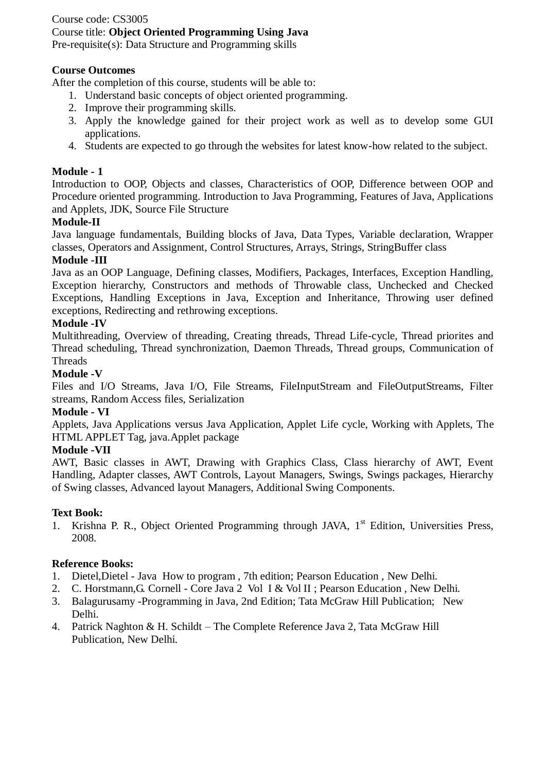Course code: CS3005

Course title: **Object Oriented Programming Using Java**

Pre-requisite(s): Data Structure and Programming skills

**Course Outcomes**

After the completion of this course, students will be able to:

1. Understand basic concepts of object oriented programming.
2. Improve their programming skills.
3. Apply the knowledge gained for their project work as well as to develop some GUI applications.
4. Students are expected to go through the websites for latest know-how related to the subject.

**Module - 1**

Introduction to OOP, Objects and classes, Characteristics of OOP, Difference between OOP and Procedure oriented programming. Introduction to Java Programming, Features of Java, Applications and Applets, JDK, Source File Structure

**Module-II**

Java language fundamentals, Building blocks of Java, Data Types, Variable declaration, Wrapper classes, Operators and Assignment, Control Structures, Arrays, Strings, StringBuffer class

**Module -III**

Java as an OOP Language, Defining classes, Modifiers, Packages, Interfaces, Exception Handling, Exception hierarchy, Constructors and methods of Throwable class, Unchecked and Checked Exceptions, Handling Exceptions in Java, Exception and Inheritance, Throwing user defined exceptions, Redirecting and rethrowing exceptions.

**Module -IV**

Multithreading, Overview of threading, Creating threads, Thread Life-cycle, Thread priorites and Thread scheduling, Thread synchronization, Daemon Threads, Thread groups, Communication of Threads

**Module -V**

Files and I/O Streams, Java I/O, File Streams, FileInputStream and FileOutputStreams, Filter streams, Random Access files, Serialization

**Module - VI**

Applets, Java Applications versus Java Application, Applet Life cycle, Working with Applets, The HTML APPLET Tag, java.Applet package

**Module -VII**

AWT, Basic classes in AWT, Drawing with Graphics Class, Class hierarchy of AWT, Event Handling, Adapter classes, AWT Controls, Layout Managers, Swings, Swings packages, Hierarchy of Swing classes, Advanced layout Managers, Additional Swing Components.

**Text Book:**

1. Krishna P. R., Object Oriented Programming through JAVA, 1st Edition, Universities Press, 2008.

**Reference Books:**

1. Dietel,Dietel - Java How to program , 7th edition; Pearson Education , New Delhi.
2. C. Horstmann,G. Cornell - Core Java 2 Vol I & Vol II ; Pearson Education , New Delhi.
3. Balagurusamy -Programming in Java, 2nd Edition; Tata McGraw Hill Publication; New Delhi.
4. Patrick Naghton & H. Schildt – The Complete Reference Java 2, Tata McGraw Hill Publication, New Delhi.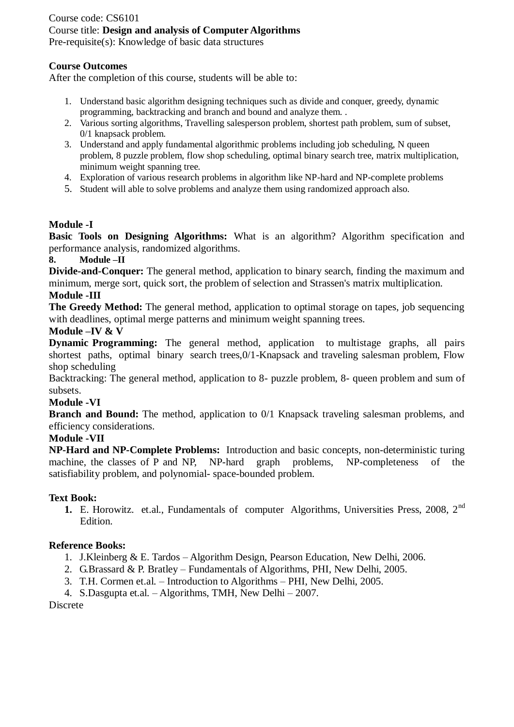Course code: CS6101

Course title: **Design and analysis of Computer Algorithms**

Pre-requisite(s): Knowledge of basic data structures

**Course Outcomes**

After the completion of this course, students will be able to:

1. Understand basic algorithm designing techniques such as divide and conquer, greedy, dynamic programming, backtracking and branch and bound and analyze them. .
2. Various sorting algorithms, Travelling salesperson problem, shortest path problem, sum of subset, 0/1 knapsack problem.
3. Understand and apply fundamental algorithmic problems including job scheduling, N queen problem, 8 puzzle problem, flow shop scheduling, optimal binary search tree, matrix multiplication, minimum weight spanning tree.
4. Exploration of various research problems in algorithm like NP-hard and NP-complete problems
5. Student will able to solve problems and analyze them using randomized approach also.

**Module -I**

**Basic Tools on Designing Algorithms:** What is an algorithm? Algorithm specification and performance analysis, randomized algorithms.

**8. Module –II**

**Divide-and-Conquer:** The general method, application to binary search, finding the maximum and minimum, merge sort, quick sort, the problem of selection and Strassen's matrix multiplication.

**Module -III**

**The Greedy Method:** The general method, application to optimal storage on tapes, job sequencing with deadlines, optimal merge patterns and minimum weight spanning trees.

**Module –IV & V**

**Dynamic Programming:** The general method, application to multistage graphs, all pairs shortest paths, optimal binary search trees,0/1-Knapsack and traveling salesman problem, Flow shop scheduling

Backtracking: The general method, application to 8- puzzle problem, 8- queen problem and sum of subsets.

**Module -VI**

**Branch and Bound:** The method, application to 0/1 Knapsack traveling salesman problems, and efficiency considerations.

**Module -VII**

**NP-Hard and NP-Complete Problems:** Introduction and basic concepts, non-deterministic turing machine, the classes of P and NP, NP-hard graph problems, NP-completeness of the satisfiability problem, and polynomial- space-bounded problem.

**Text Book:**

1. E. Horowitz. et.al., Fundamentals of computer Algorithms, Universities Press, 2008, 2nd Edition.

**Reference Books:**

1. J.Kleinberg & E. Tardos – Algorithm Design, Pearson Education, New Delhi, 2006.
2. G.Brassard & P. Bratley – Fundamentals of Algorithms, PHI, New Delhi, 2005.
3. T.H. Cormen et.al. – Introduction to Algorithms – PHI, New Delhi, 2005.
4. S.Dasgupta et.al. – Algorithms, TMH, New Delhi – 2007.

Discrete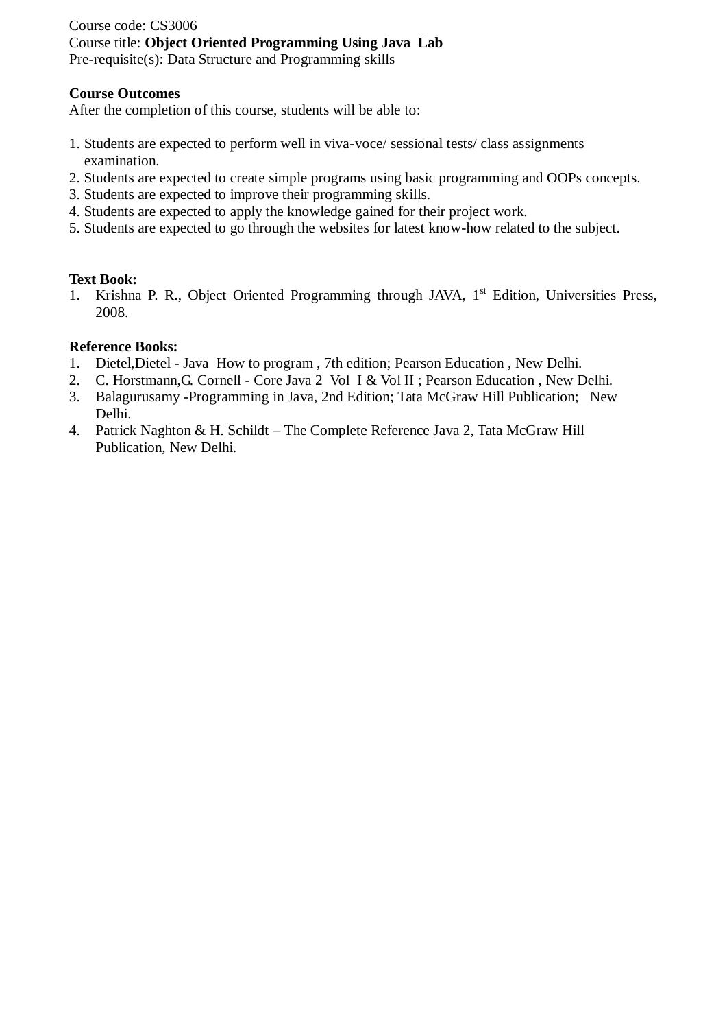Course code: CS3006
Course title: **Object Oriented Programming Using Java Lab**
Pre-requisite(s): Data Structure and Programming skills

**Course Outcomes**
After the completion of this course, students will be able to:

1. Students are expected to perform well in viva-voce/ sessional tests/ class assignments examination.
2. Students are expected to create simple programs using basic programming and OOPs concepts.
3. Students are expected to improve their programming skills.
4. Students are expected to apply the knowledge gained for their project work.
5. Students are expected to go through the websites for latest know-how related to the subject.

**Text Book:**
1. Krishna P. R., Object Oriented Programming through JAVA, 1st Edition, Universities Press, 2008.

**Reference Books:**
1. Dietel,Dietel - Java How to program , 7th edition; Pearson Education , New Delhi.
2. C. Horstmann,G. Cornell - Core Java 2 Vol I & Vol II ; Pearson Education , New Delhi.
3. Balagurusamy -Programming in Java, 2nd Edition; Tata McGraw Hill Publication; New Delhi.
4. Patrick Naghton & H. Schildt – The Complete Reference Java 2, Tata McGraw Hill Publication, New Delhi.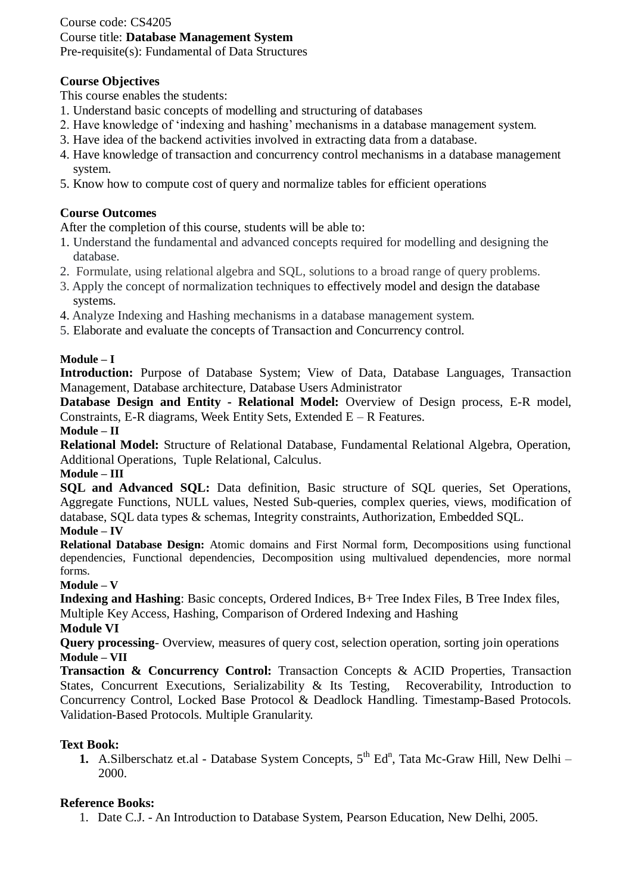Course code: CS4205
Course title: **Database Management System**
Pre-requisite(s): Fundamental of Data Structures

**Course Objectives**

This course enables the students:

1. Understand basic concepts of modelling and structuring of databases
2. Have knowledge of 'indexing and hashing' mechanisms in a database management system.
3. Have idea of the backend activities involved in extracting data from a database.
4. Have knowledge of transaction and concurrency control mechanisms in a database management system.
5. Know how to compute cost of query and normalize tables for efficient operations

**Course Outcomes**

After the completion of this course, students will be able to:

1. Understand the fundamental and advanced concepts required for modelling and designing the database.
2. Formulate, using relational algebra and SQL, solutions to a broad range of query problems.
3. Apply the concept of normalization techniques to effectively model and design the database systems.
4. Analyze Indexing and Hashing mechanisms in a database management system.
5. Elaborate and evaluate the concepts of Transaction and Concurrency control.

**Module – I**

**Introduction:** Purpose of Database System; View of Data, Database Languages, Transaction Management, Database architecture, Database Users Administrator

**Database Design and Entity - Relational Model:** Overview of Design process, E-R model, Constraints, E-R diagrams, Week Entity Sets, Extended E – R Features.

**Module – II**

**Relational Model:** Structure of Relational Database, Fundamental Relational Algebra, Operation, Additional Operations, Tuple Relational, Calculus.

**Module – III**

**SQL and Advanced SQL:** Data definition, Basic structure of SQL queries, Set Operations, Aggregate Functions, NULL values, Nested Sub-queries, complex queries, views, modification of database, SQL data types & schemas, Integrity constraints, Authorization, Embedded SQL.

**Module – IV**

**Relational Database Design:** Atomic domains and First Normal form, Decompositions using functional dependencies, Functional dependencies, Decomposition using multivalued dependencies, more normal forms.

**Module – V**

**Indexing and Hashing**: Basic concepts, Ordered Indices, B+ Tree Index Files, B Tree Index files, Multiple Key Access, Hashing, Comparison of Ordered Indexing and Hashing

**Module VI**

**Query processing**- Overview, measures of query cost, selection operation, sorting join operations

**Module – VII**

**Transaction & Concurrency Control:** Transaction Concepts & ACID Properties, Transaction States, Concurrent Executions, Serializability & Its Testing, Recoverability, Introduction to Concurrency Control, Locked Base Protocol & Deadlock Handling. Timestamp-Based Protocols. Validation-Based Protocols. Multiple Granularity.

**Text Book:**

1. A.Silberschatz et.al - Database System Concepts, 5th Edn, Tata Mc-Graw Hill, New Delhi – 2000.

**Reference Books:**

1. Date C.J. - An Introduction to Database System, Pearson Education, New Delhi, 2005.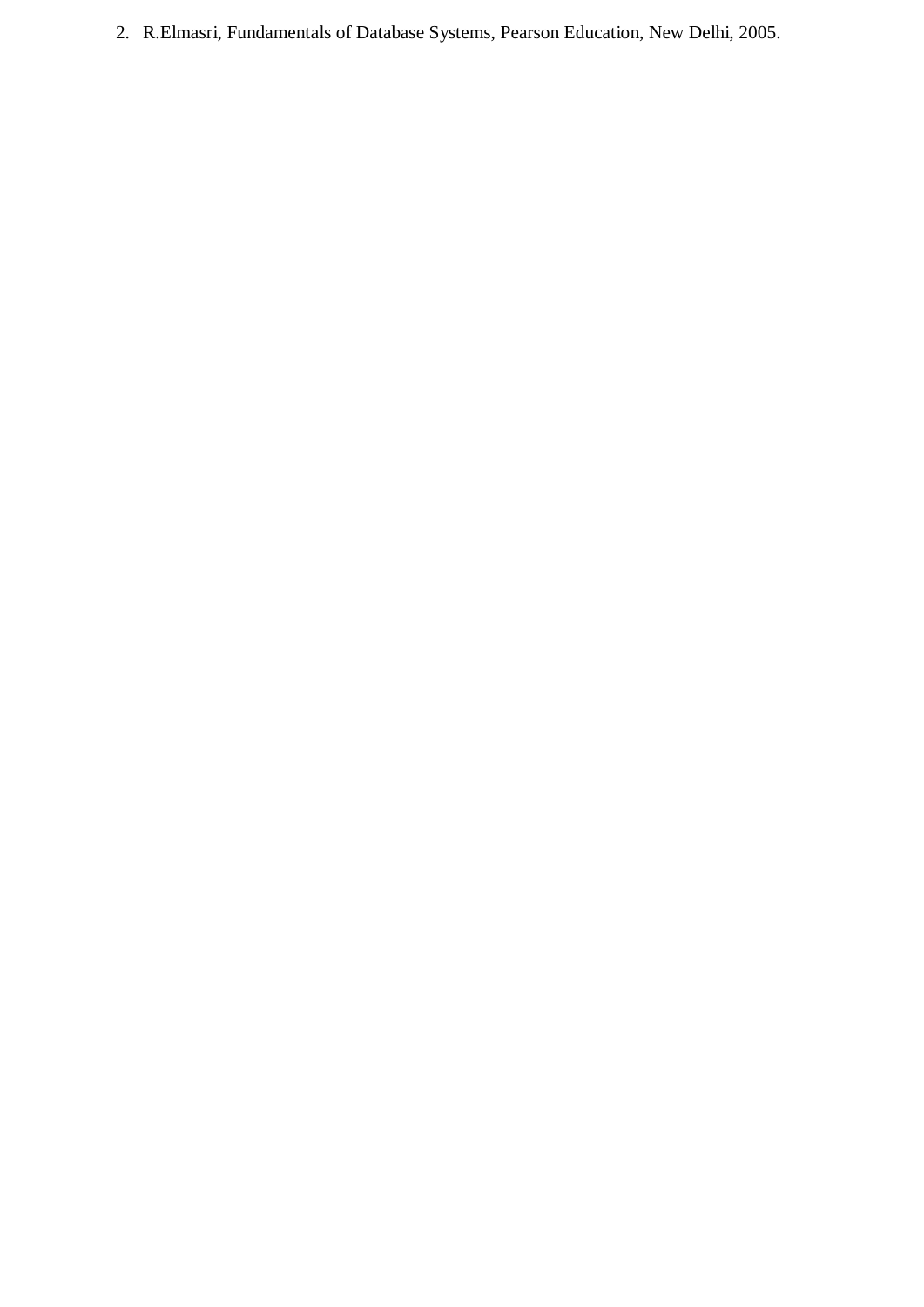2. R.Elmasri, Fundamentals of Database Systems, Pearson Education, New Delhi, 2005.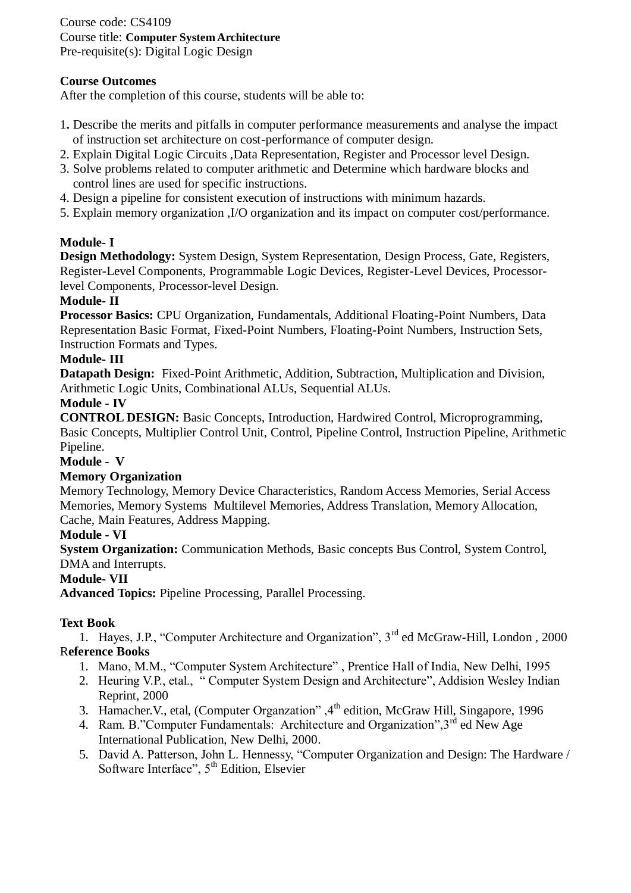Course code: CS4109

Course title: **Computer System Architecture**

Pre-requisite(s): Digital Logic Design

**Course Outcomes**

After the completion of this course, students will be able to:

1. Describe the merits and pitfalls in computer performance measurements and analyse the impact of instruction set architecture on cost-performance of computer design.
2. Explain Digital Logic Circuits ,Data Representation, Register and Processor level Design.
3. Solve problems related to computer arithmetic and Determine which hardware blocks and control lines are used for specific instructions.
4. Design a pipeline for consistent execution of instructions with minimum hazards.
5. Explain memory organization ,I/O organization and its impact on computer cost/performance.

**Module- I**

**Design Methodology:** System Design, System Representation, Design Process, Gate, Registers, Register-Level Components, Programmable Logic Devices, Register-Level Devices, Processor-level Components, Processor-level Design.

**Module- II**

**Processor Basics:** CPU Organization, Fundamentals, Additional Floating-Point Numbers, Data Representation Basic Format, Fixed-Point Numbers, Floating-Point Numbers, Instruction Sets, Instruction Formats and Types.

**Module- III**

**Datapath Design:** Fixed-Point Arithmetic, Addition, Subtraction, Multiplication and Division, Arithmetic Logic Units, Combinational ALUs, Sequential ALUs.

**Module - IV**

**CONTROL DESIGN:** Basic Concepts, Introduction, Hardwired Control, Microprogramming, Basic Concepts, Multiplier Control Unit, Control, Pipeline Control, Instruction Pipeline, Arithmetic Pipeline.

**Module - V**

**Memory Organization**

Memory Technology, Memory Device Characteristics, Random Access Memories, Serial Access Memories, Memory Systems Multilevel Memories, Address Translation, Memory Allocation, Cache, Main Features, Address Mapping.

**Module - VI**

**System Organization:** Communication Methods, Basic concepts Bus Control, System Control, DMA and Interrupts.

**Module- VII**

**Advanced Topics:** Pipeline Processing, Parallel Processing.

**Text Book**

1. Hayes, J.P., "Computer Architecture and Organization", 3rd ed McGraw-Hill, London , 2000

**Reference Books**

1. Mano, M.M., "Computer System Architecture" , Prentice Hall of India, New Delhi, 1995
2. Heuring V.P., etal., " Computer System Design and Architecture", Addision Wesley Indian Reprint, 2000
3. Hamacher.V., etal, (Computer Organzation" ,4th edition, McGraw Hill, Singapore, 1996
4. Ram. B."Computer Fundamentals: Architecture and Organization",3rd ed New Age International Publication, New Delhi, 2000.
5. David A. Patterson, John L. Hennessy, "Computer Organization and Design: The Hardware / Software Interface", 5th Edition, Elsevier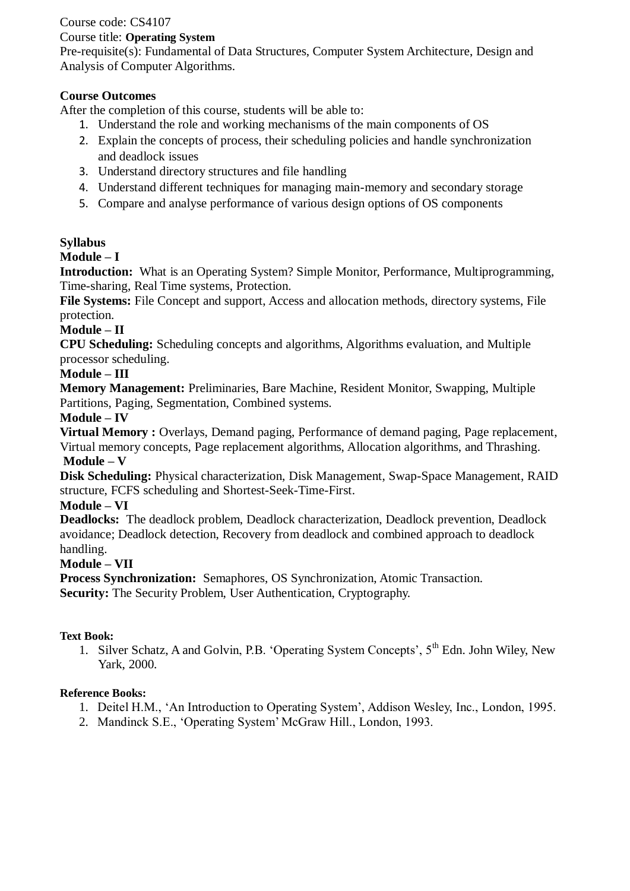Course code: CS4107

Course title: **Operating System**

Pre-requisite(s): Fundamental of Data Structures, Computer System Architecture, Design and Analysis of Computer Algorithms.

**Course Outcomes**

After the completion of this course, students will be able to:

1. Understand the role and working mechanisms of the main components of OS
2. Explain the concepts of process, their scheduling policies and handle synchronization and deadlock issues
3. Understand directory structures and file handling
4. Understand different techniques for managing main-memory and secondary storage
5. Compare and analyse performance of various design options of OS components

**Syllabus**

**Module – I**

**Introduction:** What is an Operating System? Simple Monitor, Performance, Multiprogramming, Time-sharing, Real Time systems, Protection.

**File Systems:** File Concept and support, Access and allocation methods, directory systems, File protection.

**Module – II**

**CPU Scheduling:** Scheduling concepts and algorithms, Algorithms evaluation, and Multiple processor scheduling.

**Module – III**

**Memory Management:** Preliminaries, Bare Machine, Resident Monitor, Swapping, Multiple Partitions, Paging, Segmentation, Combined systems.

**Module – IV**

**Virtual Memory :** Overlays, Demand paging, Performance of demand paging, Page replacement, Virtual memory concepts, Page replacement algorithms, Allocation algorithms, and Thrashing.

**Module – V**

**Disk Scheduling:** Physical characterization, Disk Management, Swap-Space Management, RAID structure, FCFS scheduling and Shortest-Seek-Time-First.

**Module – VI**

**Deadlocks:** The deadlock problem, Deadlock characterization, Deadlock prevention, Deadlock avoidance; Deadlock detection, Recovery from deadlock and combined approach to deadlock handling.

**Module – VII**

**Process Synchronization:** Semaphores, OS Synchronization, Atomic Transaction.

**Security:** The Security Problem, User Authentication, Cryptography.

**Text Book:**

1. Silver Schatz, A and Golvin, P.B. 'Operating System Concepts', 5th Edn. John Wiley, New Yark, 2000.

**Reference Books:**

1. Deitel H.M., 'An Introduction to Operating System', Addison Wesley, Inc., London, 1995.
2. Mandinck S.E., 'Operating System' McGraw Hill., London, 1993.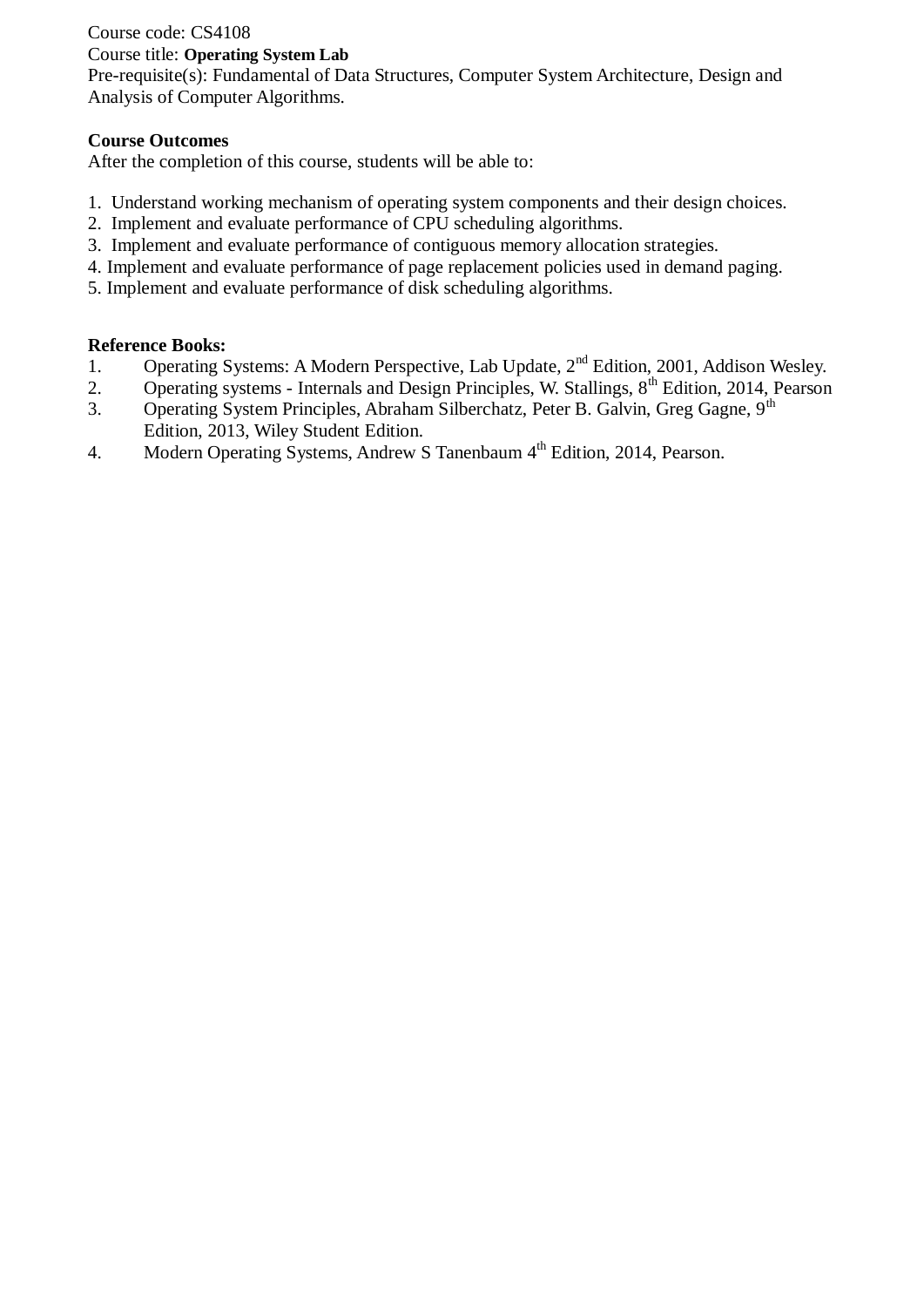Course code: CS4108

Course title: **Operating System Lab**

Pre-requisite(s): Fundamental of Data Structures, Computer System Architecture, Design and Analysis of Computer Algorithms.

**Course Outcomes**

After the completion of this course, students will be able to:

1. Understand working mechanism of operating system components and their design choices.
2. Implement and evaluate performance of CPU scheduling algorithms.
3. Implement and evaluate performance of contiguous memory allocation strategies.
4. Implement and evaluate performance of page replacement policies used in demand paging.
5. Implement and evaluate performance of disk scheduling algorithms.

**Reference Books:**

1. Operating Systems: A Modern Perspective, Lab Update, 2nd Edition, 2001, Addison Wesley.
2. Operating systems - Internals and Design Principles, W. Stallings, 8th Edition, 2014, Pearson
3. Operating System Principles, Abraham Silberchatz, Peter B. Galvin, Greg Gagne, 9th Edition, 2013, Wiley Student Edition.
4. Modern Operating Systems, Andrew S Tanenbaum 4th Edition, 2014, Pearson.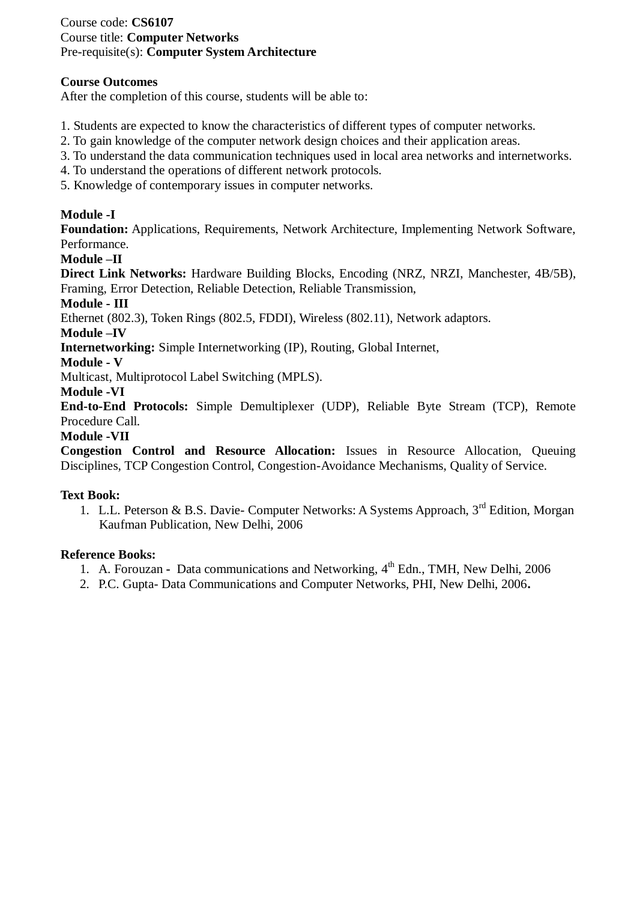Course code: **CS6107**
Course title: **Computer Networks**
Pre-requisite(s): **Computer System Architecture**

**Course Outcomes**
After the completion of this course, students will be able to:

1. Students are expected to know the characteristics of different types of computer networks.
2. To gain knowledge of the computer network design choices and their application areas.
3. To understand the data communication techniques used in local area networks and internetworks.
4. To understand the operations of different network protocols.
5. Knowledge of contemporary issues in computer networks.

**Module -I**
**Foundation:** Applications, Requirements, Network Architecture, Implementing Network Software, Performance.
**Module –II**
**Direct Link Networks:** Hardware Building Blocks, Encoding (NRZ, NRZI, Manchester, 4B/5B), Framing, Error Detection, Reliable Detection, Reliable Transmission,
**Module - III**
Ethernet (802.3), Token Rings (802.5, FDDI), Wireless (802.11), Network adaptors.
**Module –IV**
**Internetworking:** Simple Internetworking (IP), Routing, Global Internet,
**Module - V**
Multicast, Multiprotocol Label Switching (MPLS).
**Module -VI**
**End-to-End Protocols:** Simple Demultiplexer (UDP), Reliable Byte Stream (TCP), Remote Procedure Call.
**Module -VII**
**Congestion Control and Resource Allocation:** Issues in Resource Allocation, Queuing Disciplines, TCP Congestion Control, Congestion-Avoidance Mechanisms, Quality of Service.

**Text Book:**

1. L.L. Peterson & B.S. Davie- Computer Networks: A Systems Approach, 3rd Edition, Morgan Kaufman Publication, New Delhi, 2006

**Reference Books:**

1. A. Forouzan - Data communications and Networking, 4th Edn., TMH, New Delhi, 2006
2. P.C. Gupta- Data Communications and Computer Networks, PHI, New Delhi, 2006**.**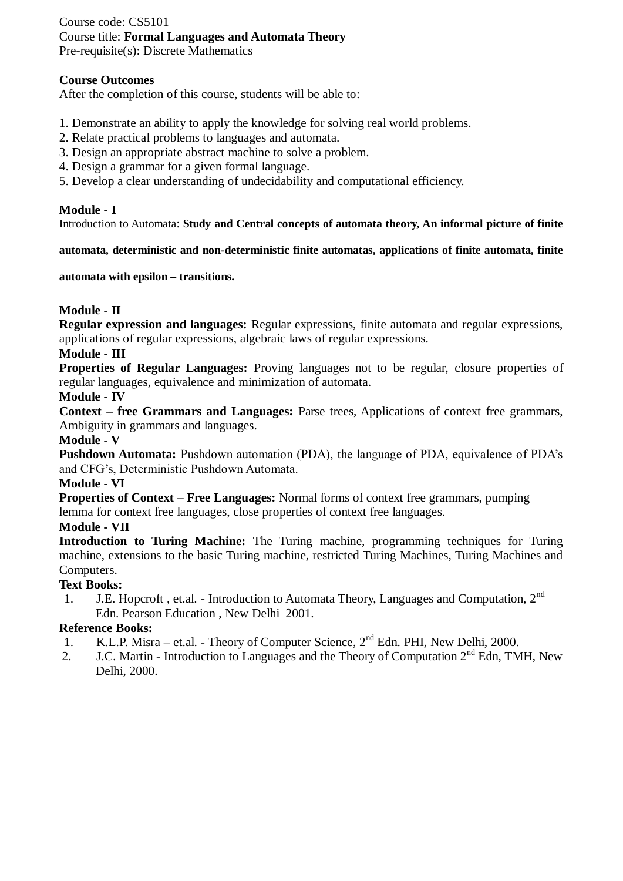Course code: CS5101
Course title: **Formal Languages and Automata Theory**
Pre-requisite(s): Discrete Mathematics

**Course Outcomes**
After the completion of this course, students will be able to:

1. Demonstrate an ability to apply the knowledge for solving real world problems.
2. Relate practical problems to languages and automata.
3. Design an appropriate abstract machine to solve a problem.
4. Design a grammar for a given formal language.
5. Develop a clear understanding of undecidability and computational efficiency.

**Module - I**
Introduction to Automata: **Study and Central concepts of automata theory, An informal picture of finite automata, deterministic and non-deterministic finite automatas, applications of finite automata, finite automata with epsilon – transitions.**

**Module - II**
**Regular expression and languages:** Regular expressions, finite automata and regular expressions, applications of regular expressions, algebraic laws of regular expressions.

**Module - III**
**Properties of Regular Languages:** Proving languages not to be regular, closure properties of regular languages, equivalence and minimization of automata.

**Module - IV**
**Context – free Grammars and Languages:** Parse trees, Applications of context free grammars, Ambiguity in grammars and languages.

**Module - V**
**Pushdown Automata:** Pushdown automation (PDA), the language of PDA, equivalence of PDA's and CFG's, Deterministic Pushdown Automata.

**Module - VI**
**Properties of Context – Free Languages:** Normal forms of context free grammars, pumping lemma for context free languages, close properties of context free languages.

**Module - VII**
**Introduction to Turing Machine:** The Turing machine, programming techniques for Turing machine, extensions to the basic Turing machine, restricted Turing Machines, Turing Machines and Computers.

**Text Books:**

1. J.E. Hopcroft , et.al. - Introduction to Automata Theory, Languages and Computation, 2nd Edn. Pearson Education , New Delhi 2001.

**Reference Books:**

1. K.L.P. Misra – et.al. - Theory of Computer Science, 2nd Edn. PHI, New Delhi, 2000.
2. J.C. Martin - Introduction to Languages and the Theory of Computation 2nd Edn, TMH, New Delhi, 2000.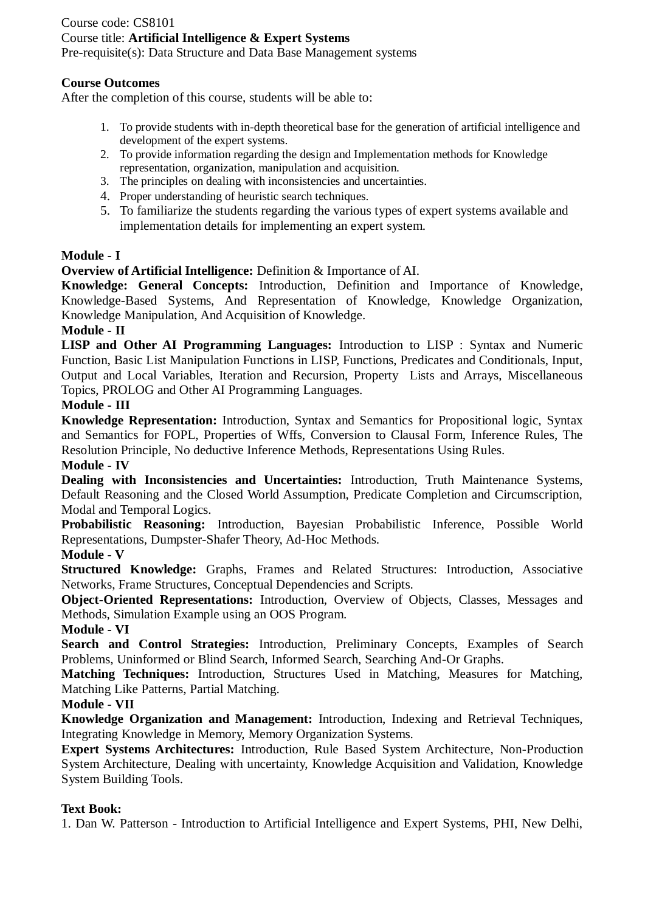Course code: CS8101

Course title: **Artificial Intelligence & Expert Systems**

Pre-requisite(s): Data Structure and Data Base Management systems

**Course Outcomes**

After the completion of this course, students will be able to:

1. To provide students with in-depth theoretical base for the generation of artificial intelligence and development of the expert systems.
2. To provide information regarding the design and Implementation methods for Knowledge representation, organization, manipulation and acquisition.
3. The principles on dealing with inconsistencies and uncertainties.
4. Proper understanding of heuristic search techniques.
5. To familiarize the students regarding the various types of expert systems available and implementation details for implementing an expert system.

**Module - I**

**Overview of Artificial Intelligence:** Definition & Importance of AI.

**Knowledge: General Concepts:** Introduction, Definition and Importance of Knowledge, Knowledge-Based Systems, And Representation of Knowledge, Knowledge Organization, Knowledge Manipulation, And Acquisition of Knowledge.

**Module - II**

**LISP and Other AI Programming Languages:** Introduction to LISP : Syntax and Numeric Function, Basic List Manipulation Functions in LISP, Functions, Predicates and Conditionals, Input, Output and Local Variables, Iteration and Recursion, Property Lists and Arrays, Miscellaneous Topics, PROLOG and Other AI Programming Languages.

**Module - III**

**Knowledge Representation:** Introduction, Syntax and Semantics for Propositional logic, Syntax and Semantics for FOPL, Properties of Wffs, Conversion to Clausal Form, Inference Rules, The Resolution Principle, No deductive Inference Methods, Representations Using Rules.

**Module - IV**

**Dealing with Inconsistencies and Uncertainties:** Introduction, Truth Maintenance Systems, Default Reasoning and the Closed World Assumption, Predicate Completion and Circumscription, Modal and Temporal Logics.

**Probabilistic Reasoning:** Introduction, Bayesian Probabilistic Inference, Possible World Representations, Dumpster-Shafer Theory, Ad-Hoc Methods.

**Module - V**

**Structured Knowledge:** Graphs, Frames and Related Structures: Introduction, Associative Networks, Frame Structures, Conceptual Dependencies and Scripts.

**Object-Oriented Representations:** Introduction, Overview of Objects, Classes, Messages and Methods, Simulation Example using an OOS Program.

**Module - VI**

**Search and Control Strategies:** Introduction, Preliminary Concepts, Examples of Search Problems, Uninformed or Blind Search, Informed Search, Searching And-Or Graphs.

**Matching Techniques:** Introduction, Structures Used in Matching, Measures for Matching, Matching Like Patterns, Partial Matching.

**Module - VII**

**Knowledge Organization and Management:** Introduction, Indexing and Retrieval Techniques, Integrating Knowledge in Memory, Memory Organization Systems.

**Expert Systems Architectures:** Introduction, Rule Based System Architecture, Non-Production System Architecture, Dealing with uncertainty, Knowledge Acquisition and Validation, Knowledge System Building Tools.

**Text Book:**

1. Dan W. Patterson - Introduction to Artificial Intelligence and Expert Systems, PHI, New Delhi,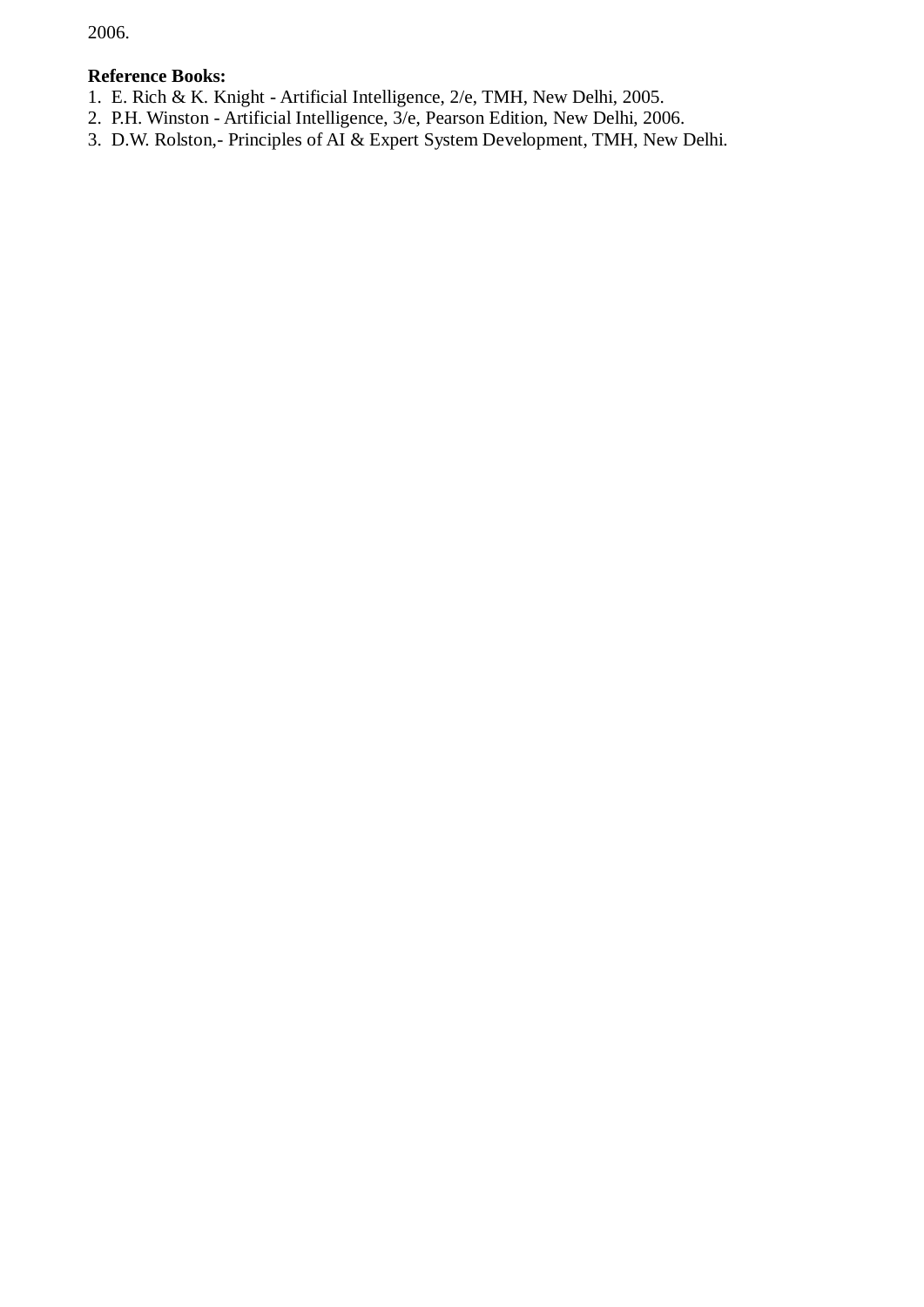2006.

**Reference Books:**

1. E. Rich & K. Knight - Artificial Intelligence, 2/e, TMH, New Delhi, 2005.
2. P.H. Winston - Artificial Intelligence, 3/e, Pearson Edition, New Delhi, 2006.
3. D.W. Rolston,- Principles of AI & Expert System Development, TMH, New Delhi.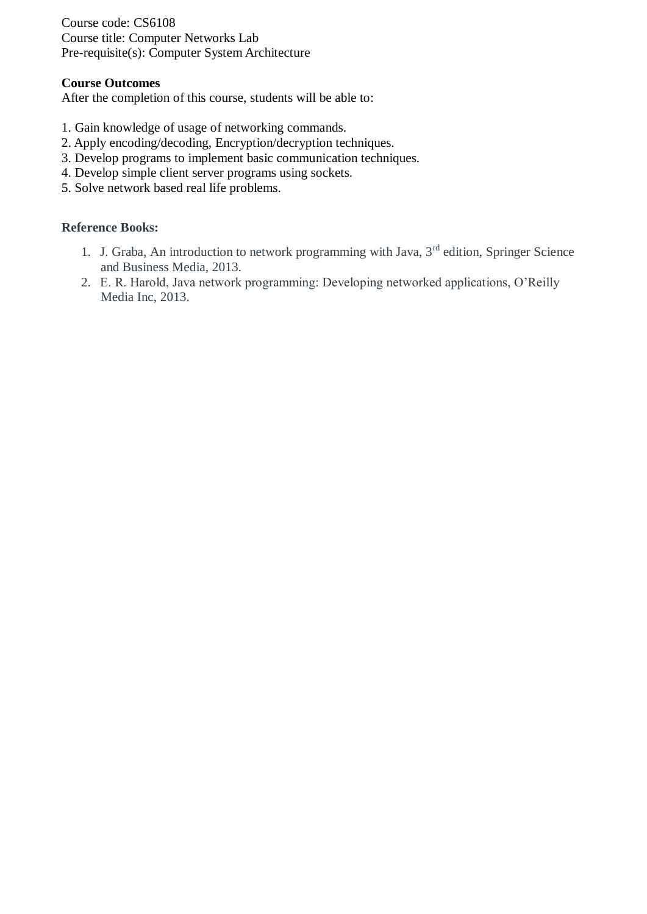Course code: CS6108
Course title: Computer Networks Lab
Pre-requisite(s): Computer System Architecture

**Course Outcomes**
After the completion of this course, students will be able to:

1. Gain knowledge of usage of networking commands.
2. Apply encoding/decoding, Encryption/decryption techniques.
3. Develop programs to implement basic communication techniques.
4. Develop simple client server programs using sockets.
5. Solve network based real life problems.

**Reference Books:**

1. J. Graba, An introduction to network programming with Java, 3rd edition, Springer Science and Business Media, 2013.
2. E. R. Harold, Java network programming: Developing networked applications, O'Reilly Media Inc, 2013.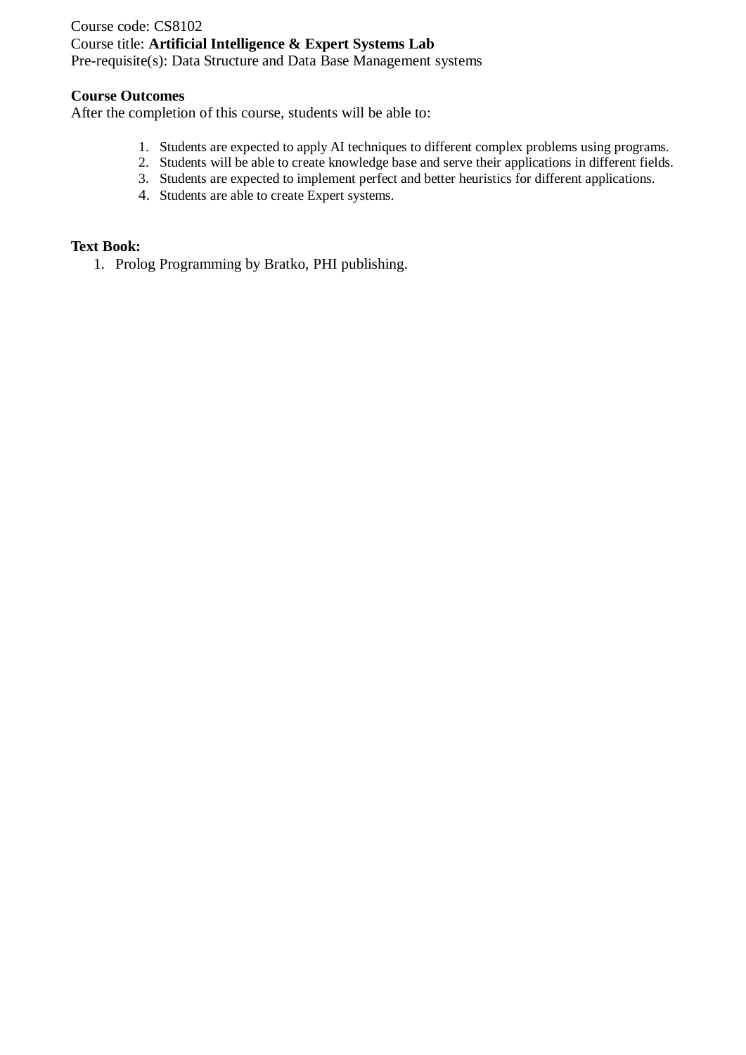Course code: CS8102
Course title: **Artificial Intelligence & Expert Systems Lab**
Pre-requisite(s): Data Structure and Data Base Management systems

**Course Outcomes**
After the completion of this course, students will be able to:

1. Students are expected to apply AI techniques to different complex problems using programs.
2. Students will be able to create knowledge base and serve their applications in different fields.
3. Students are expected to implement perfect and better heuristics for different applications.
4. Students are able to create Expert systems.

**Text Book:**

1. Prolog Programming by Bratko, PHI publishing.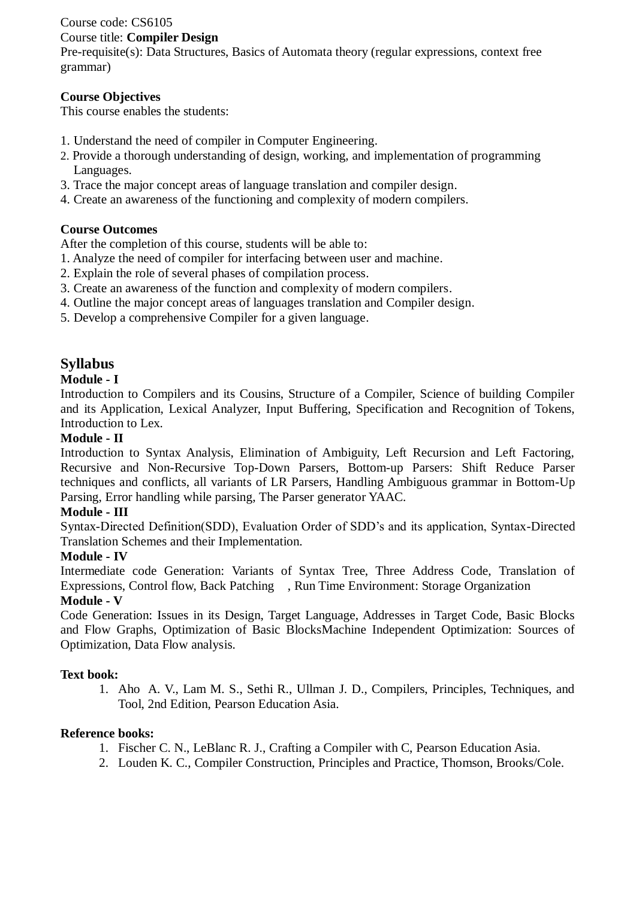Course code: CS6105

Course title: **Compiler Design**

Pre-requisite(s): Data Structures, Basics of Automata theory (regular expressions, context free grammar)

**Course Objectives**

This course enables the students:

1. Understand the need of compiler in Computer Engineering.
2. Provide a thorough understanding of design, working, and implementation of programming Languages.
3. Trace the major concept areas of language translation and compiler design.
4. Create an awareness of the functioning and complexity of modern compilers.

**Course Outcomes**

After the completion of this course, students will be able to:

1. Analyze the need of compiler for interfacing between user and machine.
2. Explain the role of several phases of compilation process.
3. Create an awareness of the function and complexity of modern compilers.
4. Outline the major concept areas of languages translation and Compiler design.
5. Develop a comprehensive Compiler for a given language.

## Syllabus

**Module - I**

Introduction to Compilers and its Cousins, Structure of a Compiler, Science of building Compiler and its Application, Lexical Analyzer, Input Buffering, Specification and Recognition of Tokens, Introduction to Lex.

**Module - II**

Introduction to Syntax Analysis, Elimination of Ambiguity, Left Recursion and Left Factoring, Recursive and Non-Recursive Top-Down Parsers, Bottom-up Parsers: Shift Reduce Parser techniques and conflicts, all variants of LR Parsers, Handling Ambiguous grammar in Bottom-Up Parsing, Error handling while parsing, The Parser generator YAAC.

**Module - III**

Syntax-Directed Definition(SDD), Evaluation Order of SDD's and its application, Syntax-Directed Translation Schemes and their Implementation.

**Module - IV**

Intermediate code Generation: Variants of Syntax Tree, Three Address Code, Translation of Expressions, Control flow, Back Patching , Run Time Environment: Storage Organization

**Module - V**

Code Generation: Issues in its Design, Target Language, Addresses in Target Code, Basic Blocks and Flow Graphs, Optimization of Basic BlocksMachine Independent Optimization: Sources of Optimization, Data Flow analysis.

**Text book:**

1. Aho A. V., Lam M. S., Sethi R., Ullman J. D., Compilers, Principles, Techniques, and Tool, 2nd Edition, Pearson Education Asia.

**Reference books:**

1. Fischer C. N., LeBlanc R. J., Crafting a Compiler with C, Pearson Education Asia.
2. Louden K. C., Compiler Construction, Principles and Practice, Thomson, Brooks/Cole.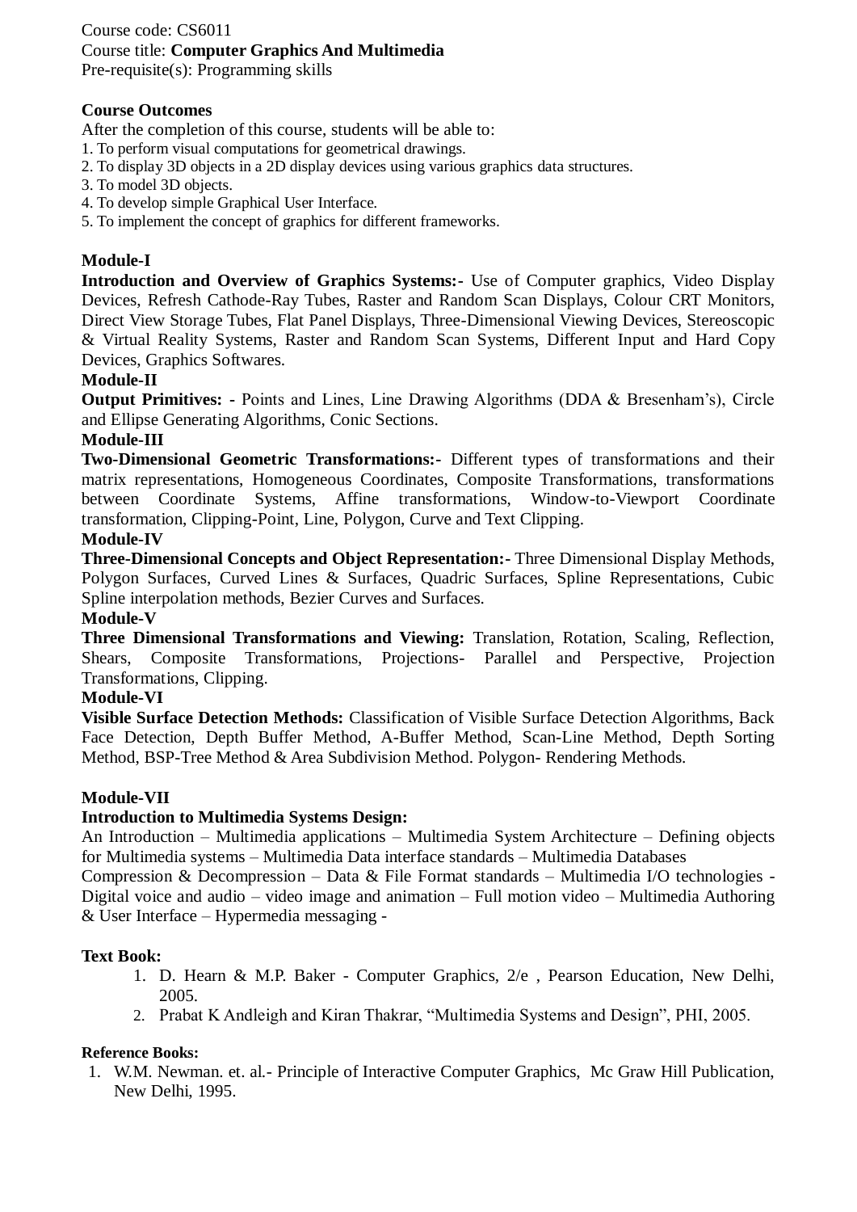Course code: CS6011
Course title: **Computer Graphics And Multimedia**
Pre-requisite(s): Programming skills

**Course Outcomes**

After the completion of this course, students will be able to:

1. To perform visual computations for geometrical drawings.
2. To display 3D objects in a 2D display devices using various graphics data structures.
3. To model 3D objects.
4. To develop simple Graphical User Interface.
5. To implement the concept of graphics for different frameworks.

**Module-I**

**Introduction and Overview of Graphics Systems:-** Use of Computer graphics, Video Display Devices, Refresh Cathode-Ray Tubes, Raster and Random Scan Displays, Colour CRT Monitors, Direct View Storage Tubes, Flat Panel Displays, Three-Dimensional Viewing Devices, Stereoscopic & Virtual Reality Systems, Raster and Random Scan Systems, Different Input and Hard Copy Devices, Graphics Softwares.

**Module-II**

**Output Primitives: -** Points and Lines, Line Drawing Algorithms (DDA & Bresenham's), Circle and Ellipse Generating Algorithms, Conic Sections.

**Module-III**

**Two-Dimensional Geometric Transformations:-** Different types of transformations and their matrix representations, Homogeneous Coordinates, Composite Transformations, transformations between Coordinate Systems, Affine transformations, Window-to-Viewport Coordinate transformation, Clipping-Point, Line, Polygon, Curve and Text Clipping.

**Module-IV**

**Three-Dimensional Concepts and Object Representation:-** Three Dimensional Display Methods, Polygon Surfaces, Curved Lines & Surfaces, Quadric Surfaces, Spline Representations, Cubic Spline interpolation methods, Bezier Curves and Surfaces.

**Module-V**

**Three Dimensional Transformations and Viewing:** Translation, Rotation, Scaling, Reflection, Shears, Composite Transformations, Projections- Parallel and Perspective, Projection Transformations, Clipping.

**Module-VI**

**Visible Surface Detection Methods:** Classification of Visible Surface Detection Algorithms, Back Face Detection, Depth Buffer Method, A-Buffer Method, Scan-Line Method, Depth Sorting Method, BSP-Tree Method & Area Subdivision Method. Polygon- Rendering Methods.

**Module-VII**

**Introduction to Multimedia Systems Design:**

An Introduction – Multimedia applications – Multimedia System Architecture – Defining objects for Multimedia systems – Multimedia Data interface standards – Multimedia Databases
Compression & Decompression – Data & File Format standards – Multimedia I/O technologies - Digital voice and audio – video image and animation – Full motion video – Multimedia Authoring & User Interface – Hypermedia messaging -

**Text Book:**

1. D. Hearn & M.P. Baker - Computer Graphics, 2/e , Pearson Education, New Delhi, 2005.
2. Prabat K Andleigh and Kiran Thakrar, "Multimedia Systems and Design", PHI, 2005.

**Reference Books:**

1. W.M. Newman. et. al.- Principle of Interactive Computer Graphics, Mc Graw Hill Publication, New Delhi, 1995.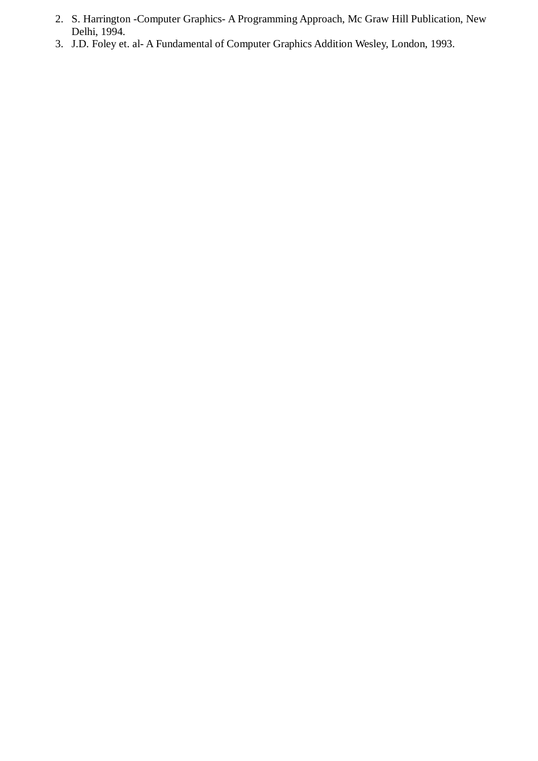2. S. Harrington -Computer Graphics- A Programming Approach, Mc Graw Hill Publication, New Delhi, 1994.
3. J.D. Foley et. al- A Fundamental of Computer Graphics Addition Wesley, London, 1993.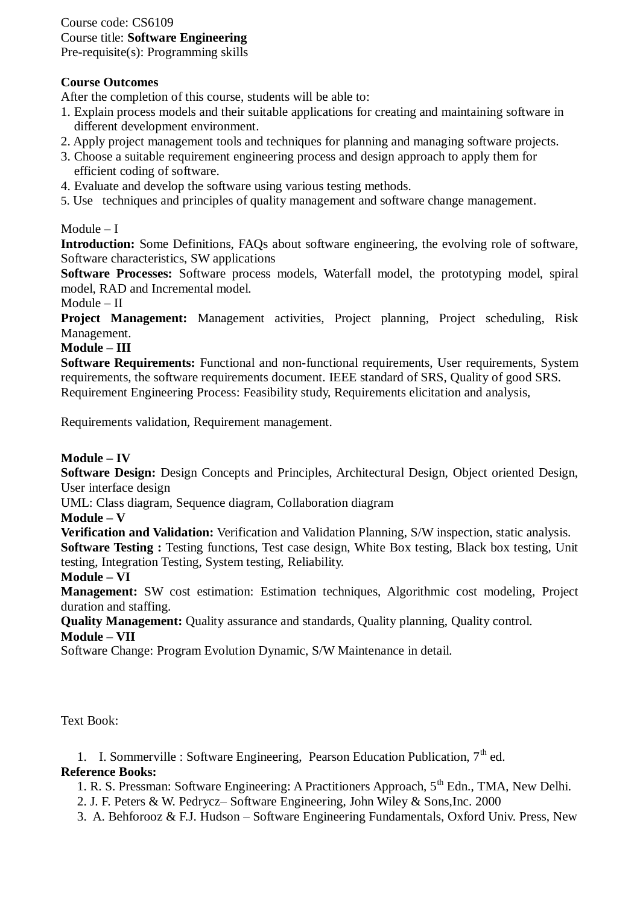Course code: CS6109
Course title: **Software Engineering**
Pre-requisite(s): Programming skills

**Course Outcomes**
After the completion of this course, students will be able to:

1. Explain process models and their suitable applications for creating and maintaining software in different development environment.
2. Apply project management tools and techniques for planning and managing software projects.
3. Choose a suitable requirement engineering process and design approach to apply them for efficient coding of software.
4. Evaluate and develop the software using various testing methods.
5. Use techniques and principles of quality management and software change management.

Module – I

**Introduction:** Some Definitions, FAQs about software engineering, the evolving role of software, Software characteristics, SW applications

**Software Processes:** Software process models, Waterfall model, the prototyping model, spiral model, RAD and Incremental model.

Module – II

**Project Management:** Management activities, Project planning, Project scheduling, Risk Management.

**Module – III**

**Software Requirements:** Functional and non-functional requirements, User requirements, System requirements, the software requirements document. IEEE standard of SRS, Quality of good SRS. Requirement Engineering Process: Feasibility study, Requirements elicitation and analysis,

Requirements validation, Requirement management.

**Module – IV**

**Software Design:** Design Concepts and Principles, Architectural Design, Object oriented Design, User interface design

UML: Class diagram, Sequence diagram, Collaboration diagram

**Module – V**

**Verification and Validation:** Verification and Validation Planning, S/W inspection, static analysis.

**Software Testing :** Testing functions, Test case design, White Box testing, Black box testing, Unit testing, Integration Testing, System testing, Reliability.

**Module – VI**

**Management:** SW cost estimation: Estimation techniques, Algorithmic cost modeling, Project duration and staffing.

**Quality Management:** Quality assurance and standards, Quality planning, Quality control.

**Module – VII**

Software Change: Program Evolution Dynamic, S/W Maintenance in detail.

Text Book:

1. I. Sommerville : Software Engineering, Pearson Education Publication, 7th ed.

**Reference Books:**

1. R. S. Pressman: Software Engineering: A Practitioners Approach, 5th Edn., TMA, New Delhi.
2. J. F. Peters & W. Pedrycz– Software Engineering, John Wiley & Sons,Inc. 2000
3. A. Behforooz & F.J. Hudson – Software Engineering Fundamentals, Oxford Univ. Press, New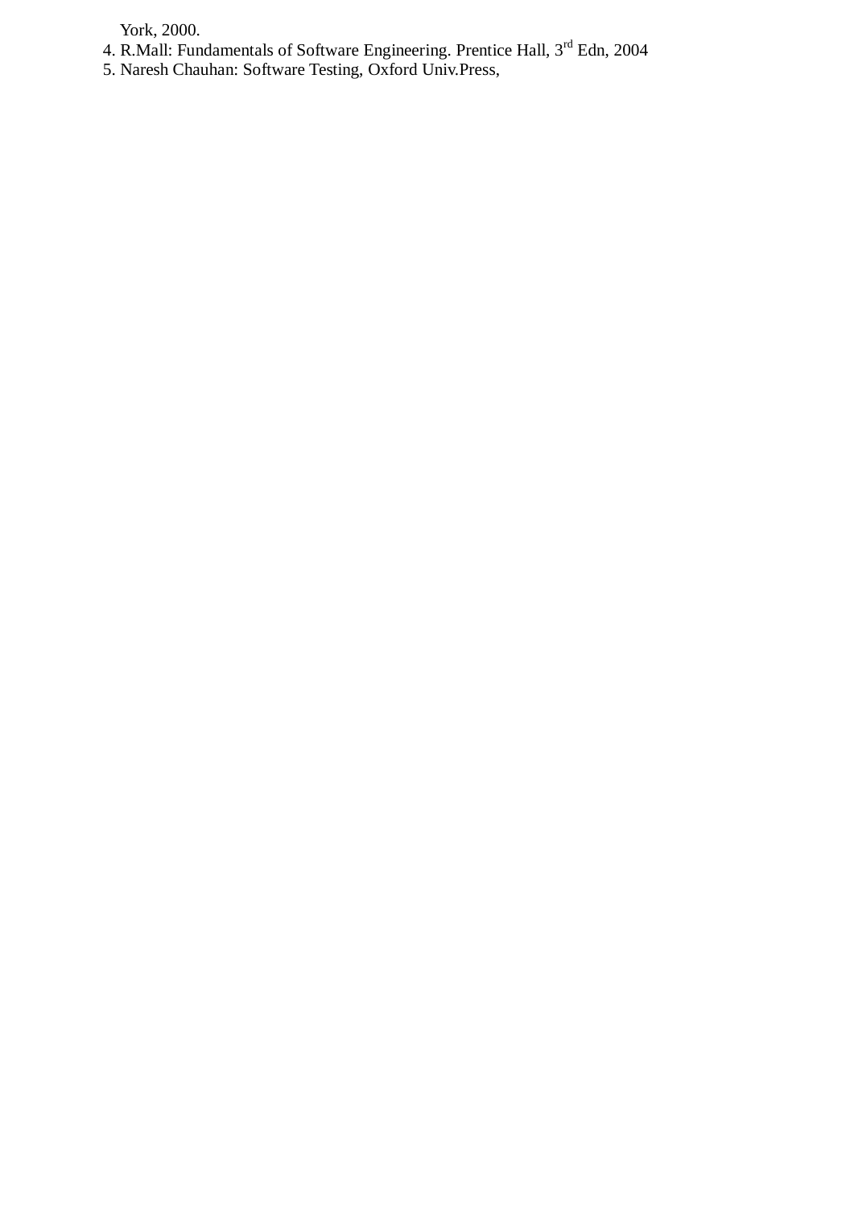York, 2000.

4. R.Mall: Fundamentals of Software Engineering. Prentice Hall, 3rd Edn, 2004
5. Naresh Chauhan: Software Testing, Oxford Univ.Press,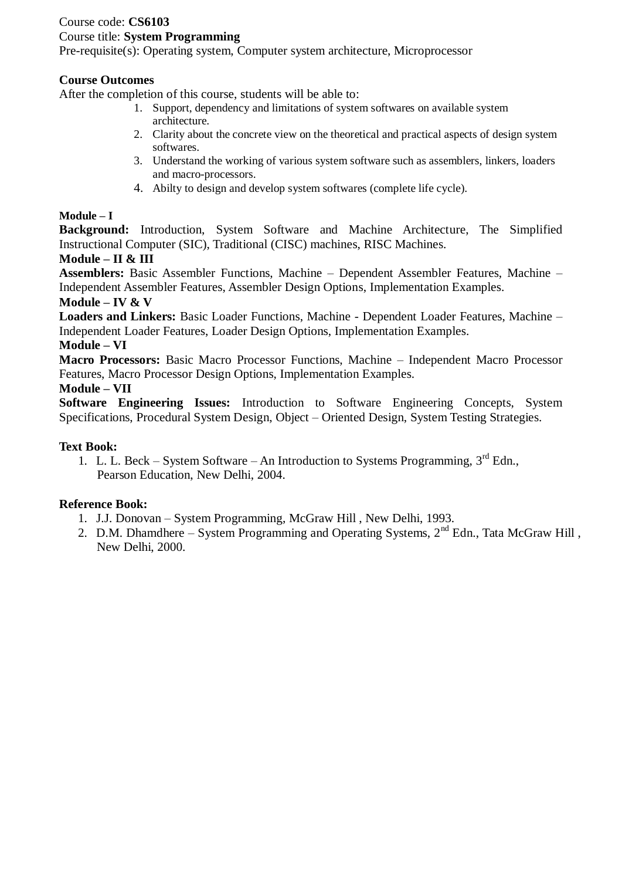Course code: **CS6103**
Course title: **System Programming**
Pre-requisite(s): Operating system, Computer system architecture, Microprocessor

**Course Outcomes**
After the completion of this course, students will be able to:

1. Support, dependency and limitations of system softwares on available system architecture.
2. Clarity about the concrete view on the theoretical and practical aspects of design system softwares.
3. Understand the working of various system software such as assemblers, linkers, loaders and macro-processors.
4. Abilty to design and develop system softwares (complete life cycle).

**Module – I**
**Background:** Introduction, System Software and Machine Architecture, The Simplified Instructional Computer (SIC), Traditional (CISC) machines, RISC Machines.

**Module – II & III**
**Assemblers:** Basic Assembler Functions, Machine – Dependent Assembler Features, Machine – Independent Assembler Features, Assembler Design Options, Implementation Examples.

**Module – IV & V**
**Loaders and Linkers:** Basic Loader Functions, Machine - Dependent Loader Features, Machine – Independent Loader Features, Loader Design Options, Implementation Examples.

**Module – VI**
**Macro Processors:** Basic Macro Processor Functions, Machine – Independent Macro Processor Features, Macro Processor Design Options, Implementation Examples.

**Module – VII**
**Software Engineering Issues:** Introduction to Software Engineering Concepts, System Specifications, Procedural System Design, Object – Oriented Design, System Testing Strategies.

**Text Book:**

1. L. L. Beck – System Software – An Introduction to Systems Programming, 3rd Edn., Pearson Education, New Delhi, 2004.

**Reference Book:**

1. J.J. Donovan – System Programming, McGraw Hill , New Delhi, 1993.
2. D.M. Dhamdhere – System Programming and Operating Systems, 2nd Edn., Tata McGraw Hill , New Delhi, 2000.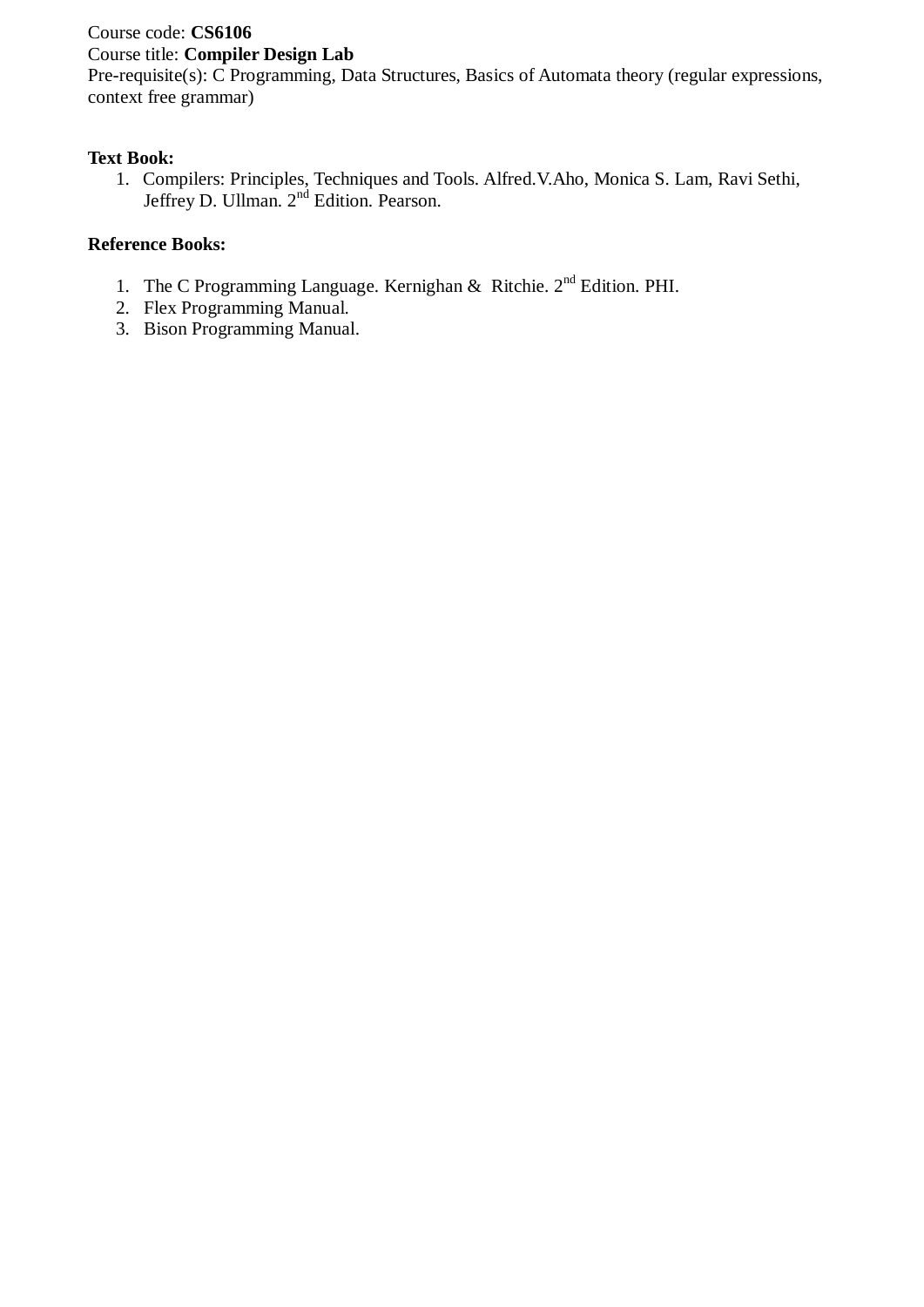Course code: **CS6106**
Course title: **Compiler Design Lab**
Pre-requisite(s): C Programming, Data Structures, Basics of Automata theory (regular expressions, context free grammar)

**Text Book:**

1. Compilers: Principles, Techniques and Tools. Alfred.V.Aho, Monica S. Lam, Ravi Sethi, Jeffrey D. Ullman. 2nd Edition. Pearson.

**Reference Books:**

1. The C Programming Language. Kernighan & Ritchie. 2nd Edition. PHI.
2. Flex Programming Manual.
3. Bison Programming Manual.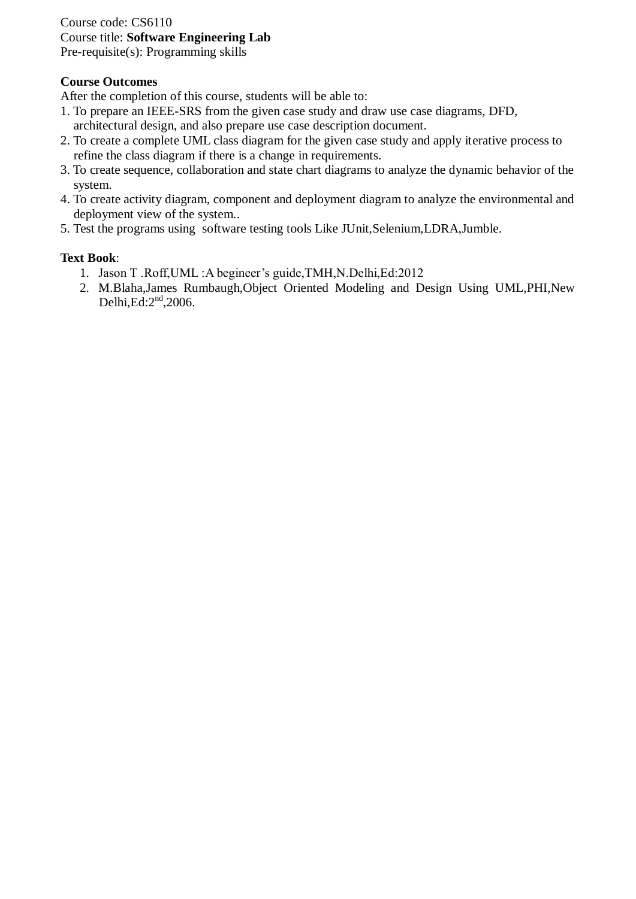Course code: CS6110
Course title: **Software Engineering Lab**
Pre-requisite(s): Programming skills

**Course Outcomes**

After the completion of this course, students will be able to:

1. To prepare an IEEE-SRS from the given case study and draw use case diagrams, DFD, architectural design, and also prepare use case description document.
2. To create a complete UML class diagram for the given case study and apply iterative process to refine the class diagram if there is a change in requirements.
3. To create sequence, collaboration and state chart diagrams to analyze the dynamic behavior of the system.
4. To create activity diagram, component and deployment diagram to analyze the environmental and deployment view of the system..
5. Test the programs using software testing tools Like JUnit,Selenium,LDRA,Jumble.

**Text Book**:

1. Jason T .Roff,UML :A begineer's guide,TMH,N.Delhi,Ed:2012
2. M.Blaha,James Rumbaugh,Object Oriented Modeling and Design Using UML,PHI,New Delhi,Ed:2$^{nd}$,2006.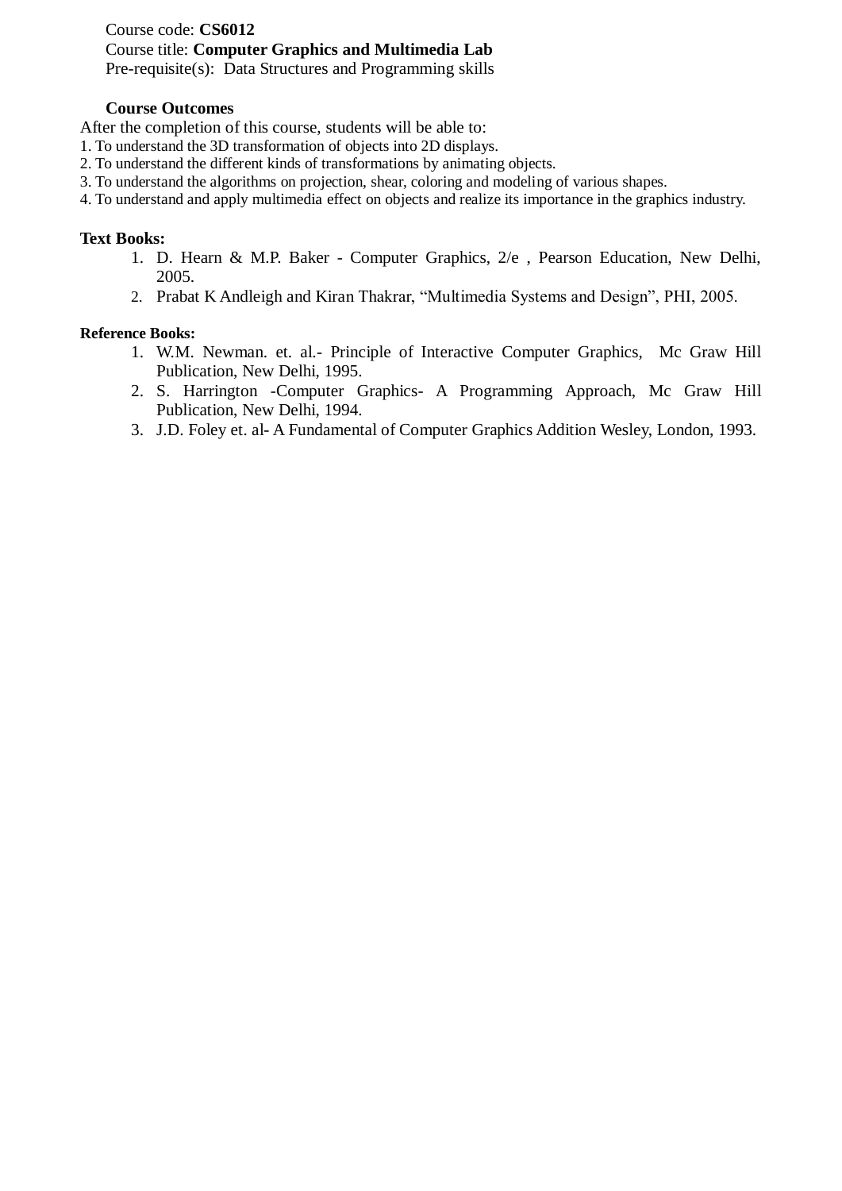Course code: **CS6012**
Course title: **Computer Graphics and Multimedia Lab**
Pre-requisite(s): Data Structures and Programming skills

**Course Outcomes**

After the completion of this course, students will be able to:

1. To understand the 3D transformation of objects into 2D displays.
2. To understand the different kinds of transformations by animating objects.
3. To understand the algorithms on projection, shear, coloring and modeling of various shapes.
4. To understand and apply multimedia effect on objects and realize its importance in the graphics industry.

**Text Books:**

1. D. Hearn & M.P. Baker - Computer Graphics, 2/e , Pearson Education, New Delhi, 2005.
2. Prabat K Andleigh and Kiran Thakrar, "Multimedia Systems and Design", PHI, 2005.

**Reference Books:**

1. W.M. Newman. et. al.- Principle of Interactive Computer Graphics, Mc Graw Hill Publication, New Delhi, 1995.
2. S. Harrington -Computer Graphics- A Programming Approach, Mc Graw Hill Publication, New Delhi, 1994.
3. J.D. Foley et. al- A Fundamental of Computer Graphics Addition Wesley, London, 1993.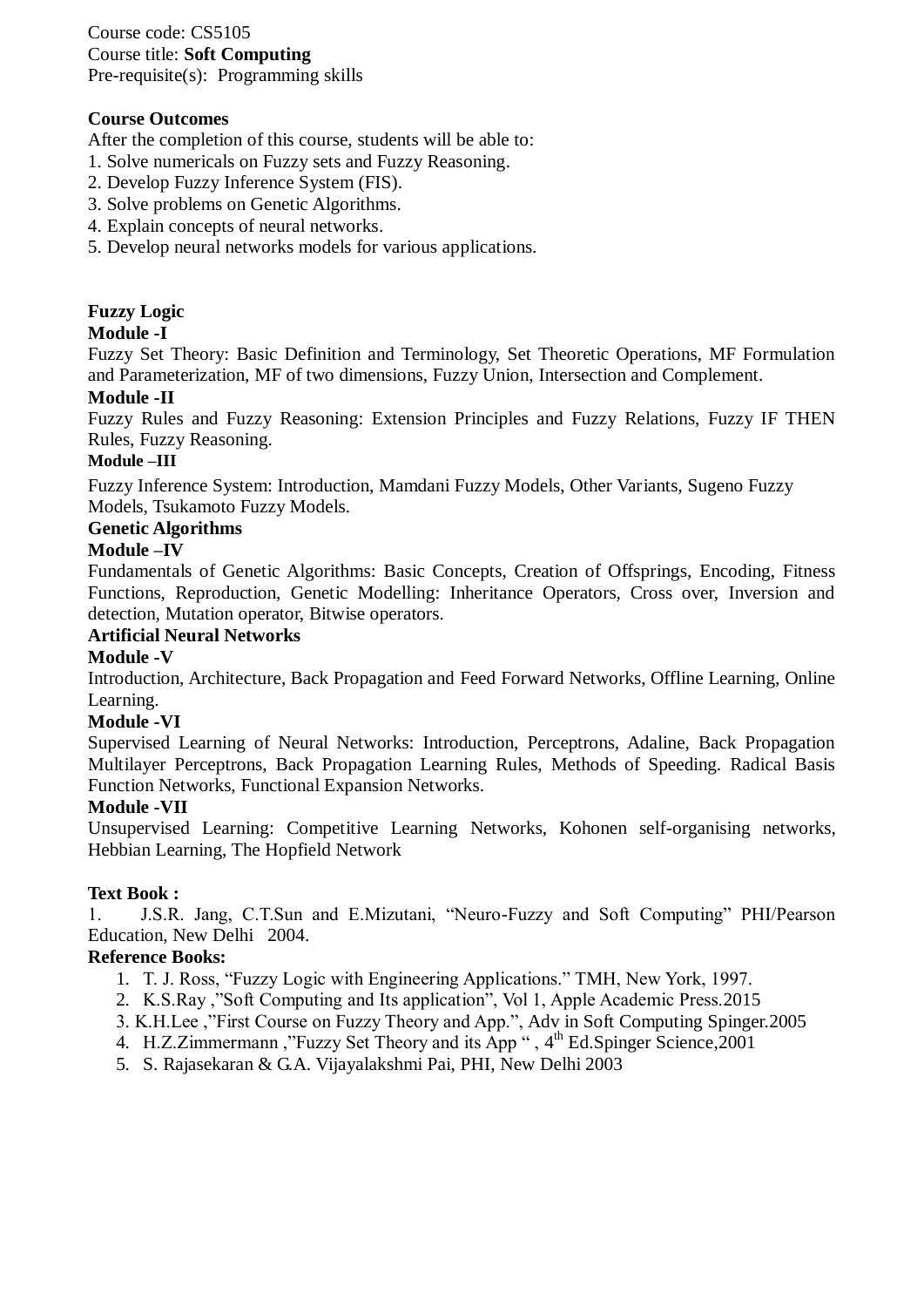Course code: CS5105
Course title: **Soft Computing**
Pre-requisite(s): Programming skills

**Course Outcomes**

After the completion of this course, students will be able to:

1. Solve numericals on Fuzzy sets and Fuzzy Reasoning.
2. Develop Fuzzy Inference System (FIS).
3. Solve problems on Genetic Algorithms.
4. Explain concepts of neural networks.
5. Develop neural networks models for various applications.

**Fuzzy Logic**

**Module -I**

Fuzzy Set Theory: Basic Definition and Terminology, Set Theoretic Operations, MF Formulation and Parameterization, MF of two dimensions, Fuzzy Union, Intersection and Complement.

**Module -II**

Fuzzy Rules and Fuzzy Reasoning: Extension Principles and Fuzzy Relations, Fuzzy IF THEN Rules, Fuzzy Reasoning.

**Module –III**

Fuzzy Inference System: Introduction, Mamdani Fuzzy Models, Other Variants, Sugeno Fuzzy Models, Tsukamoto Fuzzy Models.

**Genetic Algorithms**

**Module –IV**

Fundamentals of Genetic Algorithms: Basic Concepts, Creation of Offsprings, Encoding, Fitness Functions, Reproduction, Genetic Modelling: Inheritance Operators, Cross over, Inversion and detection, Mutation operator, Bitwise operators.

**Artificial Neural Networks**

**Module -V**

Introduction, Architecture, Back Propagation and Feed Forward Networks, Offline Learning, Online Learning.

**Module -VI**

Supervised Learning of Neural Networks: Introduction, Perceptrons, Adaline, Back Propagation Multilayer Perceptrons, Back Propagation Learning Rules, Methods of Speeding. Radical Basis Function Networks, Functional Expansion Networks.

**Module -VII**

Unsupervised Learning: Competitive Learning Networks, Kohonen self-organising networks, Hebbian Learning, The Hopfield Network

**Text Book :**

1. J.S.R. Jang, C.T.Sun and E.Mizutani, "Neuro-Fuzzy and Soft Computing" PHI/Pearson Education, New Delhi 2004.

**Reference Books:**

1. T. J. Ross, "Fuzzy Logic with Engineering Applications." TMH, New York, 1997.
2. K.S.Ray ,"Soft Computing and Its application", Vol 1, Apple Academic Press.2015
3. K.H.Lee ,"First Course on Fuzzy Theory and App.", Adv in Soft Computing Spinger.2005
4. H.Z.Zimmermann ,"Fuzzy Set Theory and its App " , 4th Ed.Spinger Science,2001
5. S. Rajasekaran & G.A. Vijayalakshmi Pai, PHI, New Delhi 2003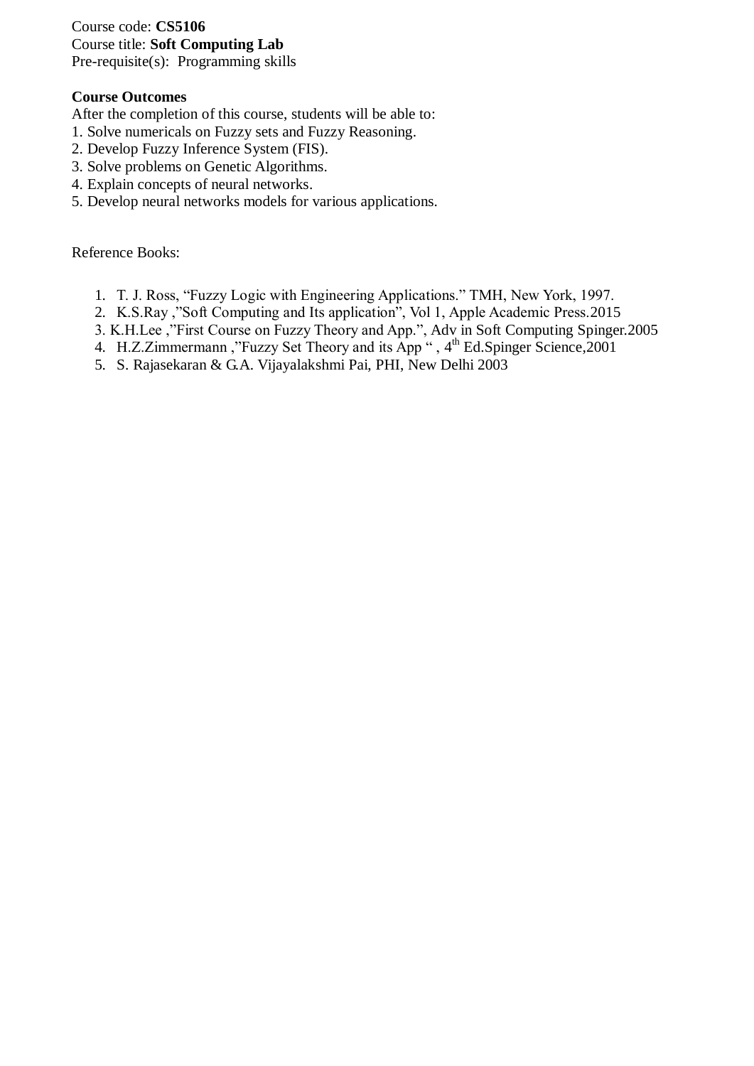Course code: **CS5106**
Course title: **Soft Computing Lab**
Pre-requisite(s): Programming skills

**Course Outcomes**
After the completion of this course, students will be able to:
1. Solve numericals on Fuzzy sets and Fuzzy Reasoning.
2. Develop Fuzzy Inference System (FIS).
3. Solve problems on Genetic Algorithms.
4. Explain concepts of neural networks.
5. Develop neural networks models for various applications.

Reference Books:

1. T. J. Ross, "Fuzzy Logic with Engineering Applications." TMH, New York, 1997.
2. K.S.Ray ,"Soft Computing and Its application", Vol 1, Apple Academic Press.2015
3. K.H.Lee ,"First Course on Fuzzy Theory and App.", Adv in Soft Computing Spinger.2005
4. H.Z.Zimmermann ,"Fuzzy Set Theory and its App " , 4th Ed.Spinger Science,2001
5. S. Rajasekaran & G.A. Vijayalakshmi Pai, PHI, New Delhi 2003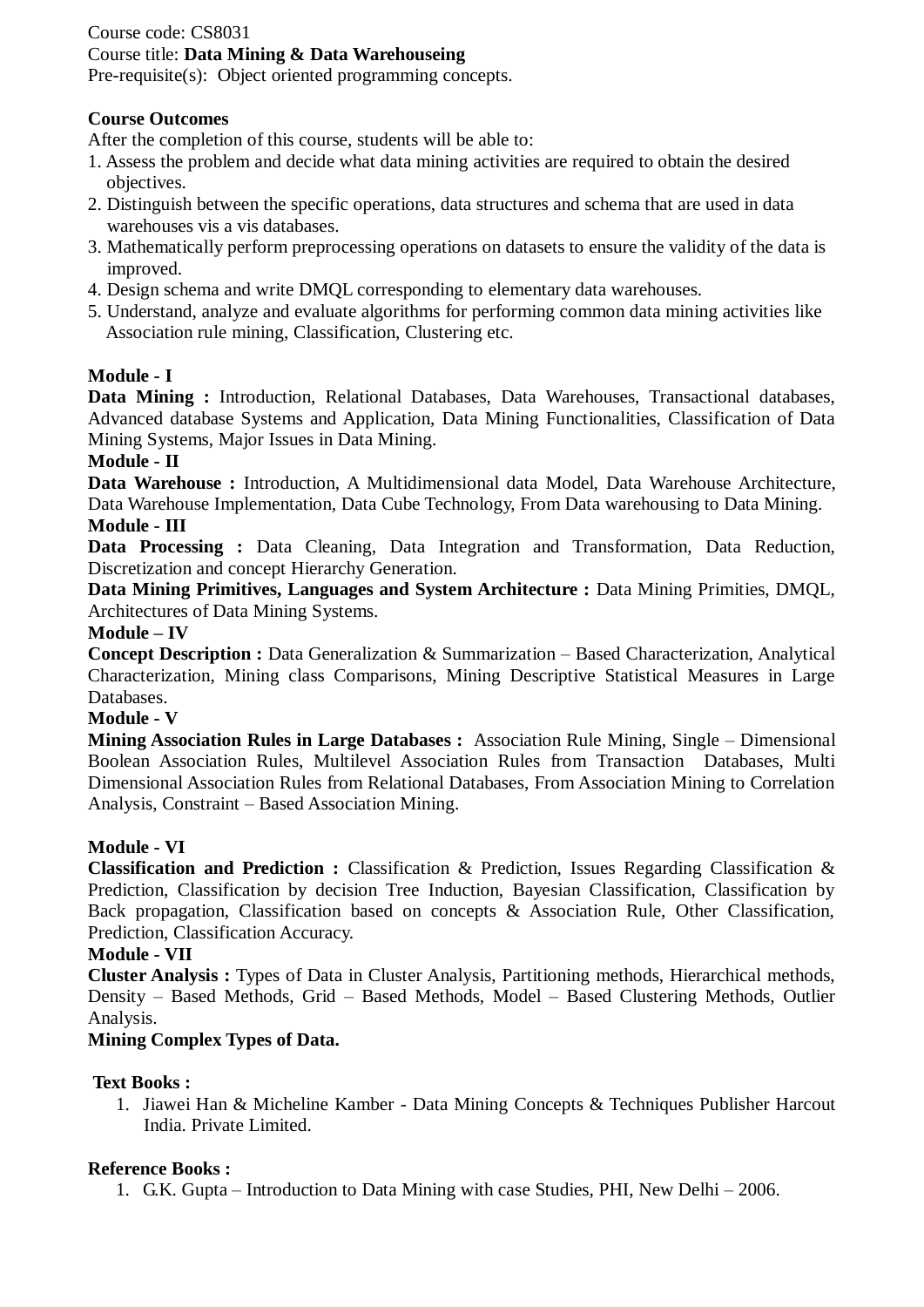Course code: CS8031
Course title: **Data Mining & Data Warehouseing**
Pre-requisite(s): Object oriented programming concepts.

**Course Outcomes**
After the completion of this course, students will be able to:

1. Assess the problem and decide what data mining activities are required to obtain the desired objectives.
2. Distinguish between the specific operations, data structures and schema that are used in data warehouses vis a vis databases.
3. Mathematically perform preprocessing operations on datasets to ensure the validity of the data is improved.
4. Design schema and write DMQL corresponding to elementary data warehouses.
5. Understand, analyze and evaluate algorithms for performing common data mining activities like Association rule mining, Classification, Clustering etc.

**Module - I**
**Data Mining :** Introduction, Relational Databases, Data Warehouses, Transactional databases, Advanced database Systems and Application, Data Mining Functionalities, Classification of Data Mining Systems, Major Issues in Data Mining.

**Module - II**
**Data Warehouse :** Introduction, A Multidimensional data Model, Data Warehouse Architecture, Data Warehouse Implementation, Data Cube Technology, From Data warehousing to Data Mining.

**Module - III**
**Data Processing :** Data Cleaning, Data Integration and Transformation, Data Reduction, Discretization and concept Hierarchy Generation.
**Data Mining Primitives, Languages and System Architecture :** Data Mining Primities, DMQL, Architectures of Data Mining Systems.

**Module – IV**
**Concept Description :** Data Generalization & Summarization – Based Characterization, Analytical Characterization, Mining class Comparisons, Mining Descriptive Statistical Measures in Large Databases.

**Module - V**
**Mining Association Rules in Large Databases :** Association Rule Mining, Single – Dimensional Boolean Association Rules, Multilevel Association Rules from Transaction Databases, Multi Dimensional Association Rules from Relational Databases, From Association Mining to Correlation Analysis, Constraint – Based Association Mining.

**Module - VI**
**Classification and Prediction :** Classification & Prediction, Issues Regarding Classification & Prediction, Classification by decision Tree Induction, Bayesian Classification, Classification by Back propagation, Classification based on concepts & Association Rule, Other Classification, Prediction, Classification Accuracy.

**Module - VII**
**Cluster Analysis :** Types of Data in Cluster Analysis, Partitioning methods, Hierarchical methods, Density – Based Methods, Grid – Based Methods, Model – Based Clustering Methods, Outlier Analysis.
**Mining Complex Types of Data.**

**Text Books :**

1. Jiawei Han & Micheline Kamber - Data Mining Concepts & Techniques Publisher Harcout India. Private Limited.

**Reference Books :**

1. G.K. Gupta – Introduction to Data Mining with case Studies, PHI, New Delhi – 2006.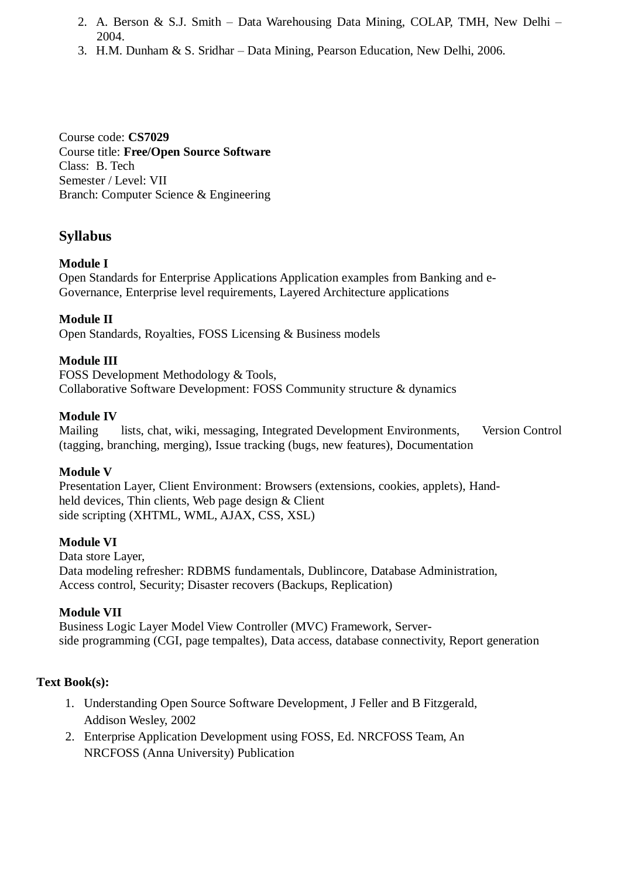2. A. Berson & S.J. Smith – Data Warehousing Data Mining, COLAP, TMH, New Delhi – 2004.
3. H.M. Dunham & S. Sridhar – Data Mining, Pearson Education, New Delhi, 2006.

Course code: **CS7029**
Course title: **Free/Open Source Software**
Class: B. Tech
Semester / Level: VII
Branch: Computer Science & Engineering

## Syllabus

**Module I**
Open Standards for Enterprise Applications Application examples from Banking and e-Governance, Enterprise level requirements, Layered Architecture applications

**Module II**
Open Standards, Royalties, FOSS Licensing & Business models

**Module III**
FOSS Development Methodology & Tools,
Collaborative Software Development: FOSS Community structure & dynamics

**Module IV**
Mailing lists, chat, wiki, messaging, Integrated Development Environments, Version Control (tagging, branching, merging), Issue tracking (bugs, new features), Documentation

**Module V**
Presentation Layer, Client Environment: Browsers (extensions, cookies, applets), Hand-held devices, Thin clients, Web page design & Client side scripting (XHTML, WML, AJAX, CSS, XSL)

**Module VI**
Data store Layer,
Data modeling refresher: RDBMS fundamentals, Dublincore, Database Administration, Access control, Security; Disaster recovers (Backups, Replication)

**Module VII**
Business Logic Layer Model View Controller (MVC) Framework, Server-side programming (CGI, page tempaltes), Data access, database connectivity, Report generation

**Text Book(s):**

1. Understanding Open Source Software Development, J Feller and B Fitzgerald, Addison Wesley, 2002
2. Enterprise Application Development using FOSS, Ed. NRCFOSS Team, An NRCFOSS (Anna University) Publication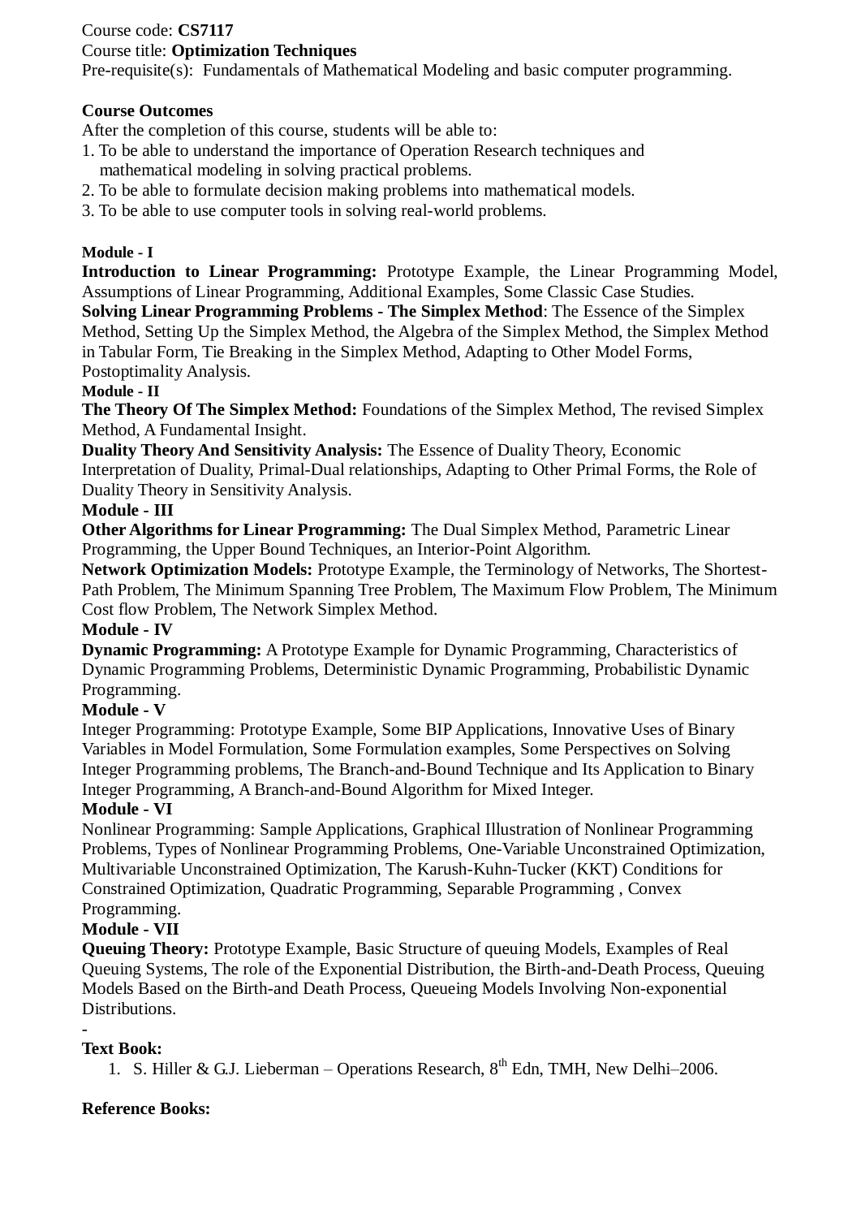Course code: **CS7117**

Course title: **Optimization Techniques**

Pre-requisite(s): Fundamentals of Mathematical Modeling and basic computer programming.

**Course Outcomes**

After the completion of this course, students will be able to:

1. To be able to understand the importance of Operation Research techniques and mathematical modeling in solving practical problems.
2. To be able to formulate decision making problems into mathematical models.
3. To be able to use computer tools in solving real-world problems.

**Module - I**

**Introduction to Linear Programming:** Prototype Example, the Linear Programming Model, Assumptions of Linear Programming, Additional Examples, Some Classic Case Studies.

**Solving Linear Programming Problems - The Simplex Method**: The Essence of the Simplex Method, Setting Up the Simplex Method, the Algebra of the Simplex Method, the Simplex Method in Tabular Form, Tie Breaking in the Simplex Method, Adapting to Other Model Forms, Postoptimality Analysis.

**Module - II**

**The Theory Of The Simplex Method:** Foundations of the Simplex Method, The revised Simplex Method, A Fundamental Insight.

**Duality Theory And Sensitivity Analysis:** The Essence of Duality Theory, Economic Interpretation of Duality, Primal-Dual relationships, Adapting to Other Primal Forms, the Role of Duality Theory in Sensitivity Analysis.

**Module - III**

**Other Algorithms for Linear Programming:** The Dual Simplex Method, Parametric Linear Programming, the Upper Bound Techniques, an Interior-Point Algorithm.

**Network Optimization Models:** Prototype Example, the Terminology of Networks, The Shortest-Path Problem, The Minimum Spanning Tree Problem, The Maximum Flow Problem, The Minimum Cost flow Problem, The Network Simplex Method.

**Module - IV**

**Dynamic Programming:** A Prototype Example for Dynamic Programming, Characteristics of Dynamic Programming Problems, Deterministic Dynamic Programming, Probabilistic Dynamic Programming.

**Module - V**

Integer Programming: Prototype Example, Some BIP Applications, Innovative Uses of Binary Variables in Model Formulation, Some Formulation examples, Some Perspectives on Solving Integer Programming problems, The Branch-and-Bound Technique and Its Application to Binary Integer Programming, A Branch-and-Bound Algorithm for Mixed Integer.

**Module - VI**

Nonlinear Programming: Sample Applications, Graphical Illustration of Nonlinear Programming Problems, Types of Nonlinear Programming Problems, One-Variable Unconstrained Optimization, Multivariable Unconstrained Optimization, The Karush-Kuhn-Tucker (KKT) Conditions for Constrained Optimization, Quadratic Programming, Separable Programming , Convex Programming.

**Module - VII**

**Queuing Theory:** Prototype Example, Basic Structure of queuing Models, Examples of Real Queuing Systems, The role of the Exponential Distribution, the Birth-and-Death Process, Queuing Models Based on the Birth-and Death Process, Queueing Models Involving Non-exponential Distributions.

-

**Text Book:**

1. S. Hiller & G.J. Lieberman – Operations Research, 8th Edn, TMH, New Delhi–2006.

**Reference Books:**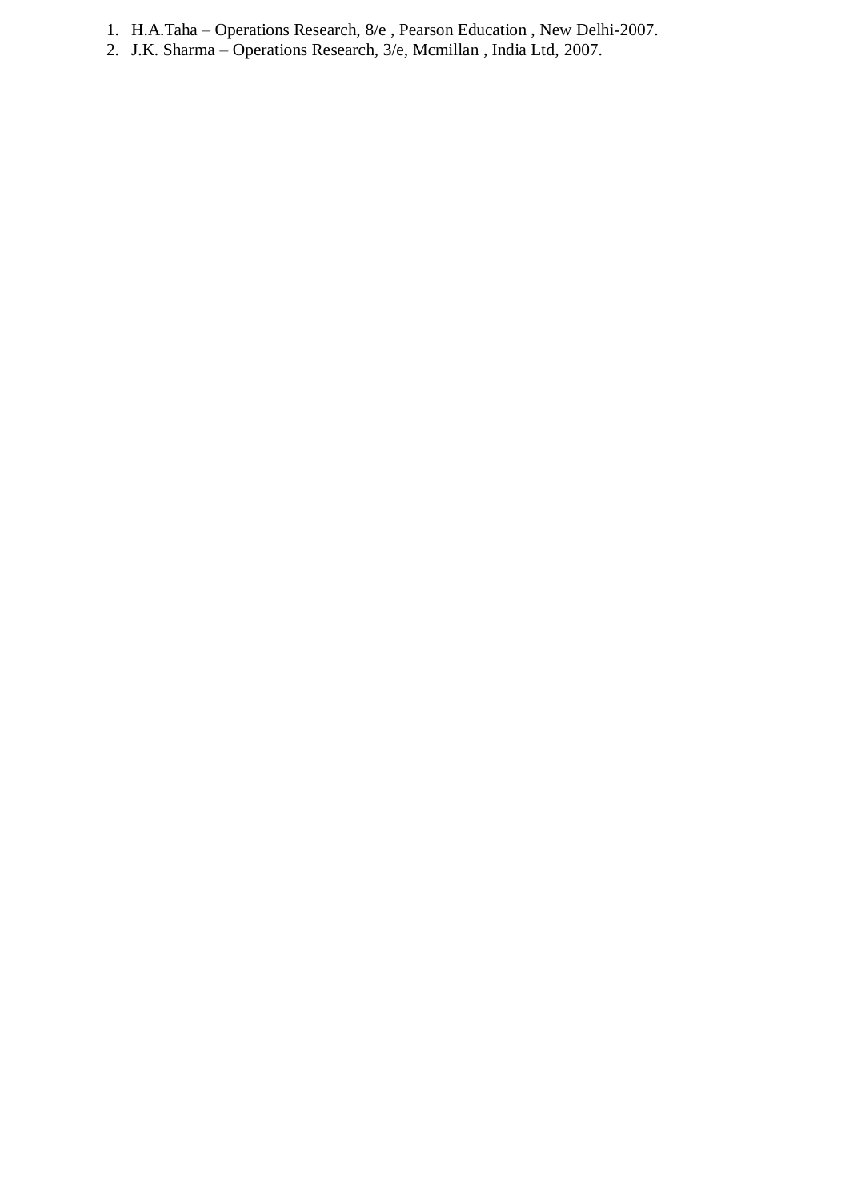1. H.A.Taha – Operations Research, 8/e , Pearson Education , New Delhi-2007.
2. J.K. Sharma – Operations Research, 3/e, Mcmillan , India Ltd, 2007.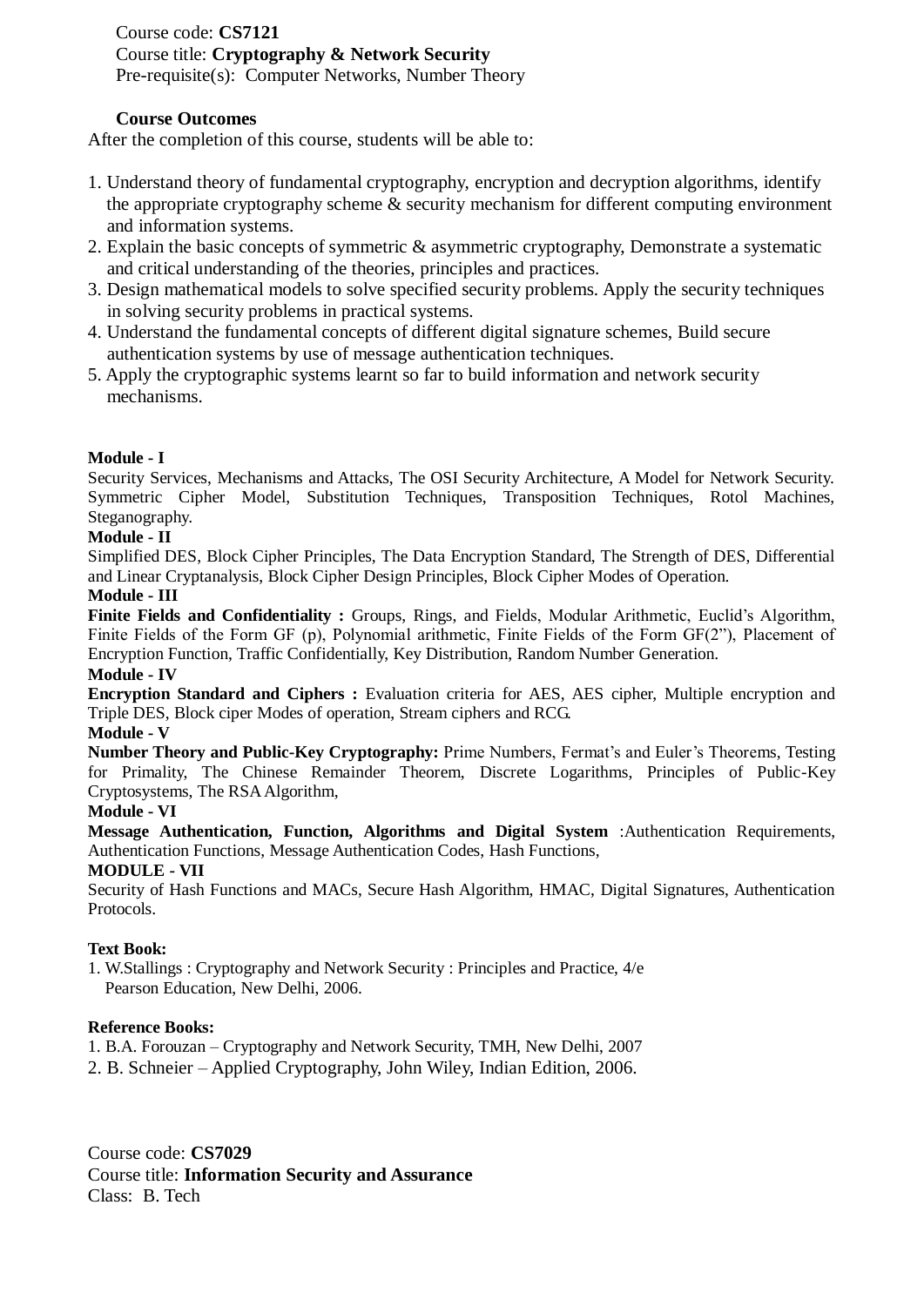Course code: **CS7121**
Course title: **Cryptography & Network Security**
Pre-requisite(s): Computer Networks, Number Theory

**Course Outcomes**

After the completion of this course, students will be able to:

1. Understand theory of fundamental cryptography, encryption and decryption algorithms, identify the appropriate cryptography scheme & security mechanism for different computing environment and information systems.
2. Explain the basic concepts of symmetric & asymmetric cryptography, Demonstrate a systematic and critical understanding of the theories, principles and practices.
3. Design mathematical models to solve specified security problems. Apply the security techniques in solving security problems in practical systems.
4. Understand the fundamental concepts of different digital signature schemes, Build secure authentication systems by use of message authentication techniques.
5. Apply the cryptographic systems learnt so far to build information and network security mechanisms.

**Module - I**

Security Services, Mechanisms and Attacks, The OSI Security Architecture, A Model for Network Security. Symmetric Cipher Model, Substitution Techniques, Transposition Techniques, Rotol Machines, Steganography.

**Module - II**

Simplified DES, Block Cipher Principles, The Data Encryption Standard, The Strength of DES, Differential and Linear Cryptanalysis, Block Cipher Design Principles, Block Cipher Modes of Operation.

**Module - III**

**Finite Fields and Confidentiality :** Groups, Rings, and Fields, Modular Arithmetic, Euclid's Algorithm, Finite Fields of the Form GF (p), Polynomial arithmetic, Finite Fields of the Form GF(2"), Placement of Encryption Function, Traffic Confidentially, Key Distribution, Random Number Generation.

**Module - IV**

**Encryption Standard and Ciphers :** Evaluation criteria for AES, AES cipher, Multiple encryption and Triple DES, Block ciper Modes of operation, Stream ciphers and RCG.

**Module - V**

**Number Theory and Public-Key Cryptography:** Prime Numbers, Fermat's and Euler's Theorems, Testing for Primality, The Chinese Remainder Theorem, Discrete Logarithms, Principles of Public-Key Cryptosystems, The RSA Algorithm,

**Module - VI**

**Message Authentication, Function, Algorithms and Digital System** :Authentication Requirements, Authentication Functions, Message Authentication Codes, Hash Functions,

**MODULE - VII**

Security of Hash Functions and MACs, Secure Hash Algorithm, HMAC, Digital Signatures, Authentication Protocols.

**Text Book:**

1. W.Stallings : Cryptography and Network Security : Principles and Practice, 4/e Pearson Education, New Delhi, 2006.

**Reference Books:**

1. B.A. Forouzan – Cryptography and Network Security, TMH, New Delhi, 2007
2. B. Schneier – Applied Cryptography, John Wiley, Indian Edition, 2006.

Course code: **CS7029**
Course title: **Information Security and Assurance**
Class: B. Tech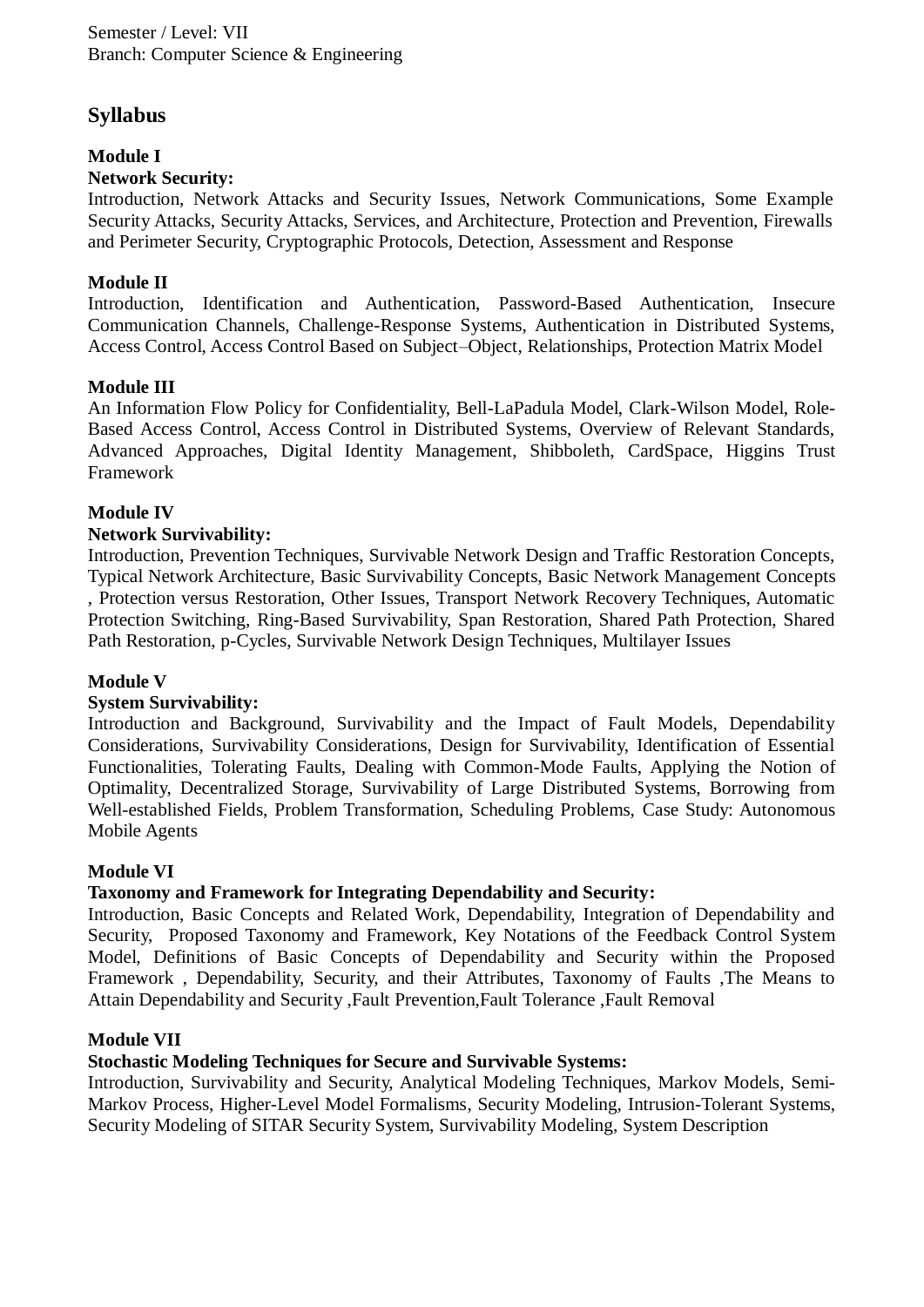Semester / Level: VII
Branch: Computer Science & Engineering

## Syllabus

### Module I

**Network Security:**

Introduction, Network Attacks and Security Issues, Network Communications, Some Example Security Attacks, Security Attacks, Services, and Architecture, Protection and Prevention, Firewalls and Perimeter Security, Cryptographic Protocols, Detection, Assessment and Response

### Module II

Introduction, Identification and Authentication, Password-Based Authentication, Insecure Communication Channels, Challenge-Response Systems, Authentication in Distributed Systems, Access Control, Access Control Based on Subject–Object, Relationships, Protection Matrix Model

### Module III

An Information Flow Policy for Confidentiality, Bell-LaPadula Model, Clark-Wilson Model, Role-Based Access Control, Access Control in Distributed Systems, Overview of Relevant Standards, Advanced Approaches, Digital Identity Management, Shibboleth, CardSpace, Higgins Trust Framework

### Module IV

**Network Survivability:**

Introduction, Prevention Techniques, Survivable Network Design and Traffic Restoration Concepts, Typical Network Architecture, Basic Survivability Concepts, Basic Network Management Concepts , Protection versus Restoration, Other Issues, Transport Network Recovery Techniques, Automatic Protection Switching, Ring-Based Survivability, Span Restoration, Shared Path Protection, Shared Path Restoration, p-Cycles, Survivable Network Design Techniques, Multilayer Issues

### Module V

**System Survivability:**

Introduction and Background, Survivability and the Impact of Fault Models, Dependability Considerations, Survivability Considerations, Design for Survivability, Identification of Essential Functionalities, Tolerating Faults, Dealing with Common-Mode Faults, Applying the Notion of Optimality, Decentralized Storage, Survivability of Large Distributed Systems, Borrowing from Well-established Fields, Problem Transformation, Scheduling Problems, Case Study: Autonomous Mobile Agents

### Module VI

**Taxonomy and Framework for Integrating Dependability and Security:**

Introduction, Basic Concepts and Related Work, Dependability, Integration of Dependability and Security, Proposed Taxonomy and Framework, Key Notations of the Feedback Control System Model, Definitions of Basic Concepts of Dependability and Security within the Proposed Framework , Dependability, Security, and their Attributes, Taxonomy of Faults ,The Means to Attain Dependability and Security ,Fault Prevention,Fault Tolerance ,Fault Removal

### Module VII

**Stochastic Modeling Techniques for Secure and Survivable Systems:**

Introduction, Survivability and Security, Analytical Modeling Techniques, Markov Models, Semi-Markov Process, Higher-Level Model Formalisms, Security Modeling, Intrusion-Tolerant Systems, Security Modeling of SITAR Security System, Survivability Modeling, System Description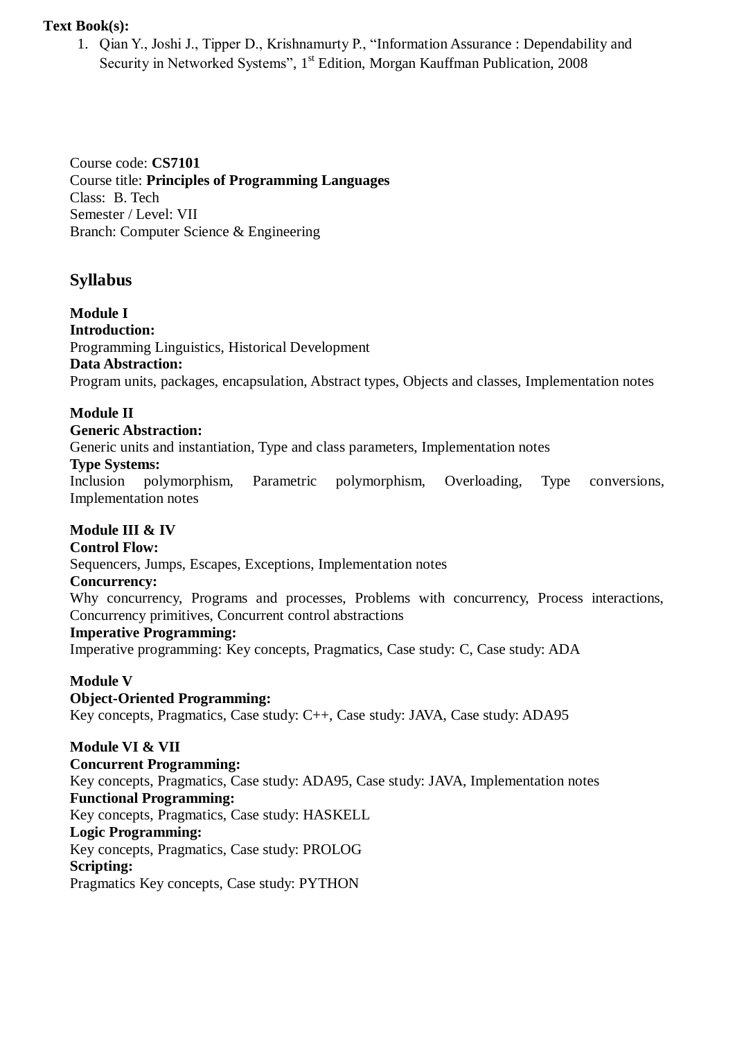**Text Book(s):**

1. Qian Y., Joshi J., Tipper D., Krishnamurty P., "Information Assurance : Dependability and Security in Networked Systems", 1st Edition, Morgan Kauffman Publication, 2008

Course code: **CS7101**
Course title: **Principles of Programming Languages**
Class: B. Tech
Semester / Level: VII
Branch: Computer Science & Engineering

## Syllabus

**Module I**
**Introduction:**
Programming Linguistics, Historical Development
**Data Abstraction:**
Program units, packages, encapsulation, Abstract types, Objects and classes, Implementation notes

**Module II**
**Generic Abstraction:**
Generic units and instantiation, Type and class parameters, Implementation notes
**Type Systems:**
Inclusion polymorphism, Parametric polymorphism, Overloading, Type conversions, Implementation notes

**Module III & IV**
**Control Flow:**
Sequencers, Jumps, Escapes, Exceptions, Implementation notes
**Concurrency:**
Why concurrency, Programs and processes, Problems with concurrency, Process interactions, Concurrency primitives, Concurrent control abstractions
**Imperative Programming:**
Imperative programming: Key concepts, Pragmatics, Case study: C, Case study: ADA

**Module V**
**Object-Oriented Programming:**
Key concepts, Pragmatics, Case study: C++, Case study: JAVA, Case study: ADA95

**Module VI & VII**
**Concurrent Programming:**
Key concepts, Pragmatics, Case study: ADA95, Case study: JAVA, Implementation notes
**Functional Programming:**
Key concepts, Pragmatics, Case study: HASKELL
**Logic Programming:**
Key concepts, Pragmatics, Case study: PROLOG
**Scripting:**
Pragmatics Key concepts, Case study: PYTHON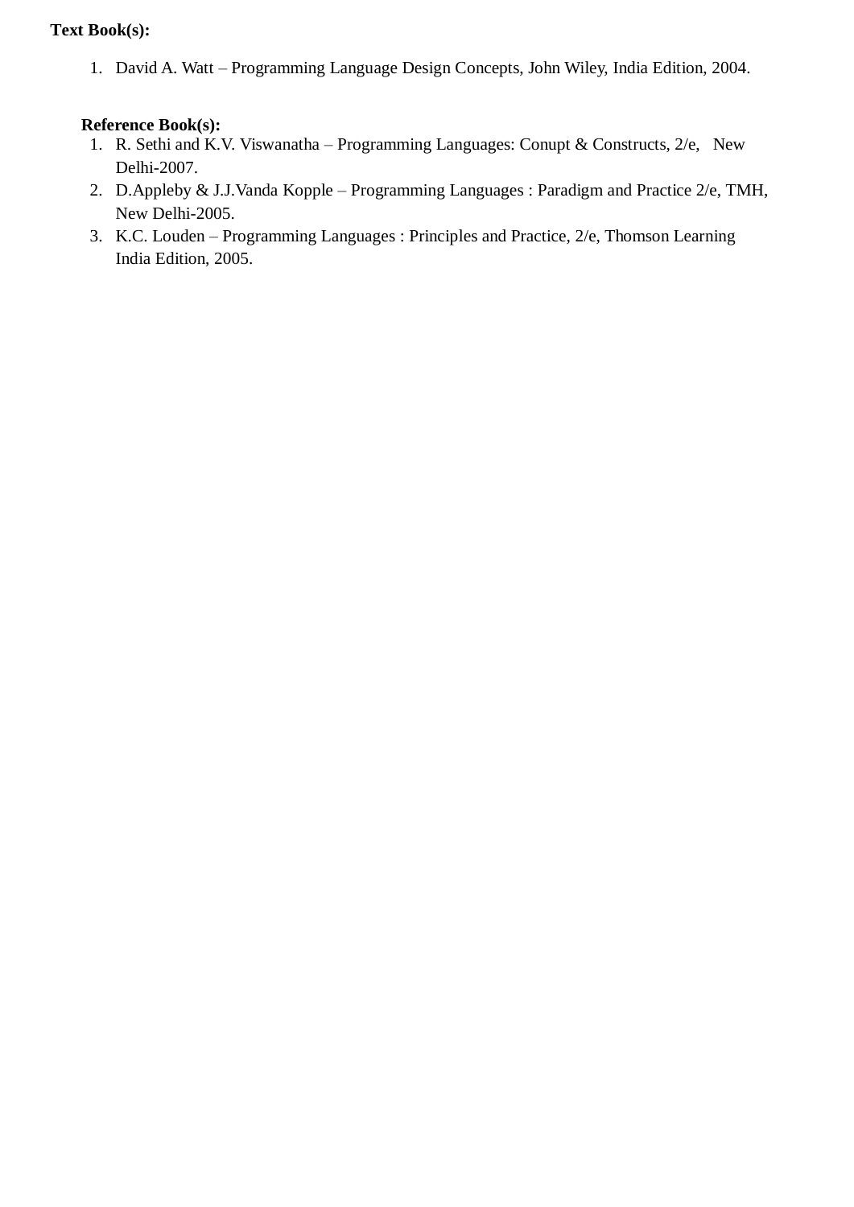**Text Book(s):**

1. David A. Watt – Programming Language Design Concepts, John Wiley, India Edition, 2004.

**Reference Book(s):**

1. R. Sethi and K.V. Viswanatha – Programming Languages: Conupt & Constructs, 2/e, New Delhi-2007.
2. D.Appleby & J.J.Vanda Kopple – Programming Languages : Paradigm and Practice 2/e, TMH, New Delhi-2005.
3. K.C. Louden – Programming Languages : Principles and Practice, 2/e, Thomson Learning India Edition, 2005.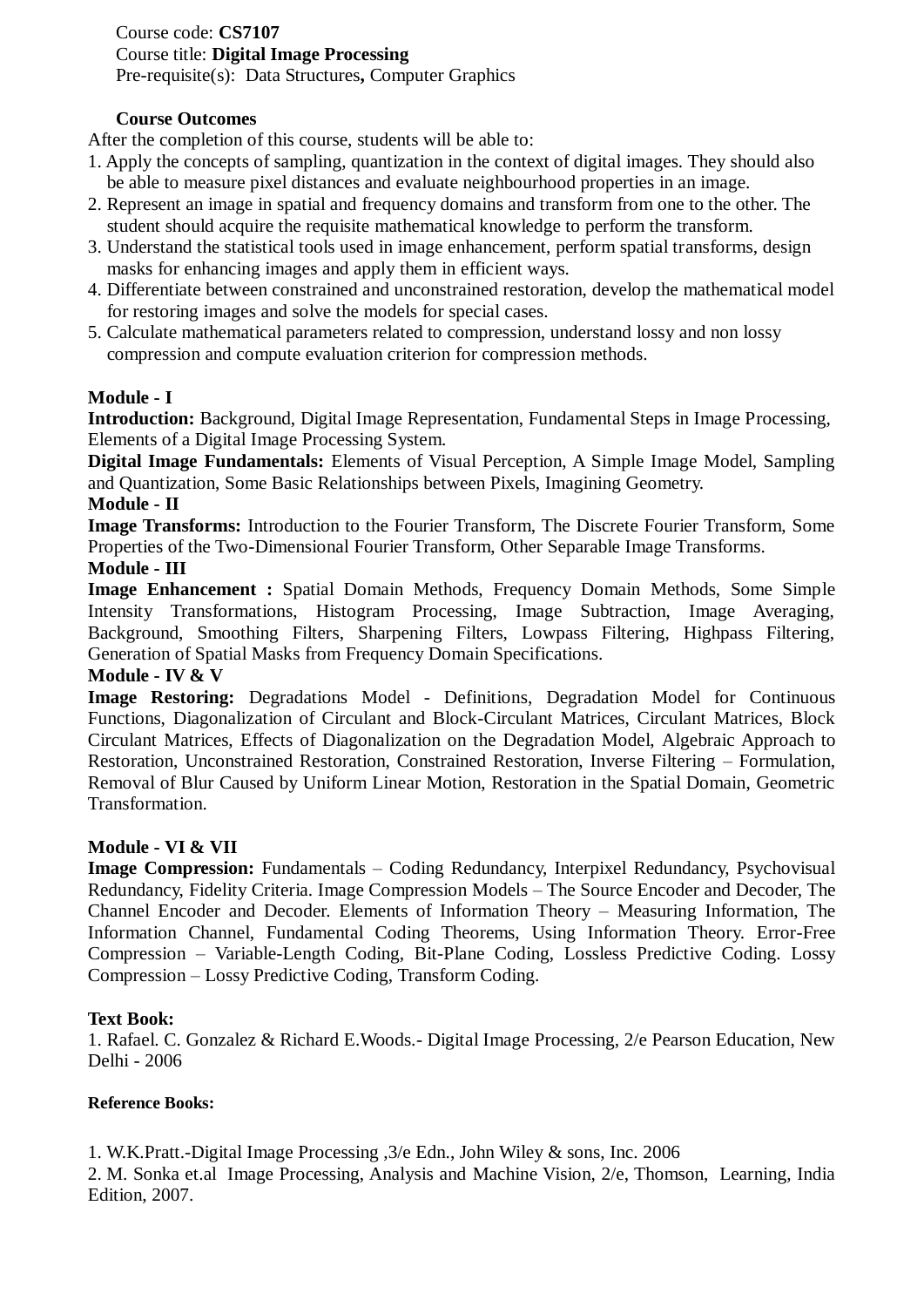Course code: **CS7107**
Course title: **Digital Image Processing**
Pre-requisite(s): Data Structures**,** Computer Graphics

**Course Outcomes**

After the completion of this course, students will be able to:

1. Apply the concepts of sampling, quantization in the context of digital images. They should also be able to measure pixel distances and evaluate neighbourhood properties in an image.
2. Represent an image in spatial and frequency domains and transform from one to the other. The student should acquire the requisite mathematical knowledge to perform the transform.
3. Understand the statistical tools used in image enhancement, perform spatial transforms, design masks for enhancing images and apply them in efficient ways.
4. Differentiate between constrained and unconstrained restoration, develop the mathematical model for restoring images and solve the models for special cases.
5. Calculate mathematical parameters related to compression, understand lossy and non lossy compression and compute evaluation criterion for compression methods.

**Module - I**

**Introduction:** Background, Digital Image Representation, Fundamental Steps in Image Processing, Elements of a Digital Image Processing System.

**Digital Image Fundamentals:** Elements of Visual Perception, A Simple Image Model, Sampling and Quantization, Some Basic Relationships between Pixels, Imagining Geometry.

**Module - II**

**Image Transforms:** Introduction to the Fourier Transform, The Discrete Fourier Transform, Some Properties of the Two-Dimensional Fourier Transform, Other Separable Image Transforms.

**Module - III**

**Image Enhancement :** Spatial Domain Methods, Frequency Domain Methods, Some Simple Intensity Transformations, Histogram Processing, Image Subtraction, Image Averaging, Background, Smoothing Filters, Sharpening Filters, Lowpass Filtering, Highpass Filtering, Generation of Spatial Masks from Frequency Domain Specifications.

**Module - IV & V**

**Image Restoring:** Degradations Model - Definitions, Degradation Model for Continuous Functions, Diagonalization of Circulant and Block-Circulant Matrices, Circulant Matrices, Block Circulant Matrices, Effects of Diagonalization on the Degradation Model, Algebraic Approach to Restoration, Unconstrained Restoration, Constrained Restoration, Inverse Filtering – Formulation, Removal of Blur Caused by Uniform Linear Motion, Restoration in the Spatial Domain, Geometric Transformation.

**Module - VI & VII**

**Image Compression:** Fundamentals – Coding Redundancy, Interpixel Redundancy, Psychovisual Redundancy, Fidelity Criteria. Image Compression Models – The Source Encoder and Decoder, The Channel Encoder and Decoder. Elements of Information Theory – Measuring Information, The Information Channel, Fundamental Coding Theorems, Using Information Theory. Error-Free Compression – Variable-Length Coding, Bit-Plane Coding, Lossless Predictive Coding. Lossy Compression – Lossy Predictive Coding, Transform Coding.

**Text Book:**

1. Rafael. C. Gonzalez & Richard E.Woods.- Digital Image Processing, 2/e Pearson Education, New Delhi - 2006

**Reference Books:**

1. W.K.Pratt.-Digital Image Processing ,3/e Edn., John Wiley & sons, Inc. 2006
2. M. Sonka et.al Image Processing, Analysis and Machine Vision, 2/e, Thomson, Learning, India Edition, 2007.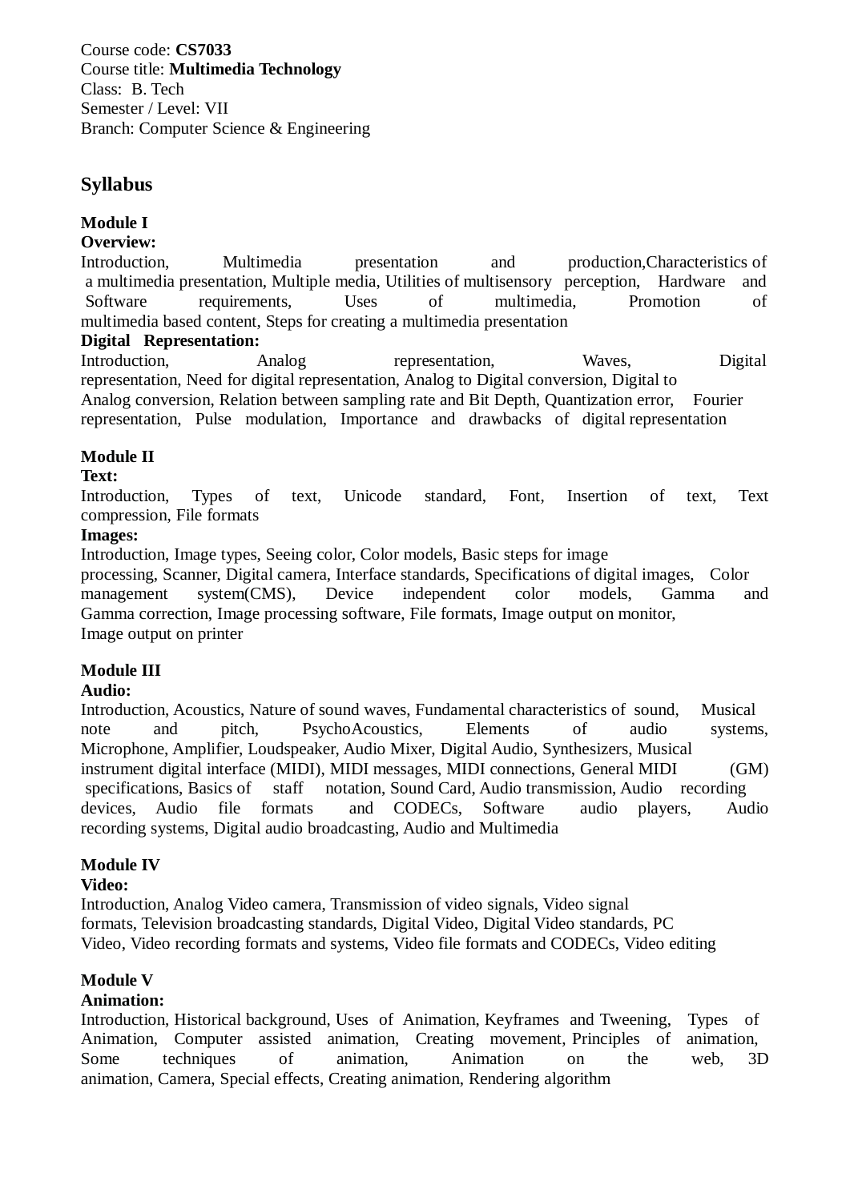Course code: **CS7033**
Course title: **Multimedia Technology**
Class: B. Tech
Semester / Level: VII
Branch: Computer Science & Engineering

## Syllabus

**Module I**

**Overview:**

Introduction, Multimedia presentation and production, Characteristics of a multimedia presentation, Multiple media, Utilities of multisensory perception, Hardware and Software requirements, Uses of multimedia, Promotion of multimedia based content, Steps for creating a multimedia presentation

**Digital Representation:**

Introduction, Analog representation, Waves, Digital representation, Need for digital representation, Analog to Digital conversion, Digital to Analog conversion, Relation between sampling rate and Bit Depth, Quantization error, Fourier representation, Pulse modulation, Importance and drawbacks of digital representation

**Module II**

**Text:**

Introduction, Types of text, Unicode standard, Font, Insertion of text, Text compression, File formats

**Images:**

Introduction, Image types, Seeing color, Color models, Basic steps for image processing, Scanner, Digital camera, Interface standards, Specifications of digital images, Color management system(CMS), Device independent color models, Gamma and Gamma correction, Image processing software, File formats, Image output on monitor, Image output on printer

**Module III**

**Audio:**

Introduction, Acoustics, Nature of sound waves, Fundamental characteristics of sound, Musical note and pitch, PsychoAcoustics, Elements of audio systems, Microphone, Amplifier, Loudspeaker, Audio Mixer, Digital Audio, Synthesizers, Musical instrument digital interface (MIDI), MIDI messages, MIDI connections, General MIDI (GM) specifications, Basics of staff notation, Sound Card, Audio transmission, Audio recording devices, Audio file formats and CODECs, Software audio players, Audio recording systems, Digital audio broadcasting, Audio and Multimedia

**Module IV**

**Video:**

Introduction, Analog Video camera, Transmission of video signals, Video signal formats, Television broadcasting standards, Digital Video, Digital Video standards, PC Video, Video recording formats and systems, Video file formats and CODECs, Video editing

**Module V**

**Animation:**

Introduction, Historical background, Uses of Animation, Keyframes and Tweening, Types of Animation, Computer assisted animation, Creating movement, Principles of animation, Some techniques of animation, Animation on the web, 3D animation, Camera, Special effects, Creating animation, Rendering algorithm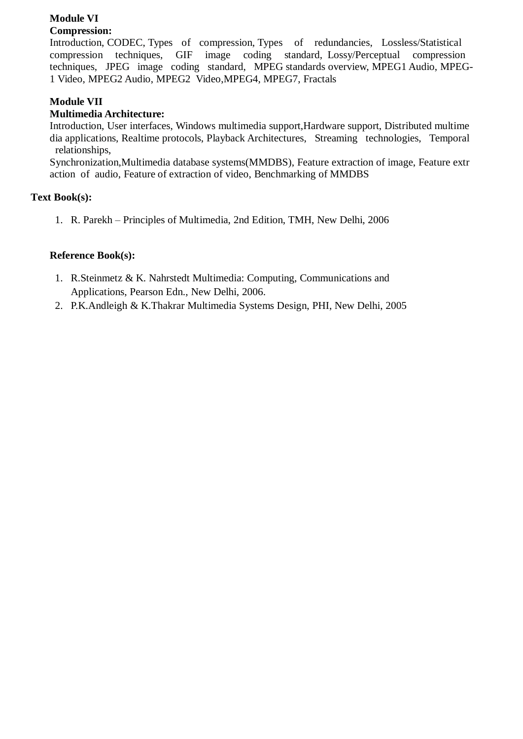**Module VI**
**Compression:**
Introduction, CODEC, Types of compression, Types of redundancies, Lossless/Statistical compression techniques, GIF image coding standard, Lossy/Perceptual compression techniques, JPEG image coding standard, MPEG standards overview, MPEG1 Audio, MPEG-1 Video, MPEG2 Audio, MPEG2 Video,MPEG4, MPEG7, Fractals

**Module VII**
**Multimedia Architecture:**
Introduction, User interfaces, Windows multimedia support,Hardware support, Distributed multimedia applications, Realtime protocols, Playback Architectures, Streaming technologies, Temporal relationships,
Synchronization,Multimedia database systems(MMDBS), Feature extraction of image, Feature extraction of audio, Feature of extraction of video, Benchmarking of MMDBS

**Text Book(s):**

1. R. Parekh – Principles of Multimedia, 2nd Edition, TMH, New Delhi, 2006

**Reference Book(s):**

1. R.Steinmetz & K. Nahrstedt Multimedia: Computing, Communications and Applications, Pearson Edn., New Delhi, 2006.
2. P.K.Andleigh & K.Thakrar Multimedia Systems Design, PHI, New Delhi, 2005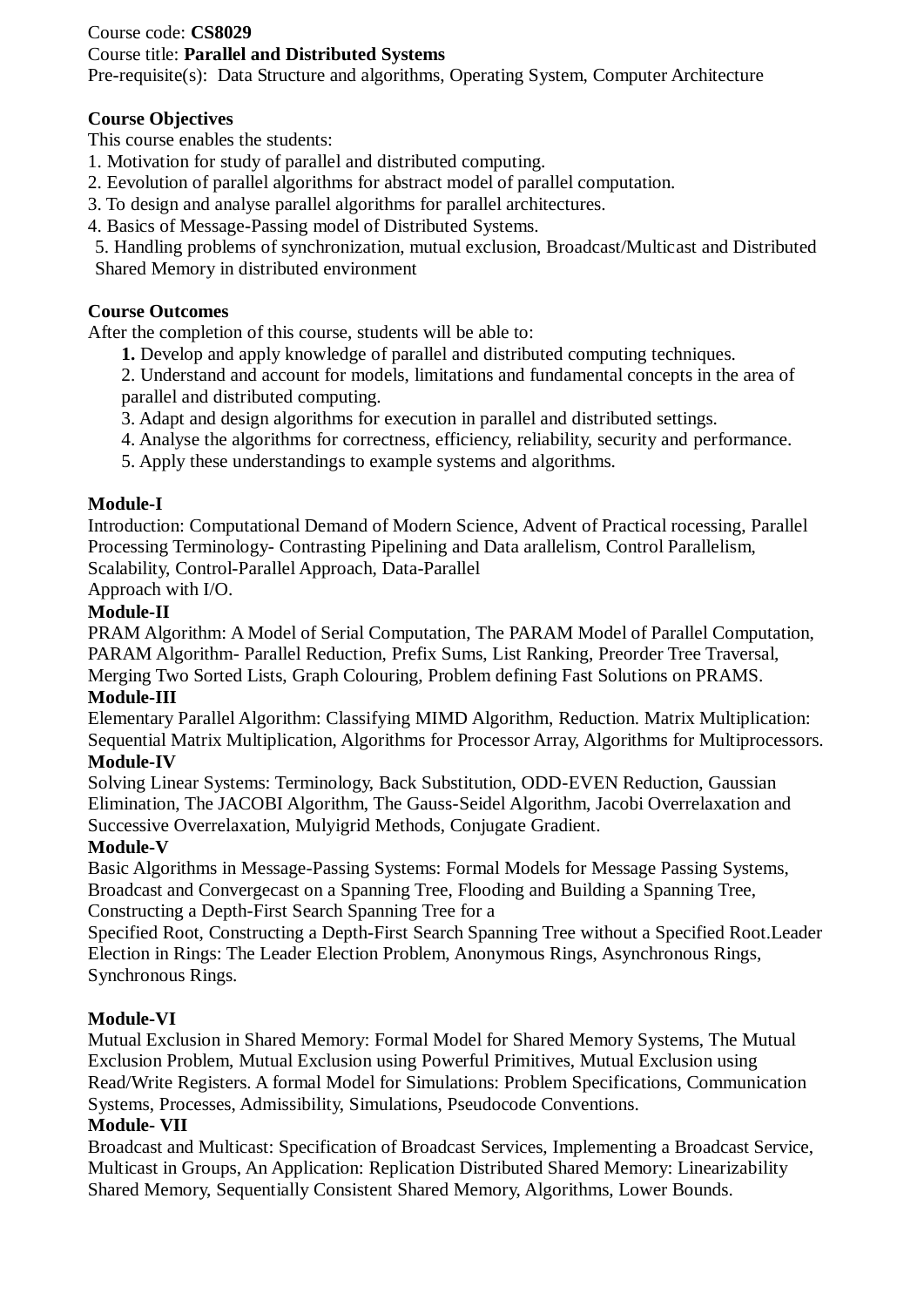Course code: **CS8029**

Course title: **Parallel and Distributed Systems**

Pre-requisite(s): Data Structure and algorithms, Operating System, Computer Architecture

**Course Objectives**

This course enables the students:

1. Motivation for study of parallel and distributed computing.
2. Eevolution of parallel algorithms for abstract model of parallel computation.
3. To design and analyse parallel algorithms for parallel architectures.
4. Basics of Message-Passing model of Distributed Systems.
5. Handling problems of synchronization, mutual exclusion, Broadcast/Multicast and Distributed Shared Memory in distributed environment

**Course Outcomes**

After the completion of this course, students will be able to:

1. Develop and apply knowledge of parallel and distributed computing techniques.
2. Understand and account for models, limitations and fundamental concepts in the area of parallel and distributed computing.
3. Adapt and design algorithms for execution in parallel and distributed settings.
4. Analyse the algorithms for correctness, efficiency, reliability, security and performance.
5. Apply these understandings to example systems and algorithms.

**Module-I**

Introduction: Computational Demand of Modern Science, Advent of Practical rocessing, Parallel Processing Terminology- Contrasting Pipelining and Data arallelism, Control Parallelism, Scalability, Control-Parallel Approach, Data-Parallel Approach with I/O.

**Module-II**

PRAM Algorithm: A Model of Serial Computation, The PARAM Model of Parallel Computation, PARAM Algorithm- Parallel Reduction, Prefix Sums, List Ranking, Preorder Tree Traversal, Merging Two Sorted Lists, Graph Colouring, Problem defining Fast Solutions on PRAMS.

**Module-III**

Elementary Parallel Algorithm: Classifying MIMD Algorithm, Reduction. Matrix Multiplication: Sequential Matrix Multiplication, Algorithms for Processor Array, Algorithms for Multiprocessors.

**Module-IV**

Solving Linear Systems: Terminology, Back Substitution, ODD-EVEN Reduction, Gaussian Elimination, The JACOBI Algorithm, The Gauss-Seidel Algorithm, Jacobi Overrelaxation and Successive Overrelaxation, Mulyigrid Methods, Conjugate Gradient.

**Module-V**

Basic Algorithms in Message-Passing Systems: Formal Models for Message Passing Systems, Broadcast and Convergecast on a Spanning Tree, Flooding and Building a Spanning Tree, Constructing a Depth-First Search Spanning Tree for a Specified Root, Constructing a Depth-First Search Spanning Tree without a Specified Root.Leader Election in Rings: The Leader Election Problem, Anonymous Rings, Asynchronous Rings, Synchronous Rings.

**Module-VI**

Mutual Exclusion in Shared Memory: Formal Model for Shared Memory Systems, The Mutual Exclusion Problem, Mutual Exclusion using Powerful Primitives, Mutual Exclusion using Read/Write Registers. A formal Model for Simulations: Problem Specifications, Communication Systems, Processes, Admissibility, Simulations, Pseudocode Conventions.

**Module- VII**

Broadcast and Multicast: Specification of Broadcast Services, Implementing a Broadcast Service, Multicast in Groups, An Application: Replication Distributed Shared Memory: Linearizability Shared Memory, Sequentially Consistent Shared Memory, Algorithms, Lower Bounds.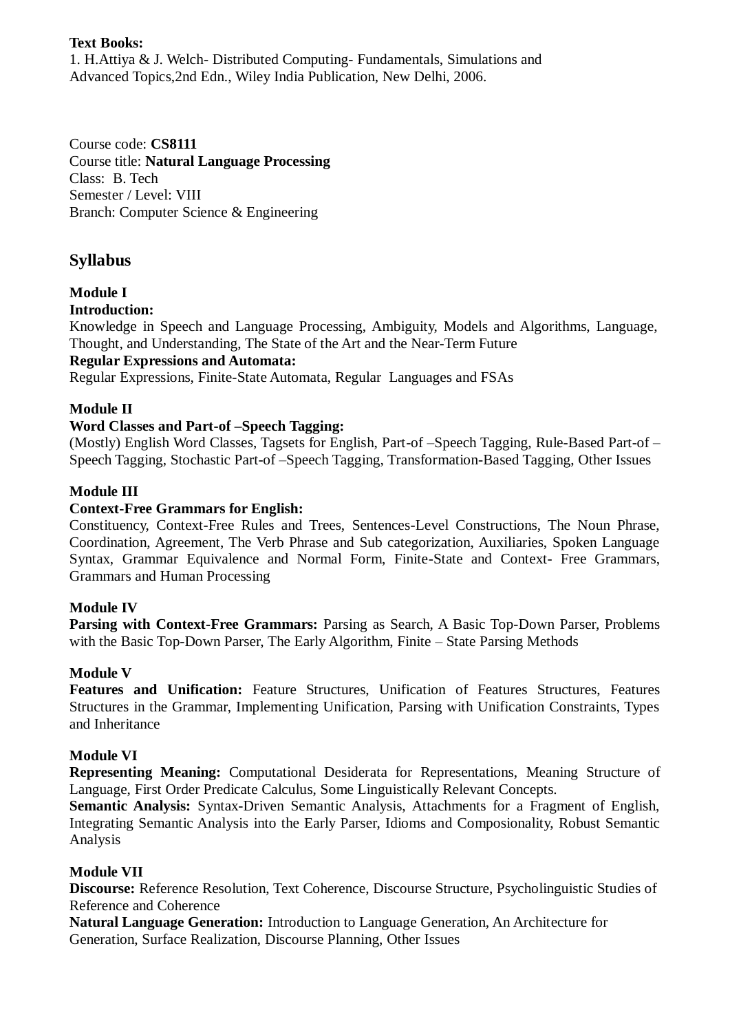**Text Books:**

1. H.Attiya & J. Welch- Distributed Computing- Fundamentals, Simulations and Advanced Topics,2nd Edn., Wiley India Publication, New Delhi, 2006.

Course code: **CS8111**
Course title: **Natural Language Processing**
Class: B. Tech
Semester / Level: VIII
Branch: Computer Science & Engineering

## Syllabus

**Module I**

**Introduction:**
Knowledge in Speech and Language Processing, Ambiguity, Models and Algorithms, Language, Thought, and Understanding, The State of the Art and the Near-Term Future

**Regular Expressions and Automata:**
Regular Expressions, Finite-State Automata, Regular Languages and FSAs

**Module II**

**Word Classes and Part-of –Speech Tagging:**
(Mostly) English Word Classes, Tagsets for English, Part-of –Speech Tagging, Rule-Based Part-of –Speech Tagging, Stochastic Part-of –Speech Tagging, Transformation-Based Tagging, Other Issues

**Module III**

**Context-Free Grammars for English:**
Constituency, Context-Free Rules and Trees, Sentences-Level Constructions, The Noun Phrase, Coordination, Agreement, The Verb Phrase and Sub categorization, Auxiliaries, Spoken Language Syntax, Grammar Equivalence and Normal Form, Finite-State and Context- Free Grammars, Grammars and Human Processing

**Module IV**

**Parsing with Context-Free Grammars:** Parsing as Search, A Basic Top-Down Parser, Problems with the Basic Top-Down Parser, The Early Algorithm, Finite – State Parsing Methods

**Module V**

**Features and Unification:** Feature Structures, Unification of Features Structures, Features Structures in the Grammar, Implementing Unification, Parsing with Unification Constraints, Types and Inheritance

**Module VI**

**Representing Meaning:** Computational Desiderata for Representations, Meaning Structure of Language, First Order Predicate Calculus, Some Linguistically Relevant Concepts.

**Semantic Analysis:** Syntax-Driven Semantic Analysis, Attachments for a Fragment of English, Integrating Semantic Analysis into the Early Parser, Idioms and Composionality, Robust Semantic Analysis

**Module VII**

**Discourse:** Reference Resolution, Text Coherence, Discourse Structure, Psycholinguistic Studies of Reference and Coherence

**Natural Language Generation:** Introduction to Language Generation, An Architecture for Generation, Surface Realization, Discourse Planning, Other Issues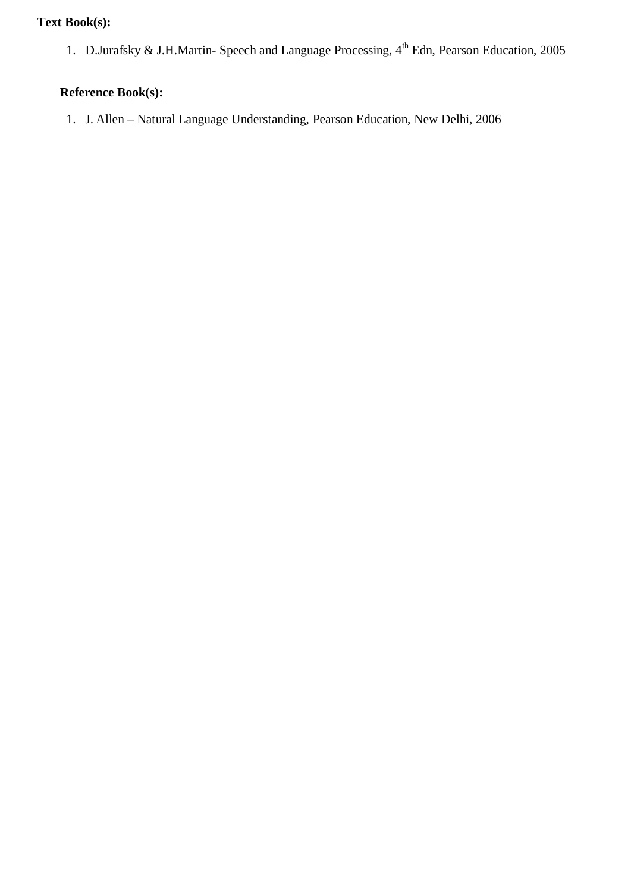**Text Book(s):**

1. D.Jurafsky & J.H.Martin- Speech and Language Processing, $4^{th}$ Edn, Pearson Education, 2005

**Reference Book(s):**

1. J. Allen – Natural Language Understanding, Pearson Education, New Delhi, 2006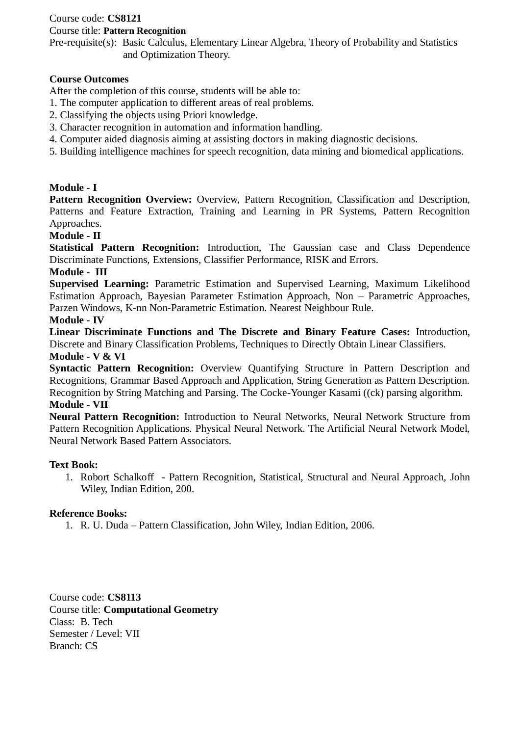Course code: **CS8121**
Course title: **Pattern Recognition**
Pre-requisite(s): Basic Calculus, Elementary Linear Algebra, Theory of Probability and Statistics and Optimization Theory.

**Course Outcomes**

After the completion of this course, students will be able to:

1. The computer application to different areas of real problems.
2. Classifying the objects using Priori knowledge.
3. Character recognition in automation and information handling.
4. Computer aided diagnosis aiming at assisting doctors in making diagnostic decisions.
5. Building intelligence machines for speech recognition, data mining and biomedical applications.

**Module - I**

**Pattern Recognition Overview:** Overview, Pattern Recognition, Classification and Description, Patterns and Feature Extraction, Training and Learning in PR Systems, Pattern Recognition Approaches.

**Module - II**

**Statistical Pattern Recognition:** Introduction, The Gaussian case and Class Dependence Discriminate Functions, Extensions, Classifier Performance, RISK and Errors.

**Module - III**

**Supervised Learning:** Parametric Estimation and Supervised Learning, Maximum Likelihood Estimation Approach, Bayesian Parameter Estimation Approach, Non – Parametric Approaches, Parzen Windows, K-nn Non-Parametric Estimation. Nearest Neighbour Rule.

**Module - IV**

**Linear Discriminate Functions and The Discrete and Binary Feature Cases:** Introduction, Discrete and Binary Classification Problems, Techniques to Directly Obtain Linear Classifiers.

**Module - V & VI**

**Syntactic Pattern Recognition:** Overview Quantifying Structure in Pattern Description and Recognitions, Grammar Based Approach and Application, String Generation as Pattern Description. Recognition by String Matching and Parsing. The Cocke-Younger Kasami ((ck) parsing algorithm.

**Module - VII**

**Neural Pattern Recognition:** Introduction to Neural Networks, Neural Network Structure from Pattern Recognition Applications. Physical Neural Network. The Artificial Neural Network Model, Neural Network Based Pattern Associators.

**Text Book:**

1. Robort Schalkoff - Pattern Recognition, Statistical, Structural and Neural Approach, John Wiley, Indian Edition, 200.

**Reference Books:**

1. R. U. Duda – Pattern Classification, John Wiley, Indian Edition, 2006.

Course code: **CS8113**
Course title: **Computational Geometry**
Class: B. Tech
Semester / Level: VII
Branch: CS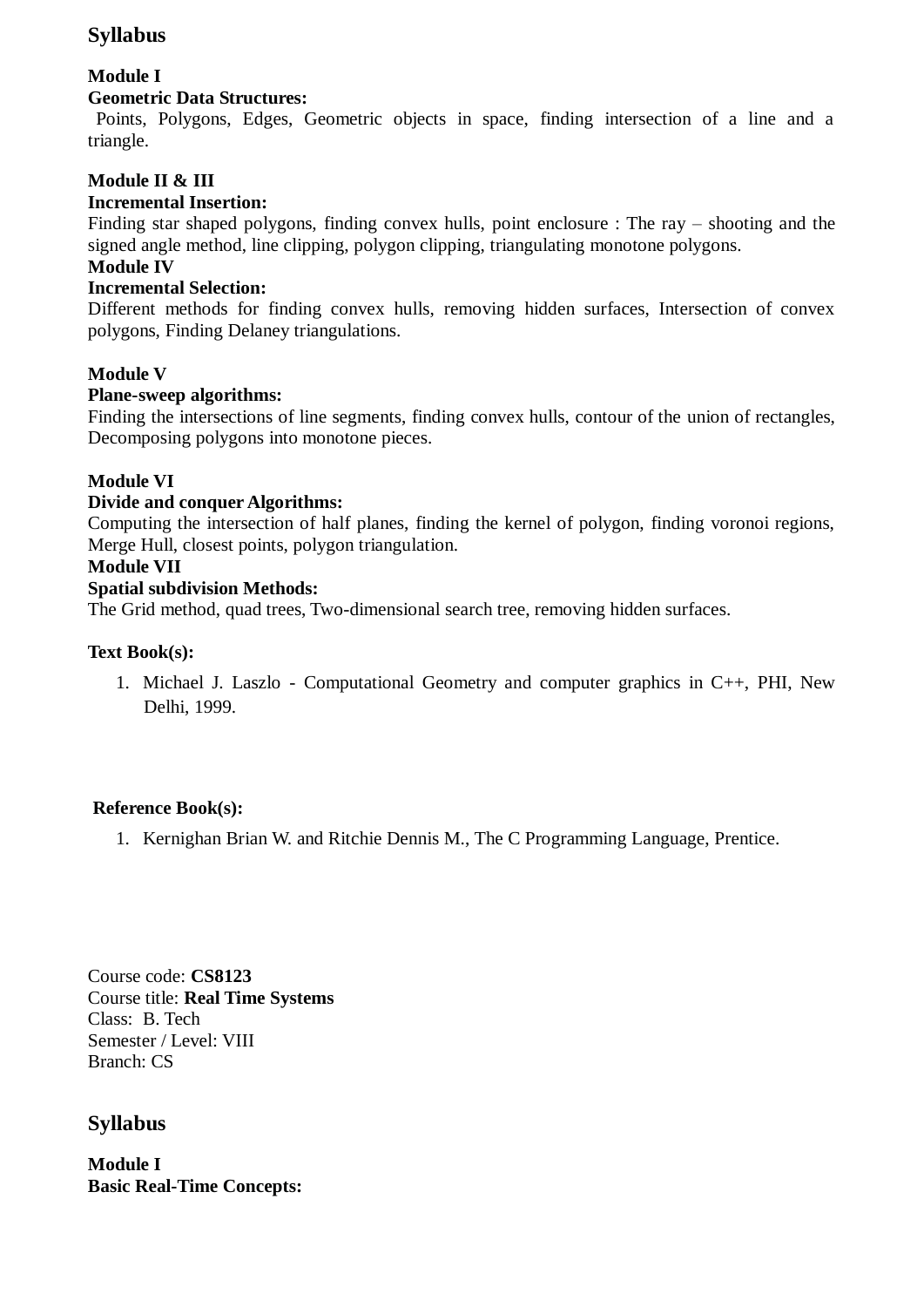## Syllabus

**Module I**
**Geometric Data Structures:**
Points, Polygons, Edges, Geometric objects in space, finding intersection of a line and a triangle.

**Module II & III**
**Incremental Insertion:**
Finding star shaped polygons, finding convex hulls, point enclosure : The ray – shooting and the signed angle method, line clipping, polygon clipping, triangulating monotone polygons.
**Module IV**
**Incremental Selection:**
Different methods for finding convex hulls, removing hidden surfaces, Intersection of convex polygons, Finding Delaney triangulations.

**Module V**
**Plane-sweep algorithms:**
Finding the intersections of line segments, finding convex hulls, contour of the union of rectangles, Decomposing polygons into monotone pieces.

**Module VI**
**Divide and conquer Algorithms:**
Computing the intersection of half planes, finding the kernel of polygon, finding voronoi regions, Merge Hull, closest points, polygon triangulation.
**Module VII**
**Spatial subdivision Methods:**
The Grid method, quad trees, Two-dimensional search tree, removing hidden surfaces.

**Text Book(s):**

1. Michael J. Laszlo - Computational Geometry and computer graphics in C++, PHI, New Delhi, 1999.

**Reference Book(s):**

1. Kernighan Brian W. and Ritchie Dennis M., The C Programming Language, Prentice.

Course code: **CS8123**
Course title: **Real Time Systems**
Class: B. Tech
Semester / Level: VIII
Branch: CS

## Syllabus

**Module I**
**Basic Real-Time Concepts:**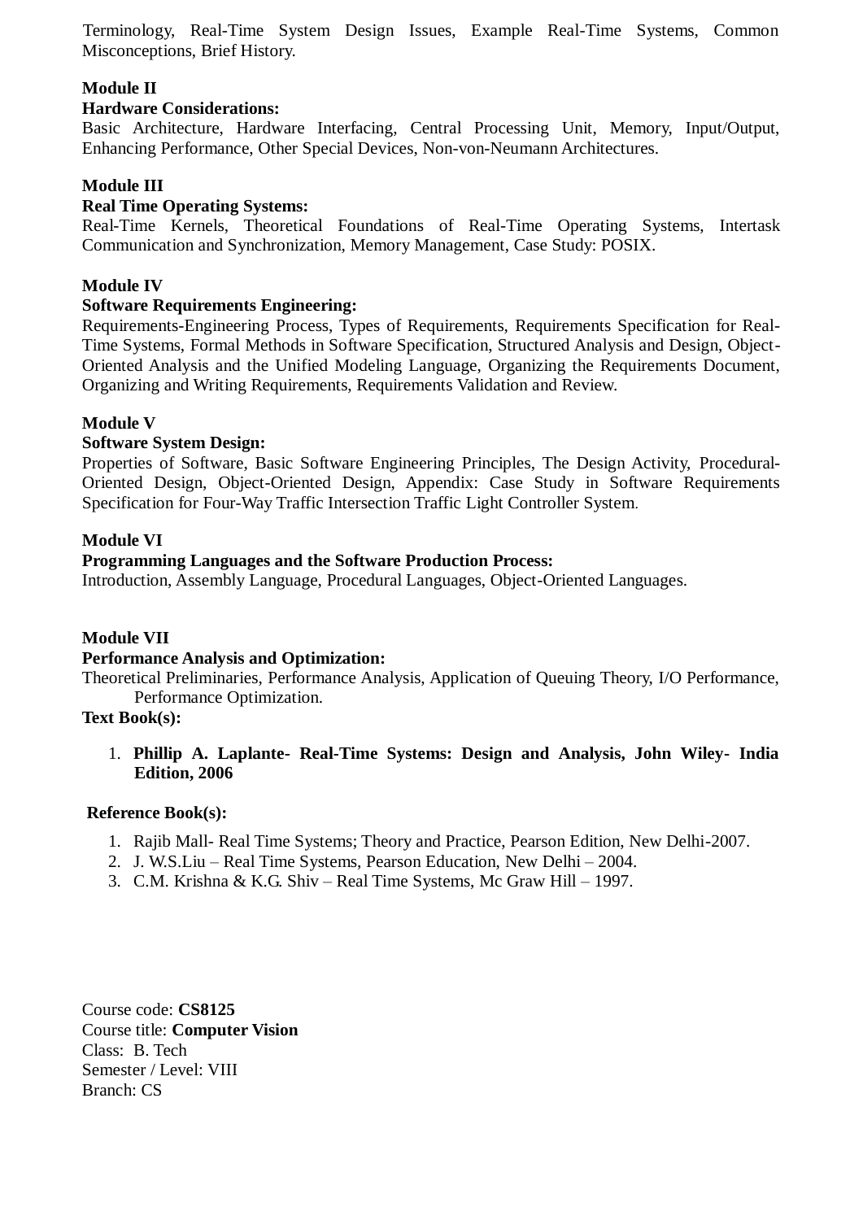Terminology, Real-Time System Design Issues, Example Real-Time Systems, Common Misconceptions, Brief History.

**Module II**

**Hardware Considerations:**

Basic Architecture, Hardware Interfacing, Central Processing Unit, Memory, Input/Output, Enhancing Performance, Other Special Devices, Non-von-Neumann Architectures.

**Module III**

**Real Time Operating Systems:**

Real-Time Kernels, Theoretical Foundations of Real-Time Operating Systems, Intertask Communication and Synchronization, Memory Management, Case Study: POSIX.

**Module IV**

**Software Requirements Engineering:**

Requirements-Engineering Process, Types of Requirements, Requirements Specification for Real-Time Systems, Formal Methods in Software Specification, Structured Analysis and Design, Object-Oriented Analysis and the Unified Modeling Language, Organizing the Requirements Document, Organizing and Writing Requirements, Requirements Validation and Review.

**Module V**

**Software System Design:**

Properties of Software, Basic Software Engineering Principles, The Design Activity, Procedural-Oriented Design, Object-Oriented Design, Appendix: Case Study in Software Requirements Specification for Four-Way Traffic Intersection Traffic Light Controller System.

**Module VI**

**Programming Languages and the Software Production Process:**

Introduction, Assembly Language, Procedural Languages, Object-Oriented Languages.

**Module VII**

**Performance Analysis and Optimization:**

Theoretical Preliminaries, Performance Analysis, Application of Queuing Theory, I/O Performance, Performance Optimization.

**Text Book(s):**

1. **Phillip A. Laplante- Real-Time Systems: Design and Analysis, John Wiley- India Edition, 2006**

**Reference Book(s):**

1. Rajib Mall- Real Time Systems; Theory and Practice, Pearson Edition, New Delhi-2007.
2. J. W.S.Liu – Real Time Systems, Pearson Education, New Delhi – 2004.
3. C.M. Krishna & K.G. Shiv – Real Time Systems, Mc Graw Hill – 1997.

Course code: **CS8125**
Course title: **Computer Vision**
Class: B. Tech
Semester / Level: VIII
Branch: CS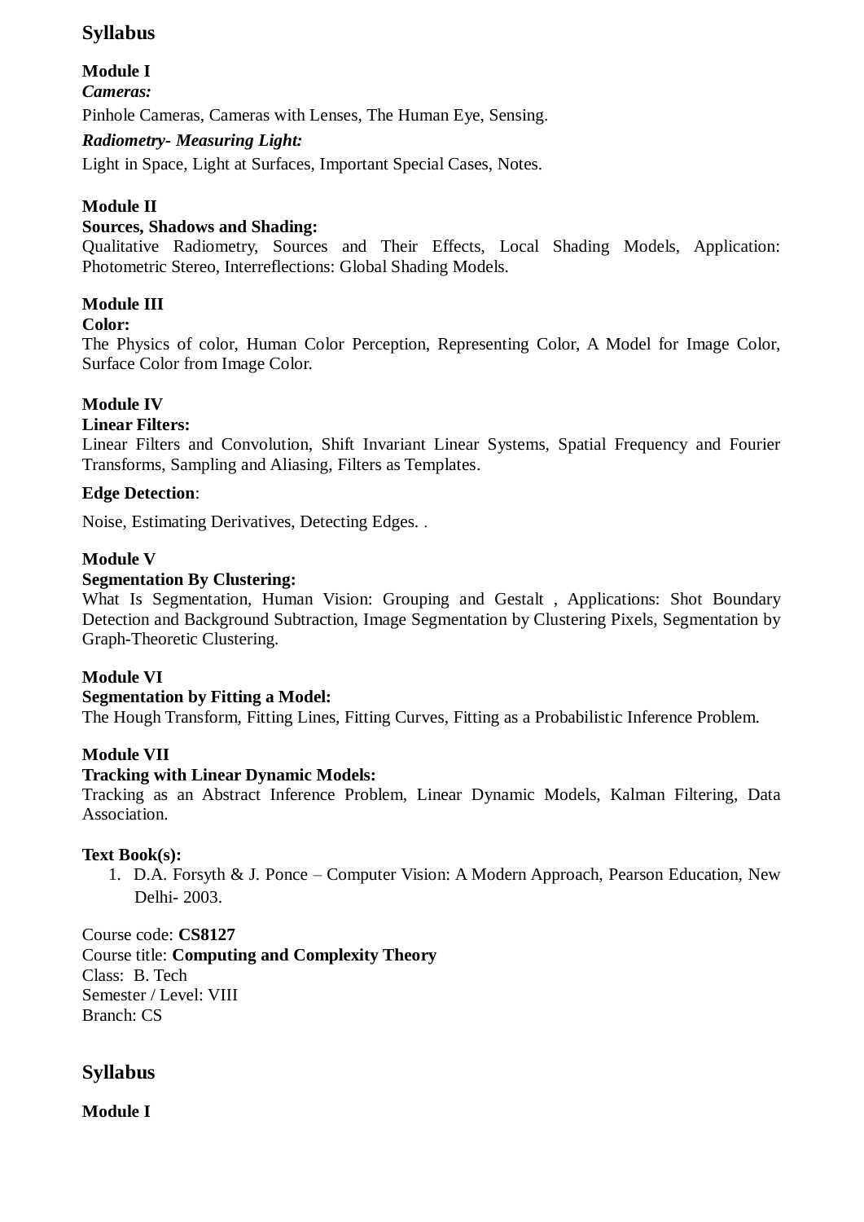## Syllabus

**Module I**

***Cameras:***

Pinhole Cameras, Cameras with Lenses, The Human Eye, Sensing.

***Radiometry- Measuring Light:***

Light in Space, Light at Surfaces, Important Special Cases, Notes.

**Module II**

**Sources, Shadows and Shading:**

Qualitative Radiometry, Sources and Their Effects, Local Shading Models, Application: Photometric Stereo, Interreflections: Global Shading Models.

**Module III**

**Color:**

The Physics of color, Human Color Perception, Representing Color, A Model for Image Color, Surface Color from Image Color.

**Module IV**

**Linear Filters:**

Linear Filters and Convolution, Shift Invariant Linear Systems, Spatial Frequency and Fourier Transforms, Sampling and Aliasing, Filters as Templates.

**Edge Detection**:

Noise, Estimating Derivatives, Detecting Edges. .

**Module V**

**Segmentation By Clustering:**

What Is Segmentation, Human Vision: Grouping and Gestalt , Applications: Shot Boundary Detection and Background Subtraction, Image Segmentation by Clustering Pixels, Segmentation by Graph-Theoretic Clustering.

**Module VI**

**Segmentation by Fitting a Model:**

The Hough Transform, Fitting Lines, Fitting Curves, Fitting as a Probabilistic Inference Problem.

**Module VII**

**Tracking with Linear Dynamic Models:**

Tracking as an Abstract Inference Problem, Linear Dynamic Models, Kalman Filtering, Data Association.

**Text Book(s):**

1. D.A. Forsyth & J. Ponce – Computer Vision: A Modern Approach, Pearson Education, New Delhi- 2003.

Course code: **CS8127**
Course title: **Computing and Complexity Theory**
Class: B. Tech
Semester / Level: VIII
Branch: CS

## Syllabus

**Module I**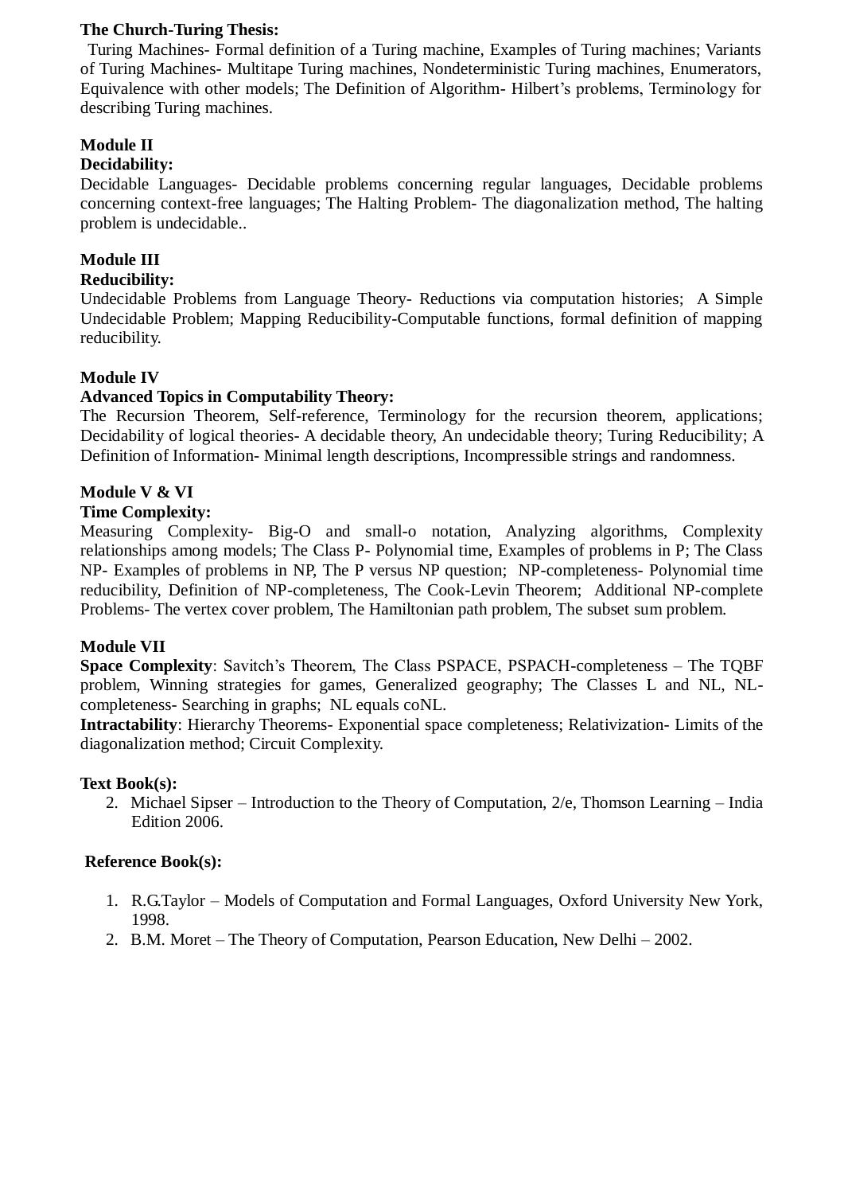**The Church-Turing Thesis:**
Turing Machines- Formal definition of a Turing machine, Examples of Turing machines; Variants of Turing Machines- Multitape Turing machines, Nondeterministic Turing machines, Enumerators, Equivalence with other models; The Definition of Algorithm- Hilbert's problems, Terminology for describing Turing machines.

**Module II**
**Decidability:**
Decidable Languages- Decidable problems concerning regular languages, Decidable problems concerning context-free languages; The Halting Problem- The diagonalization method, The halting problem is undecidable..

**Module III**
**Reducibility:**
Undecidable Problems from Language Theory- Reductions via computation histories; A Simple Undecidable Problem; Mapping Reducibility-Computable functions, formal definition of mapping reducibility.

**Module IV**
**Advanced Topics in Computability Theory:**
The Recursion Theorem, Self-reference, Terminology for the recursion theorem, applications; Decidability of logical theories- A decidable theory, An undecidable theory; Turing Reducibility; A Definition of Information- Minimal length descriptions, Incompressible strings and randomness.

**Module V & VI**
**Time Complexity:**
Measuring Complexity- Big-O and small-o notation, Analyzing algorithms, Complexity relationships among models; The Class P- Polynomial time, Examples of problems in P; The Class NP- Examples of problems in NP, The P versus NP question; NP-completeness- Polynomial time reducibility, Definition of NP-completeness, The Cook-Levin Theorem; Additional NP-complete Problems- The vertex cover problem, The Hamiltonian path problem, The subset sum problem.

**Module VII**
**Space Complexity**: Savitch's Theorem, The Class PSPACE, PSPACH-completeness – The TQBF problem, Winning strategies for games, Generalized geography; The Classes L and NL, NL-completeness- Searching in graphs; NL equals coNL.
**Intractability**: Hierarchy Theorems- Exponential space completeness; Relativization- Limits of the diagonalization method; Circuit Complexity.

**Text Book(s):**

2. Michael Sipser – Introduction to the Theory of Computation, 2/e, Thomson Learning – India Edition 2006.

**Reference Book(s):**

1. R.G.Taylor – Models of Computation and Formal Languages, Oxford University New York, 1998.
2. B.M. Moret – The Theory of Computation, Pearson Education, New Delhi – 2002.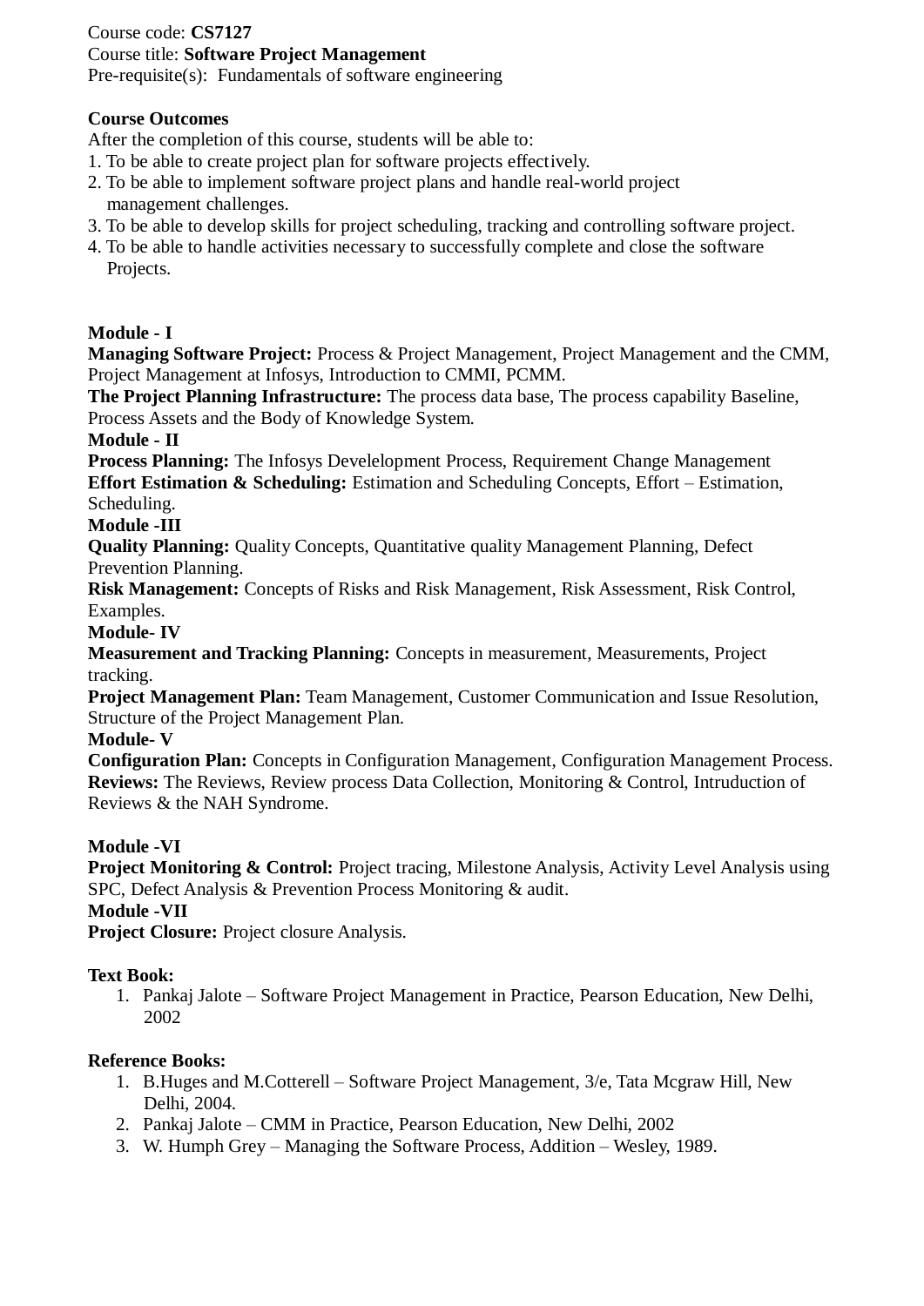Course code: **CS7127**
Course title: **Software Project Management**
Pre-requisite(s): Fundamentals of software engineering

**Course Outcomes**
After the completion of this course, students will be able to:

1. To be able to create project plan for software projects effectively.
2. To be able to implement software project plans and handle real-world project management challenges.
3. To be able to develop skills for project scheduling, tracking and controlling software project.
4. To be able to handle activities necessary to successfully complete and close the software Projects.

**Module - I**
**Managing Software Project:** Process & Project Management, Project Management and the CMM, Project Management at Infosys, Introduction to CMMI, PCMM.
**The Project Planning Infrastructure:** The process data base, The process capability Baseline, Process Assets and the Body of Knowledge System.
**Module - II**
**Process Planning:** The Infosys Devlelopment Process, Requirement Change Management
**Effort Estimation & Scheduling:** Estimation and Scheduling Concepts, Effort – Estimation, Scheduling.
**Module -III**
**Quality Planning:** Quality Concepts, Quantitative quality Management Planning, Defect Prevention Planning.
**Risk Management:** Concepts of Risks and Risk Management, Risk Assessment, Risk Control, Examples.
**Module- IV**
**Measurement and Tracking Planning:** Concepts in measurement, Measurements, Project tracking.
**Project Management Plan:** Team Management, Customer Communication and Issue Resolution, Structure of the Project Management Plan.
**Module- V**
**Configuration Plan:** Concepts in Configuration Management, Configuration Management Process.
**Reviews:** The Reviews, Review process Data Collection, Monitoring & Control, Intruduction of Reviews & the NAH Syndrome.

**Module -VI**
**Project Monitoring & Control:** Project tracing, Milestone Analysis, Activity Level Analysis using SPC, Defect Analysis & Prevention Process Monitoring & audit.
**Module -VII**
**Project Closure:** Project closure Analysis.

**Text Book:**

1. Pankaj Jalote – Software Project Management in Practice, Pearson Education, New Delhi, 2002

**Reference Books:**

1. B.Huges and M.Cotterell – Software Project Management, 3/e, Tata Mcgraw Hill, New Delhi, 2004.
2. Pankaj Jalote – CMM in Practice, Pearson Education, New Delhi, 2002
3. W. Humph Grey – Managing the Software Process, Addition – Wesley, 1989.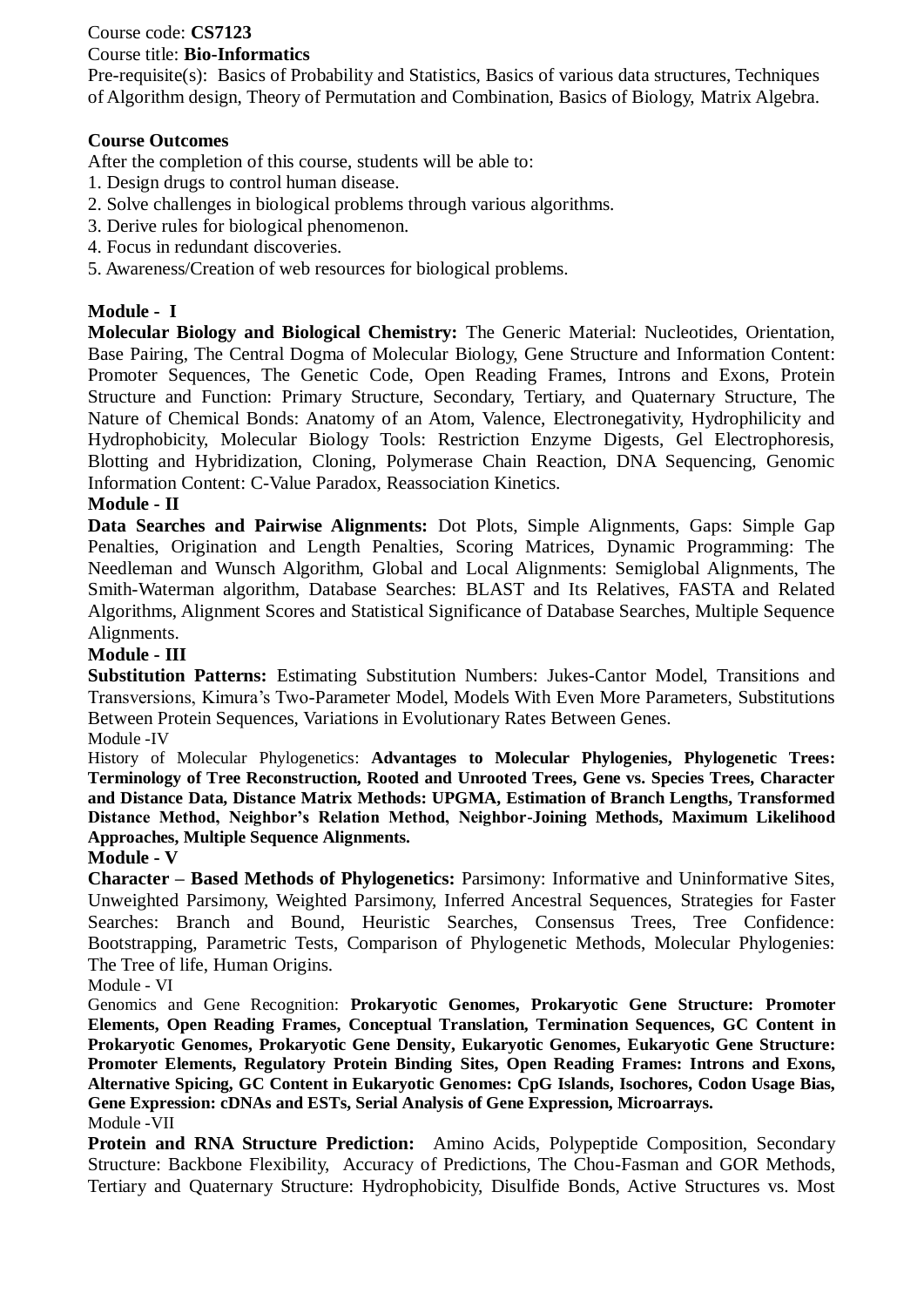Course code: **CS7123**

Course title: **Bio-Informatics**

Pre-requisite(s): Basics of Probability and Statistics, Basics of various data structures, Techniques of Algorithm design, Theory of Permutation and Combination, Basics of Biology, Matrix Algebra.

**Course Outcomes**

After the completion of this course, students will be able to:

1. Design drugs to control human disease.
2. Solve challenges in biological problems through various algorithms.
3. Derive rules for biological phenomenon.
4. Focus in redundant discoveries.
5. Awareness/Creation of web resources for biological problems.

**Module - I**

**Molecular Biology and Biological Chemistry:** The Generic Material: Nucleotides, Orientation, Base Pairing, The Central Dogma of Molecular Biology, Gene Structure and Information Content: Promoter Sequences, The Genetic Code, Open Reading Frames, Introns and Exons, Protein Structure and Function: Primary Structure, Secondary, Tertiary, and Quaternary Structure, The Nature of Chemical Bonds: Anatomy of an Atom, Valence, Electronegativity, Hydrophilicity and Hydrophobicity, Molecular Biology Tools: Restriction Enzyme Digests, Gel Electrophoresis, Blotting and Hybridization, Cloning, Polymerase Chain Reaction, DNA Sequencing, Genomic Information Content: C-Value Paradox, Reassociation Kinetics.

**Module - II**

**Data Searches and Pairwise Alignments:** Dot Plots, Simple Alignments, Gaps: Simple Gap Penalties, Origination and Length Penalties, Scoring Matrices, Dynamic Programming: The Needleman and Wunsch Algorithm, Global and Local Alignments: Semiglobal Alignments, The Smith-Waterman algorithm, Database Searches: BLAST and Its Relatives, FASTA and Related Algorithms, Alignment Scores and Statistical Significance of Database Searches, Multiple Sequence Alignments.

**Module - III**

**Substitution Patterns:** Estimating Substitution Numbers: Jukes-Cantor Model, Transitions and Transversions, Kimura's Two-Parameter Model, Models With Even More Parameters, Substitutions Between Protein Sequences, Variations in Evolutionary Rates Between Genes.

Module -IV

History of Molecular Phylogenetics: **Advantages to Molecular Phylogenies, Phylogenetic Trees: Terminology of Tree Reconstruction, Rooted and Unrooted Trees, Gene vs. Species Trees, Character and Distance Data, Distance Matrix Methods: UPGMA, Estimation of Branch Lengths, Transformed Distance Method, Neighbor's Relation Method, Neighbor-Joining Methods, Maximum Likelihood Approaches, Multiple Sequence Alignments.**

**Module - V**

**Character – Based Methods of Phylogenetics:** Parsimony: Informative and Uninformative Sites, Unweighted Parsimony, Weighted Parsimony, Inferred Ancestral Sequences, Strategies for Faster Searches: Branch and Bound, Heuristic Searches, Consensus Trees, Tree Confidence: Bootstrapping, Parametric Tests, Comparison of Phylogenetic Methods, Molecular Phylogenies: The Tree of life, Human Origins.

Module - VI

Genomics and Gene Recognition: **Prokaryotic Genomes, Prokaryotic Gene Structure: Promoter Elements, Open Reading Frames, Conceptual Translation, Termination Sequences, GC Content in Prokaryotic Genomes, Prokaryotic Gene Density, Eukaryotic Genomes, Eukaryotic Gene Structure: Promoter Elements, Regulatory Protein Binding Sites, Open Reading Frames: Introns and Exons, Alternative Spicing, GC Content in Eukaryotic Genomes: CpG Islands, Isochores, Codon Usage Bias, Gene Expression: cDNAs and ESTs, Serial Analysis of Gene Expression, Microarrays.**

Module -VII

**Protein and RNA Structure Prediction:** Amino Acids, Polypeptide Composition, Secondary Structure: Backbone Flexibility, Accuracy of Predictions, The Chou-Fasman and GOR Methods, Tertiary and Quaternary Structure: Hydrophobicity, Disulfide Bonds, Active Structures vs. Most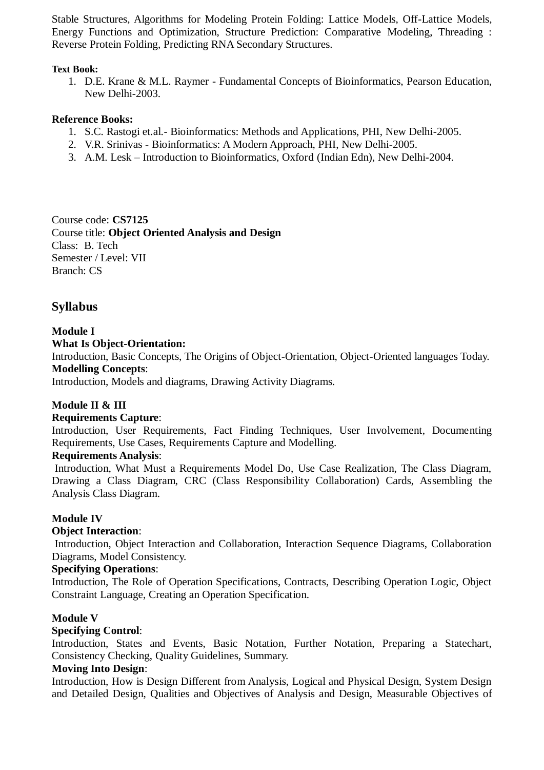Stable Structures, Algorithms for Modeling Protein Folding: Lattice Models, Off-Lattice Models, Energy Functions and Optimization, Structure Prediction: Comparative Modeling, Threading : Reverse Protein Folding, Predicting RNA Secondary Structures.

**Text Book:**

1. D.E. Krane & M.L. Raymer - Fundamental Concepts of Bioinformatics, Pearson Education, New Delhi-2003.

**Reference Books:**

1. S.C. Rastogi et.al.- Bioinformatics: Methods and Applications, PHI, New Delhi-2005.
2. V.R. Srinivas - Bioinformatics: A Modern Approach, PHI, New Delhi-2005.
3. A.M. Lesk – Introduction to Bioinformatics, Oxford (Indian Edn), New Delhi-2004.

Course code: **CS7125**
Course title: **Object Oriented Analysis and Design**
Class: B. Tech
Semester / Level: VII
Branch: CS

## Syllabus

**Module I**

**What Is Object-Orientation:**
Introduction, Basic Concepts, The Origins of Object-Orientation, Object-Oriented languages Today.
**Modelling Concepts**:
Introduction, Models and diagrams, Drawing Activity Diagrams.

**Module II & III**

**Requirements Capture**:
Introduction, User Requirements, Fact Finding Techniques, User Involvement, Documenting Requirements, Use Cases, Requirements Capture and Modelling.
**Requirements Analysis**:
Introduction, What Must a Requirements Model Do, Use Case Realization, The Class Diagram, Drawing a Class Diagram, CRC (Class Responsibility Collaboration) Cards, Assembling the Analysis Class Diagram.

**Module IV**

**Object Interaction**:
Introduction, Object Interaction and Collaboration, Interaction Sequence Diagrams, Collaboration Diagrams, Model Consistency.
**Specifying Operations**:
Introduction, The Role of Operation Specifications, Contracts, Describing Operation Logic, Object Constraint Language, Creating an Operation Specification.

**Module V**

**Specifying Control**:
Introduction, States and Events, Basic Notation, Further Notation, Preparing a Statechart, Consistency Checking, Quality Guidelines, Summary.
**Moving Into Design**:
Introduction, How is Design Different from Analysis, Logical and Physical Design, System Design and Detailed Design, Qualities and Objectives of Analysis and Design, Measurable Objectives of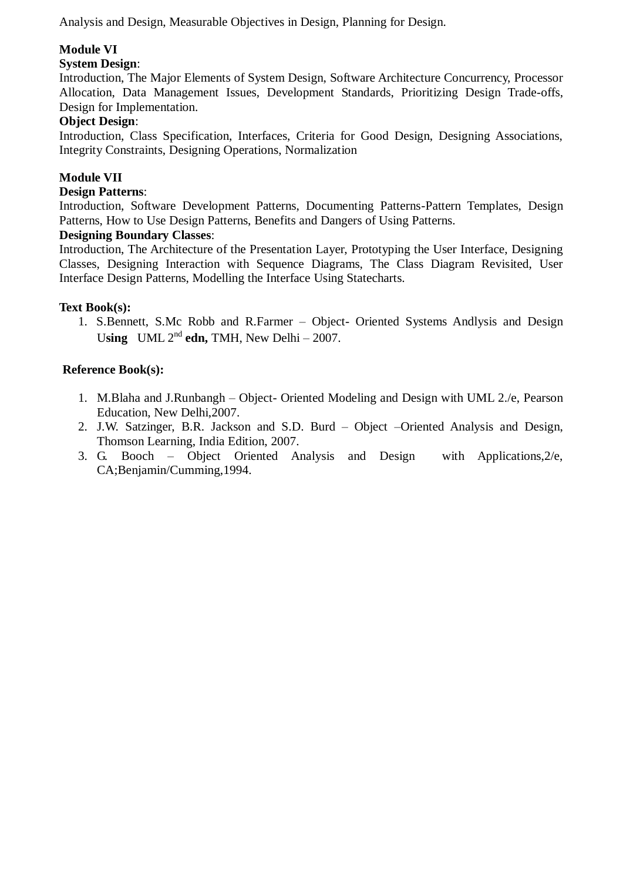Analysis and Design, Measurable Objectives in Design, Planning for Design.

**Module VI**

**System Design**:

Introduction, The Major Elements of System Design, Software Architecture Concurrency, Processor Allocation, Data Management Issues, Development Standards, Prioritizing Design Trade-offs, Design for Implementation.

**Object Design**:

Introduction, Class Specification, Interfaces, Criteria for Good Design, Designing Associations, Integrity Constraints, Designing Operations, Normalization

**Module VII**

**Design Patterns**:

Introduction, Software Development Patterns, Documenting Patterns-Pattern Templates, Design Patterns, How to Use Design Patterns, Benefits and Dangers of Using Patterns.

**Designing Boundary Classes**:

Introduction, The Architecture of the Presentation Layer, Prototyping the User Interface, Designing Classes, Designing Interaction with Sequence Diagrams, The Class Diagram Revisited, User Interface Design Patterns, Modelling the Interface Using Statecharts.

**Text Book(s):**

1. S.Bennett, S.Mc Robb and R.Farmer – Object- Oriented Systems Andlysis and Design Us**ing** UML 2nd **edn,** TMH, New Delhi – 2007.

**Reference Book(s):**

1. M.Blaha and J.Runbangh – Object- Oriented Modeling and Design with UML 2./e, Pearson Education, New Delhi,2007.
2. J.W. Satzinger, B.R. Jackson and S.D. Burd – Object –Oriented Analysis and Design, Thomson Learning, India Edition, 2007.
3. G. Booch – Object Oriented Analysis and Design with Applications,2/e, CA;Benjamin/Cumming,1994.